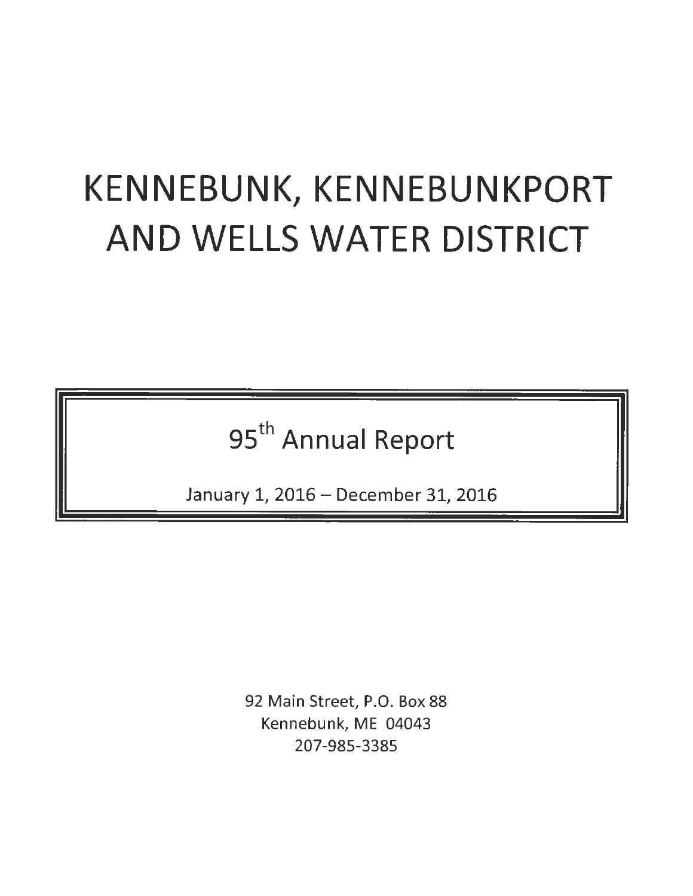# KENNEBUNK, KENNEBUNKPORT AND WELLS WATER DISTRICT

## 95th Annual Report

January 1, 2016 – December 31, 2016

92 Main Street, P.O. Box 88
Kennebunk, ME 04043
207-985-3385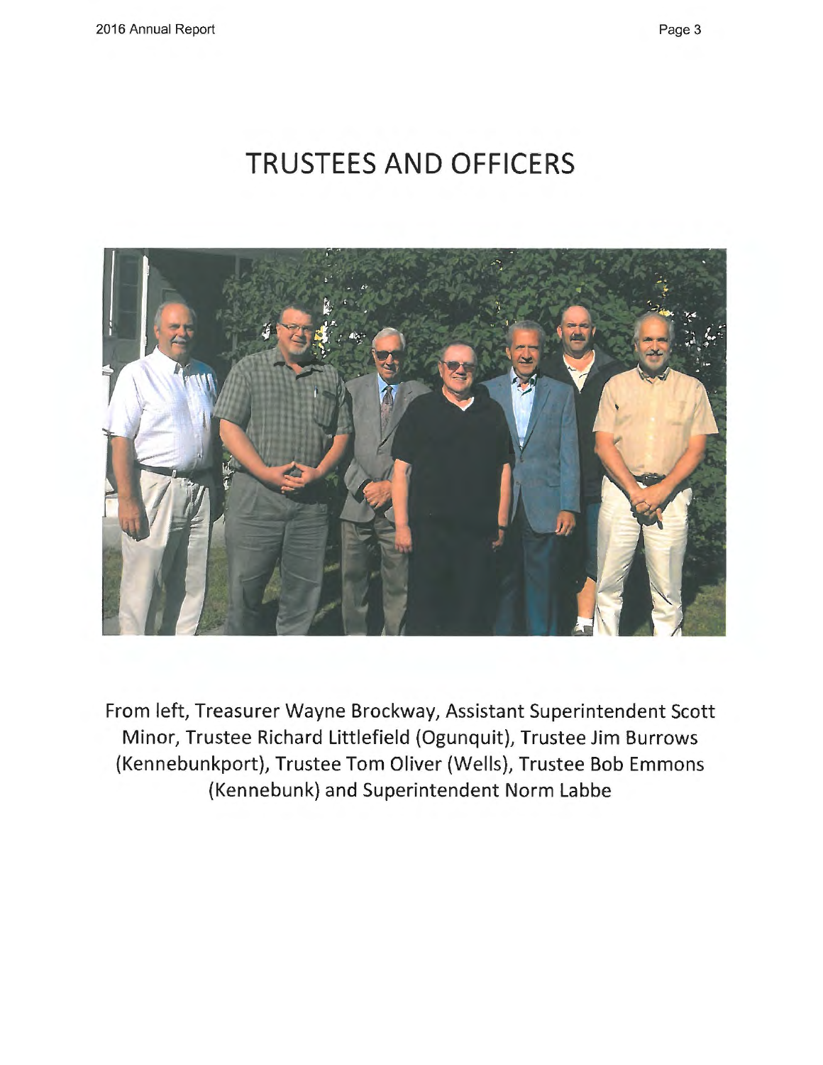# TRUSTEES AND OFFICERS

From left, Treasurer Wayne Brockway, Assistant Superintendent Scott Minor, Trustee Richard Littlefield (Ogunquit), Trustee Jim Burrows (Kennebunkport), Trustee Tom Oliver (Wells), Trustee Bob Emmons (Kennebunk) and Superintendent Norm Labbe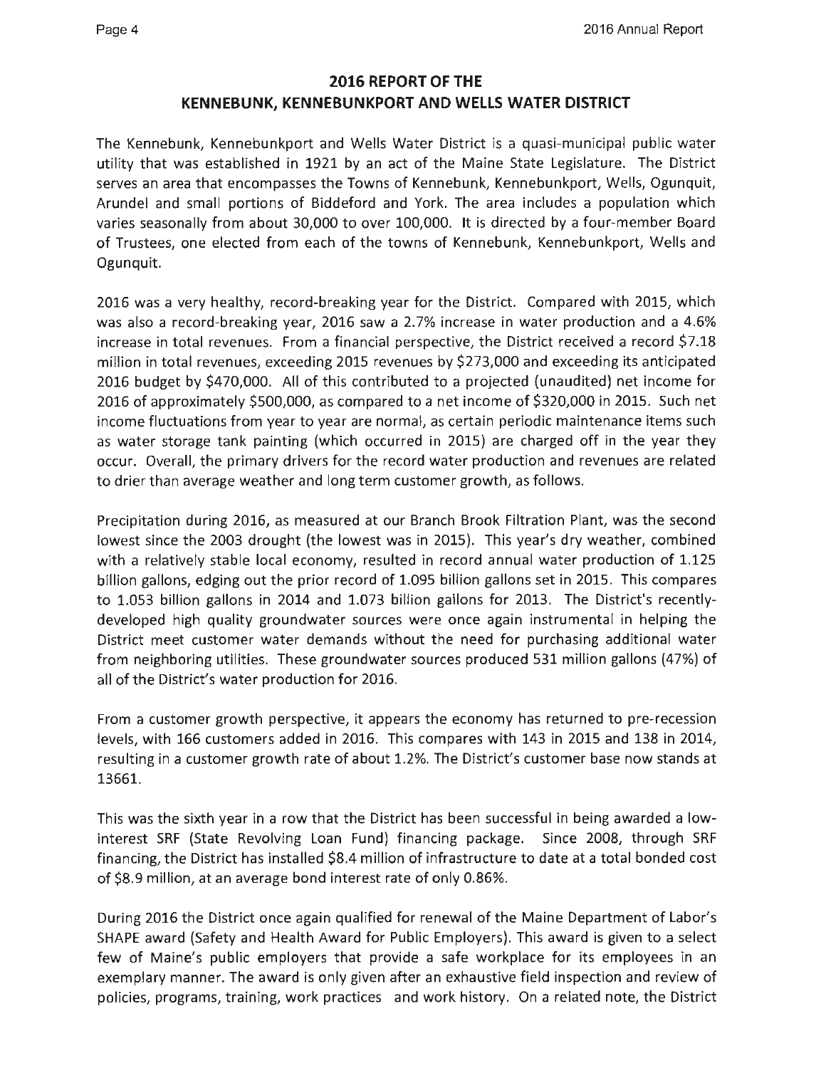## 2016 REPORT OF THE KENNEBUNK, KENNEBUNKPORT AND WELLS WATER DISTRICT

The Kennebunk, Kennebunkport and Wells Water District is a quasi-municipal public water utility that was established in 1921 by an act of the Maine State Legislature. The District serves an area that encompasses the Towns of Kennebunk, Kennebunkport, Wells, Ogunquit, Arundel and small portions of Biddeford and York. The area includes a population which varies seasonally from about 30,000 to over 100,000. It is directed by a four-member Board of Trustees, one elected from each of the towns of Kennebunk, Kennebunkport, Wells and Ogunquit.

2016 was a very healthy, record-breaking year for the District. Compared with 2015, which was also a record-breaking year, 2016 saw a 2.7% increase in water production and a 4.6% increase in total revenues. From a financial perspective, the District received a record $7.18 million in total revenues, exceeding 2015 revenues by $273,000 and exceeding its anticipated 2016 budget by $470,000. All of this contributed to a projected (unaudited) net income for 2016 of approximately $500,000, as compared to a net income of $320,000 in 2015. Such net income fluctuations from year to year are normal, as certain periodic maintenance items such as water storage tank painting (which occurred in 2015) are charged off in the year they occur. Overall, the primary drivers for the record water production and revenues are related to drier than average weather and long term customer growth, as follows.

Precipitation during 2016, as measured at our Branch Brook Filtration Plant, was the second lowest since the 2003 drought (the lowest was in 2015). This year's dry weather, combined with a relatively stable local economy, resulted in record annual water production of 1.125 billion gallons, edging out the prior record of 1.095 billion gallons set in 2015. This compares to 1.053 billion gallons in 2014 and 1.073 billion gallons for 2013. The District's recently-developed high quality groundwater sources were once again instrumental in helping the District meet customer water demands without the need for purchasing additional water from neighboring utilities. These groundwater sources produced 531 million gallons (47%) of all of the District's water production for 2016.

From a customer growth perspective, it appears the economy has returned to pre-recession levels, with 166 customers added in 2016. This compares with 143 in 2015 and 138 in 2014, resulting in a customer growth rate of about 1.2%. The District's customer base now stands at 13661.

This was the sixth year in a row that the District has been successful in being awarded a low-interest SRF (State Revolving Loan Fund) financing package. Since 2008, through SRF financing, the District has installed $8.4 million of infrastructure to date at a total bonded cost of $8.9 million, at an average bond interest rate of only 0.86%.

During 2016 the District once again qualified for renewal of the Maine Department of Labor's SHAPE award (Safety and Health Award for Public Employers). This award is given to a select few of Maine's public employers that provide a safe workplace for its employees in an exemplary manner. The award is only given after an exhaustive field inspection and review of policies, programs, training, work practices and work history. On a related note, the District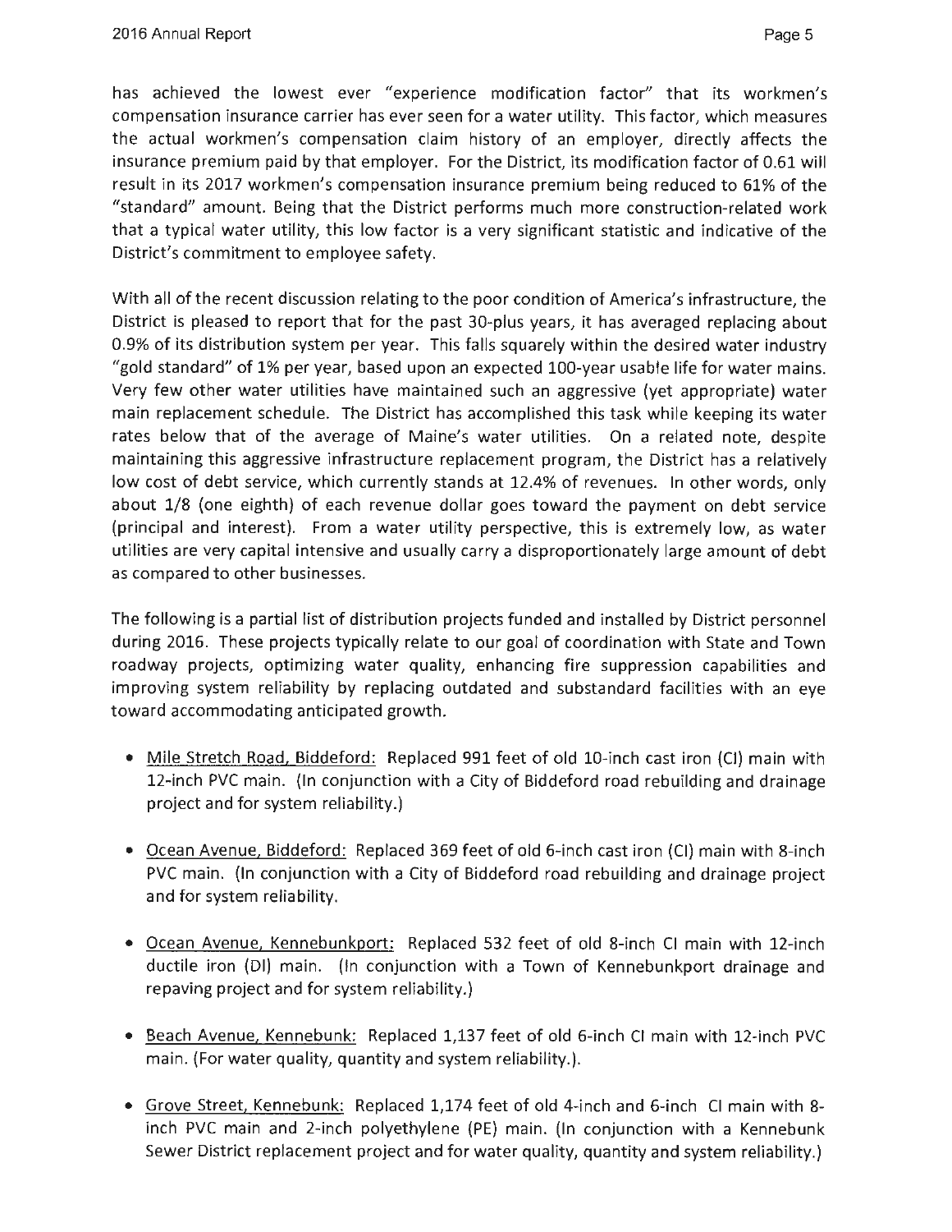has achieved the lowest ever "experience modification factor" that its workmen's compensation insurance carrier has ever seen for a water utility. This factor, which measures the actual workmen's compensation claim history of an employer, directly affects the insurance premium paid by that employer. For the District, its modification factor of 0.61 will result in its 2017 workmen's compensation insurance premium being reduced to 61% of the "standard" amount. Being that the District performs much more construction-related work that a typical water utility, this low factor is a very significant statistic and indicative of the District's commitment to employee safety.

With all of the recent discussion relating to the poor condition of America's infrastructure, the District is pleased to report that for the past 30-plus years, it has averaged replacing about 0.9% of its distribution system per year. This falls squarely within the desired water industry "gold standard" of 1% per year, based upon an expected 100-year usable life for water mains. Very few other water utilities have maintained such an aggressive (yet appropriate) water main replacement schedule. The District has accomplished this task while keeping its water rates below that of the average of Maine's water utilities. On a related note, despite maintaining this aggressive infrastructure replacement program, the District has a relatively low cost of debt service, which currently stands at 12.4% of revenues. In other words, only about 1/8 (one eighth) of each revenue dollar goes toward the payment on debt service (principal and interest). From a water utility perspective, this is extremely low, as water utilities are very capital intensive and usually carry a disproportionately large amount of debt as compared to other businesses.

The following is a partial list of distribution projects funded and installed by District personnel during 2016. These projects typically relate to our goal of coordination with State and Town roadway projects, optimizing water quality, enhancing fire suppression capabilities and improving system reliability by replacing outdated and substandard facilities with an eye toward accommodating anticipated growth.

- Mile Stretch Road, Biddeford: Replaced 991 feet of old 10-inch cast iron (CI) main with 12-inch PVC main. (In conjunction with a City of Biddeford road rebuilding and drainage project and for system reliability.)

- Ocean Avenue, Biddeford: Replaced 369 feet of old 6-inch cast iron (CI) main with 8-inch PVC main. (In conjunction with a City of Biddeford road rebuilding and drainage project and for system reliability.

- Ocean Avenue, Kennebunkport: Replaced 532 feet of old 8-inch CI main with 12-inch ductile iron (DI) main. (In conjunction with a Town of Kennebunkport drainage and repaving project and for system reliability.)

- Beach Avenue, Kennebunk: Replaced 1,137 feet of old 6-inch CI main with 12-inch PVC main. (For water quality, quantity and system reliability.).

- Grove Street, Kennebunk: Replaced 1,174 feet of old 4-inch and 6-inch CI main with 8-inch PVC main and 2-inch polyethylene (PE) main. (In conjunction with a Kennebunk Sewer District replacement project and for water quality, quantity and system reliability.)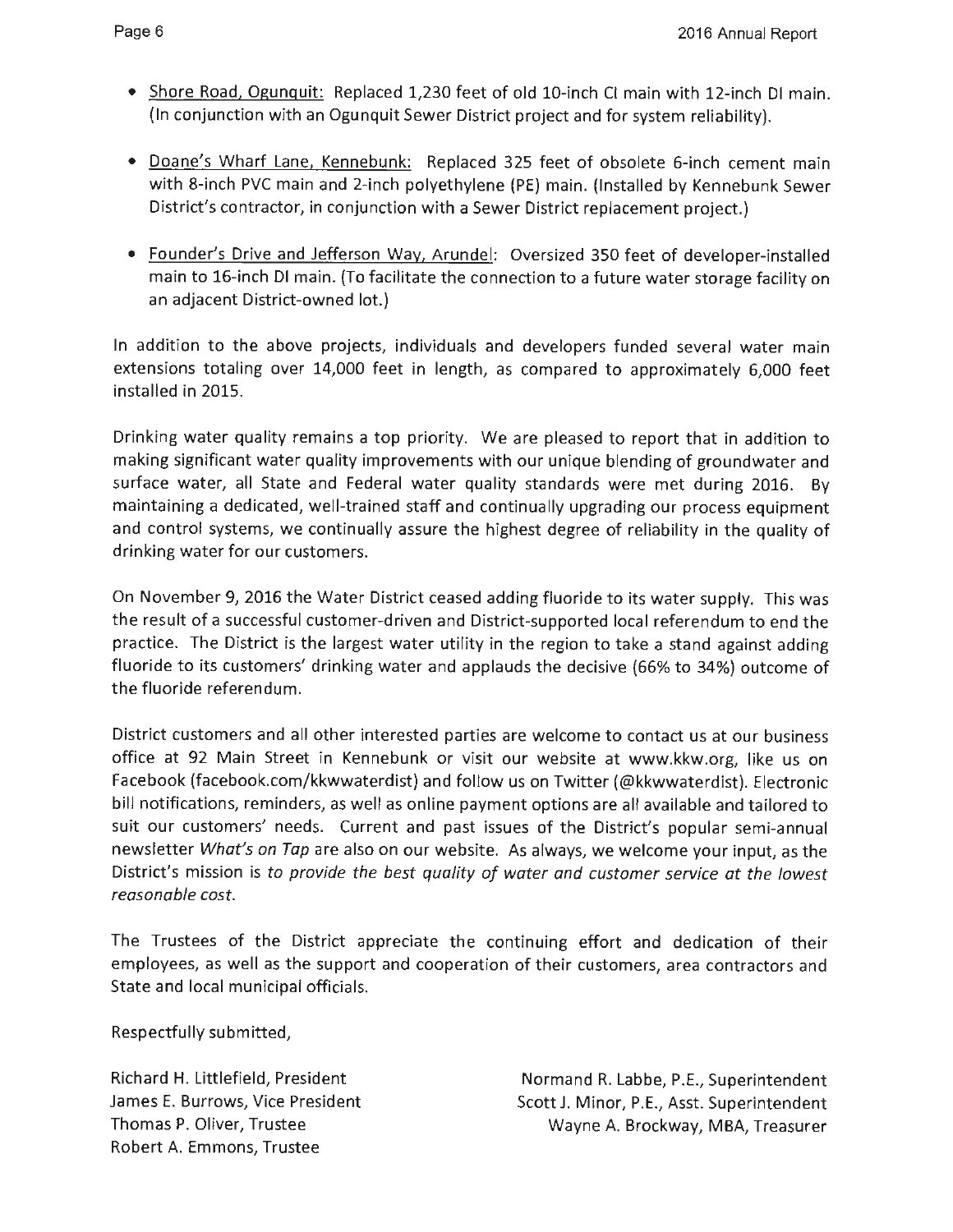- Shore Road, Ogunquit: Replaced 1,230 feet of old 10-inch CI main with 12-inch DI main. (In conjunction with an Ogunquit Sewer District project and for system reliability).

- Doane's Wharf Lane, Kennebunk: Replaced 325 feet of obsolete 6-inch cement main with 8-inch PVC main and 2-inch polyethylene (PE) main. (Installed by Kennebunk Sewer District's contractor, in conjunction with a Sewer District replacement project.)

- Founder's Drive and Jefferson Way, Arundel: Oversized 350 feet of developer-installed main to 16-inch DI main. (To facilitate the connection to a future water storage facility on an adjacent District-owned lot.)

In addition to the above projects, individuals and developers funded several water main extensions totaling over 14,000 feet in length, as compared to approximately 6,000 feet installed in 2015.

Drinking water quality remains a top priority. We are pleased to report that in addition to making significant water quality improvements with our unique blending of groundwater and surface water, all State and Federal water quality standards were met during 2016. By maintaining a dedicated, well-trained staff and continually upgrading our process equipment and control systems, we continually assure the highest degree of reliability in the quality of drinking water for our customers.

On November 9, 2016 the Water District ceased adding fluoride to its water supply. This was the result of a successful customer-driven and District-supported local referendum to end the practice. The District is the largest water utility in the region to take a stand against adding fluoride to its customers' drinking water and applauds the decisive (66% to 34%) outcome of the fluoride referendum.

District customers and all other interested parties are welcome to contact us at our business office at 92 Main Street in Kennebunk or visit our website at www.kkw.org, like us on Facebook (facebook.com/kkwwaterdist) and follow us on Twitter (@kkwwaterdist). Electronic bill notifications, reminders, as well as online payment options are all available and tailored to suit our customers' needs. Current and past issues of the District's popular semi-annual newsletter *What's on Tap* are also on our website. As always, we welcome your input, as the District's mission is *to provide the best quality of water and customer service at the lowest reasonable cost.*

The Trustees of the District appreciate the continuing effort and dedication of their employees, as well as the support and cooperation of their customers, area contractors and State and local municipal officials.

Respectfully submitted,

Richard H. Littlefield, President
James E. Burrows, Vice President
Thomas P. Oliver, Trustee
Robert A. Emmons, Trustee

Normand R. Labbe, P.E., Superintendent
Scott J. Minor, P.E., Asst. Superintendent
Wayne A. Brockway, MBA, Treasurer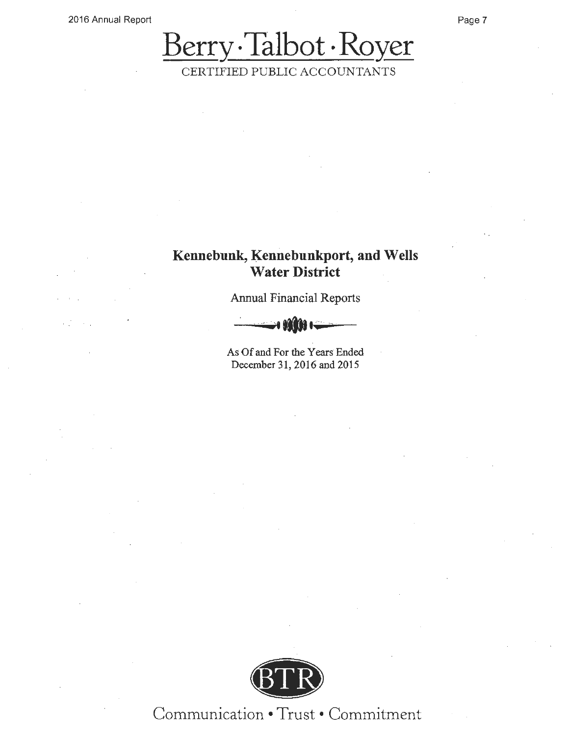# Berry · Talbot · Royer

CERTIFIED PUBLIC ACCOUNTANTS

## Kennebunk, Kennebunkport, and Wells Water District

Annual Financial Reports

As Of and For the Years Ended
December 31, 2016 and 2015

BTR

Communication • Trust • Commitment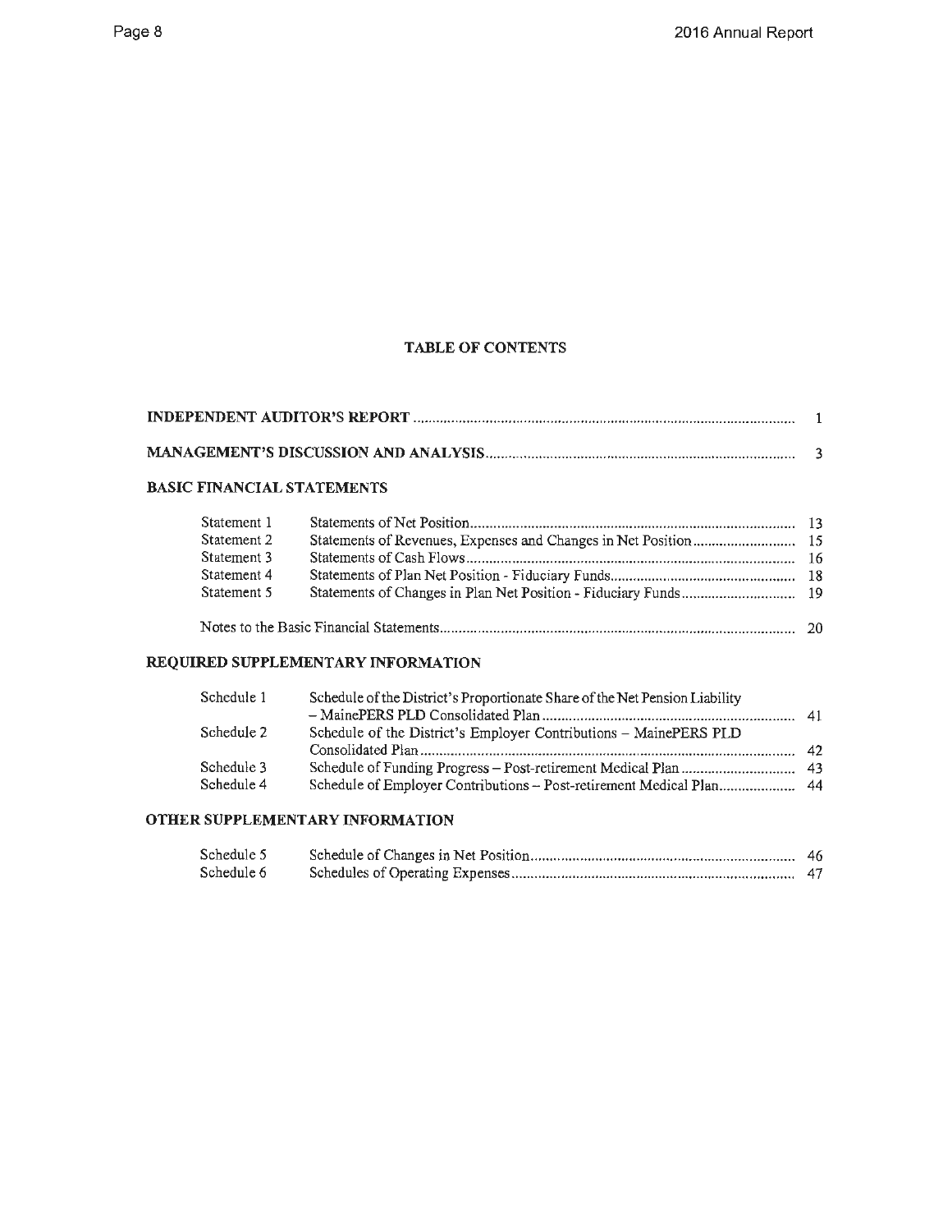# TABLE OF CONTENTS

| | |
|---|---|
| **INDEPENDENT AUDITOR'S REPORT** | 1 |
| **MANAGEMENT'S DISCUSSION AND ANALYSIS** | 3 |

## BASIC FINANCIAL STATEMENTS

| | | |
|---|---|---|
| Statement 1 | Statements of Net Position | 13 |
| Statement 2 | Statements of Revenues, Expenses and Changes in Net Position | 15 |
| Statement 3 | Statements of Cash Flows | 16 |
| Statement 4 | Statements of Plan Net Position - Fiduciary Funds | 18 |
| Statement 5 | Statements of Changes in Plan Net Position - Fiduciary Funds | 19 |
| | Notes to the Basic Financial Statements | 20 |

## REQUIRED SUPPLEMENTARY INFORMATION

| | | |
|---|---|---|
| Schedule 1 | Schedule of the District's Proportionate Share of the Net Pension Liability – MainePERS PLD Consolidated Plan | 41 |
| Schedule 2 | Schedule of the District's Employer Contributions – MainePERS PLD Consolidated Plan | 42 |
| Schedule 3 | Schedule of Funding Progress – Post-retirement Medical Plan | 43 |
| Schedule 4 | Schedule of Employer Contributions – Post-retirement Medical Plan | 44 |

## OTHER SUPPLEMENTARY INFORMATION

| | | |
|---|---|---|
| Schedule 5 | Schedule of Changes in Net Position | 46 |
| Schedule 6 | Schedules of Operating Expenses | 47 |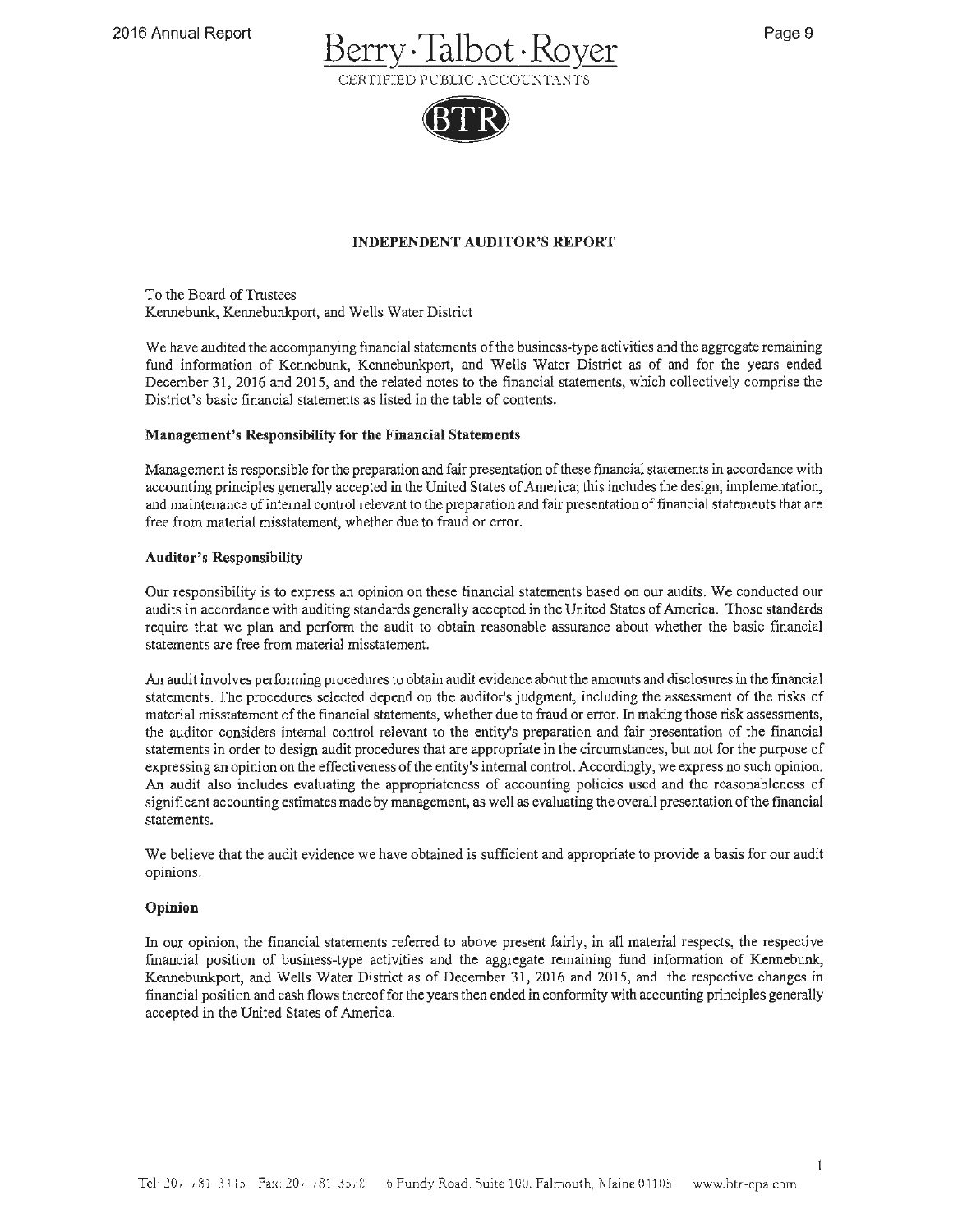Berry · Talbot · Royer

CERTIFIED PUBLIC ACCOUNTANTS

BTR

# INDEPENDENT AUDITOR'S REPORT

To the Board of Trustees
Kennebunk, Kennebunkport, and Wells Water District

We have audited the accompanying financial statements of the business-type activities and the aggregate remaining fund information of Kennebunk, Kennebunkport, and Wells Water District as of and for the years ended December 31, 2016 and 2015, and the related notes to the financial statements, which collectively comprise the District's basic financial statements as listed in the table of contents.

**Management's Responsibility for the Financial Statements**

Management is responsible for the preparation and fair presentation of these financial statements in accordance with accounting principles generally accepted in the United States of America; this includes the design, implementation, and maintenance of internal control relevant to the preparation and fair presentation of financial statements that are free from material misstatement, whether due to fraud or error.

**Auditor's Responsibility**

Our responsibility is to express an opinion on these financial statements based on our audits. We conducted our audits in accordance with auditing standards generally accepted in the United States of America. Those standards require that we plan and perform the audit to obtain reasonable assurance about whether the basic financial statements are free from material misstatement.

An audit involves performing procedures to obtain audit evidence about the amounts and disclosures in the financial statements. The procedures selected depend on the auditor's judgment, including the assessment of the risks of material misstatement of the financial statements, whether due to fraud or error. In making those risk assessments, the auditor considers internal control relevant to the entity's preparation and fair presentation of the financial statements in order to design audit procedures that are appropriate in the circumstances, but not for the purpose of expressing an opinion on the effectiveness of the entity's internal control. Accordingly, we express no such opinion. An audit also includes evaluating the appropriateness of accounting policies used and the reasonableness of significant accounting estimates made by management, as well as evaluating the overall presentation of the financial statements.

We believe that the audit evidence we have obtained is sufficient and appropriate to provide a basis for our audit opinions.

**Opinion**

In our opinion, the financial statements referred to above present fairly, in all material respects, the respective financial position of business-type activities and the aggregate remaining fund information of Kennebunk, Kennebunkport, and Wells Water District as of December 31, 2016 and 2015, and the respective changes in financial position and cash flows thereof for the years then ended in conformity with accounting principles generally accepted in the United States of America.

Tel: 207-781-3445 Fax: 207-781-3578 6 Fundy Road, Suite 100, Falmouth, Maine 04105 www.btr-cpa.com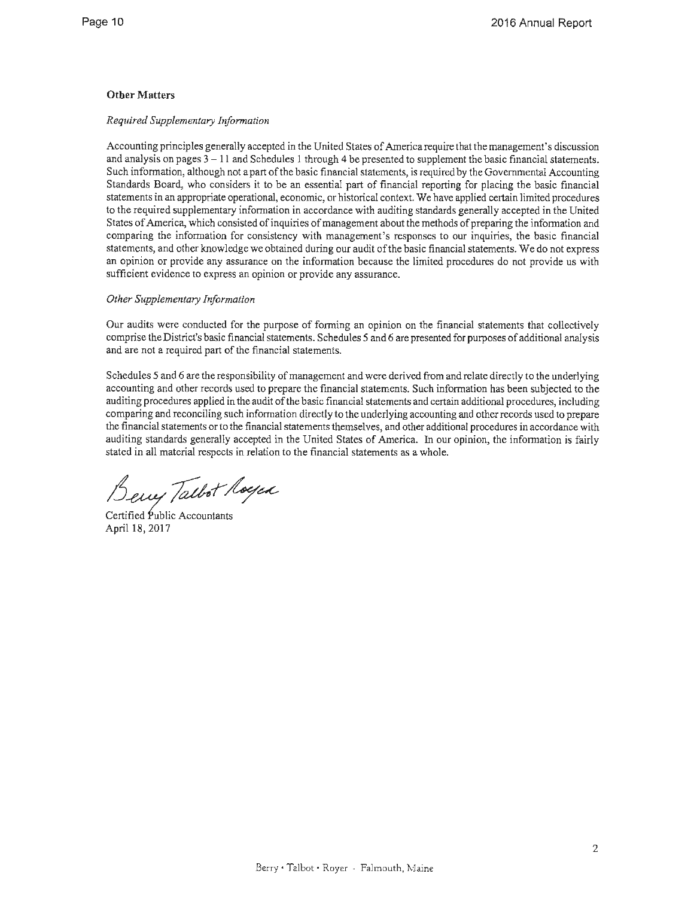**Other Matters**

*Required Supplementary Information*

Accounting principles generally accepted in the United States of America require that the management's discussion and analysis on pages 3 – 11 and Schedules 1 through 4 be presented to supplement the basic financial statements. Such information, although not a part of the basic financial statements, is required by the Governmental Accounting Standards Board, who considers it to be an essential part of financial reporting for placing the basic financial statements in an appropriate operational, economic, or historical context. We have applied certain limited procedures to the required supplementary information in accordance with auditing standards generally accepted in the United States of America, which consisted of inquiries of management about the methods of preparing the information and comparing the information for consistency with management's responses to our inquiries, the basic financial statements, and other knowledge we obtained during our audit of the basic financial statements. We do not express an opinion or provide any assurance on the information because the limited procedures do not provide us with sufficient evidence to express an opinion or provide any assurance.

*Other Supplementary Information*

Our audits were conducted for the purpose of forming an opinion on the financial statements that collectively comprise the District's basic financial statements. Schedules 5 and 6 are presented for purposes of additional analysis and are not a required part of the financial statements.

Schedules 5 and 6 are the responsibility of management and were derived from and relate directly to the underlying accounting and other records used to prepare the financial statements. Such information has been subjected to the auditing procedures applied in the audit of the basic financial statements and certain additional procedures, including comparing and reconciling such information directly to the underlying accounting and other records used to prepare the financial statements or to the financial statements themselves, and other additional procedures in accordance with auditing standards generally accepted in the United States of America. In our opinion, the information is fairly stated in all material respects in relation to the financial statements as a whole.

Berry Talbot Royer

Certified Public Accountants
April 18, 2017

Berry • Talbot • Royer - Falmouth, Maine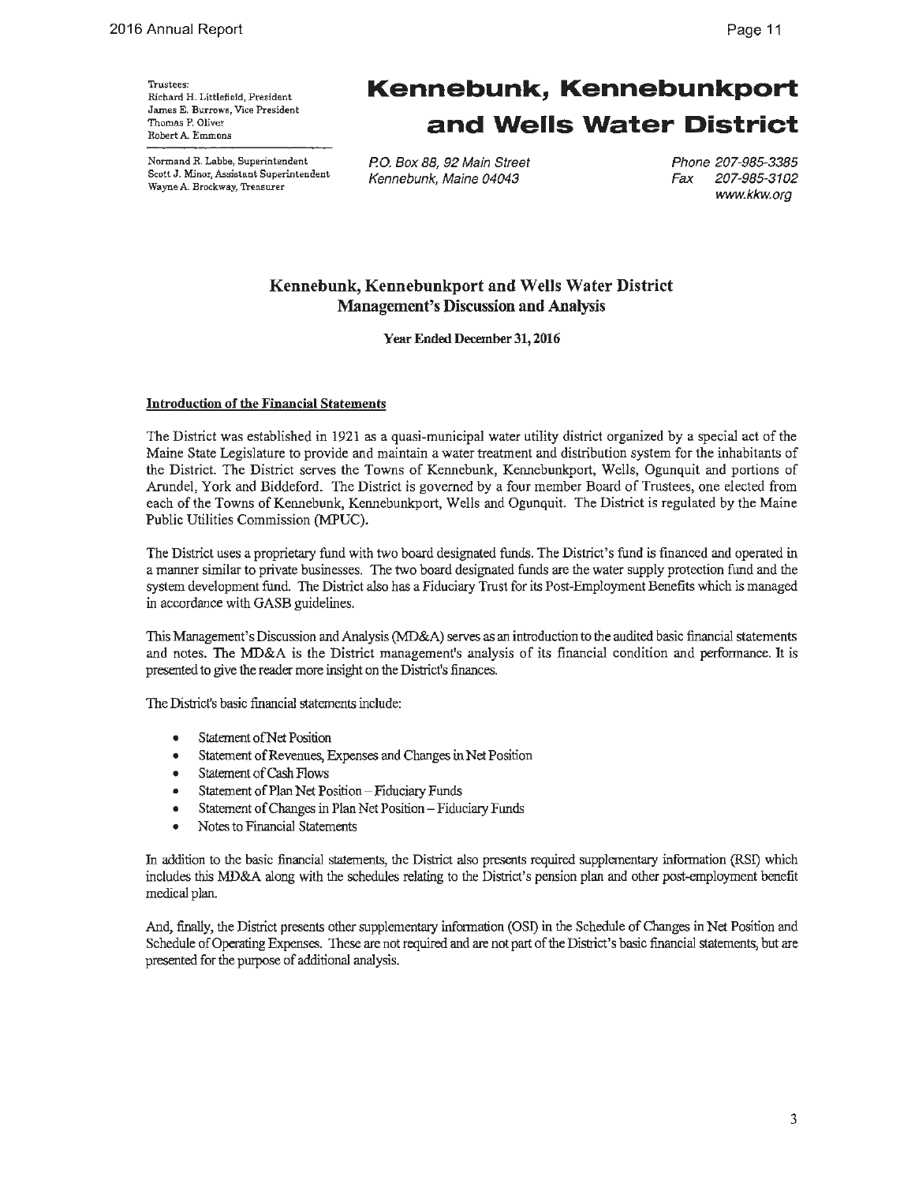Trustees:
Richard H. Littlefield, President
James E. Burrows, Vice President
Thomas P. Oliver
Robert A. Emmons

Normand R. Labbe, Superintendent
Scott J. Minor, Assistant Superintendent
Wayne A. Brockway, Treasurer

# Kennebunk, Kennebunkport and Wells Water District

P.O. Box 88, 92 Main Street
Kennebunk, Maine 04043

Phone 207-985-3385
Fax 207-985-3102
www.kkw.org

## Kennebunk, Kennebunkport and Wells Water District Management's Discussion and Analysis

**Year Ended December 31, 2016**

### Introduction of the Financial Statements

The District was established in 1921 as a quasi-municipal water utility district organized by a special act of the Maine State Legislature to provide and maintain a water treatment and distribution system for the inhabitants of the District. The District serves the Towns of Kennebunk, Kennebunkport, Wells, Ogunquit and portions of Arundel, York and Biddeford. The District is governed by a four member Board of Trustees, one elected from each of the Towns of Kennebunk, Kennebunkport, Wells and Ogunquit. The District is regulated by the Maine Public Utilities Commission (MPUC).

The District uses a proprietary fund with two board designated funds. The District's fund is financed and operated in a manner similar to private businesses. The two board designated funds are the water supply protection fund and the system development fund. The District also has a Fiduciary Trust for its Post-Employment Benefits which is managed in accordance with GASB guidelines.

This Management's Discussion and Analysis (MD&A) serves as an introduction to the audited basic financial statements and notes. The MD&A is the District management's analysis of its financial condition and performance. It is presented to give the reader more insight on the District's finances.

The District's basic financial statements include:

- Statement of Net Position
- Statement of Revenues, Expenses and Changes in Net Position
- Statement of Cash Flows
- Statement of Plan Net Position – Fiduciary Funds
- Statement of Changes in Plan Net Position – Fiduciary Funds
- Notes to Financial Statements

In addition to the basic financial statements, the District also presents required supplementary information (RSI) which includes this MD&A along with the schedules relating to the District's pension plan and other post-employment benefit medical plan.

And, finally, the District presents other supplementary information (OSI) in the Schedule of Changes in Net Position and Schedule of Operating Expenses. These are not required and are not part of the District's basic financial statements, but are presented for the purpose of additional analysis.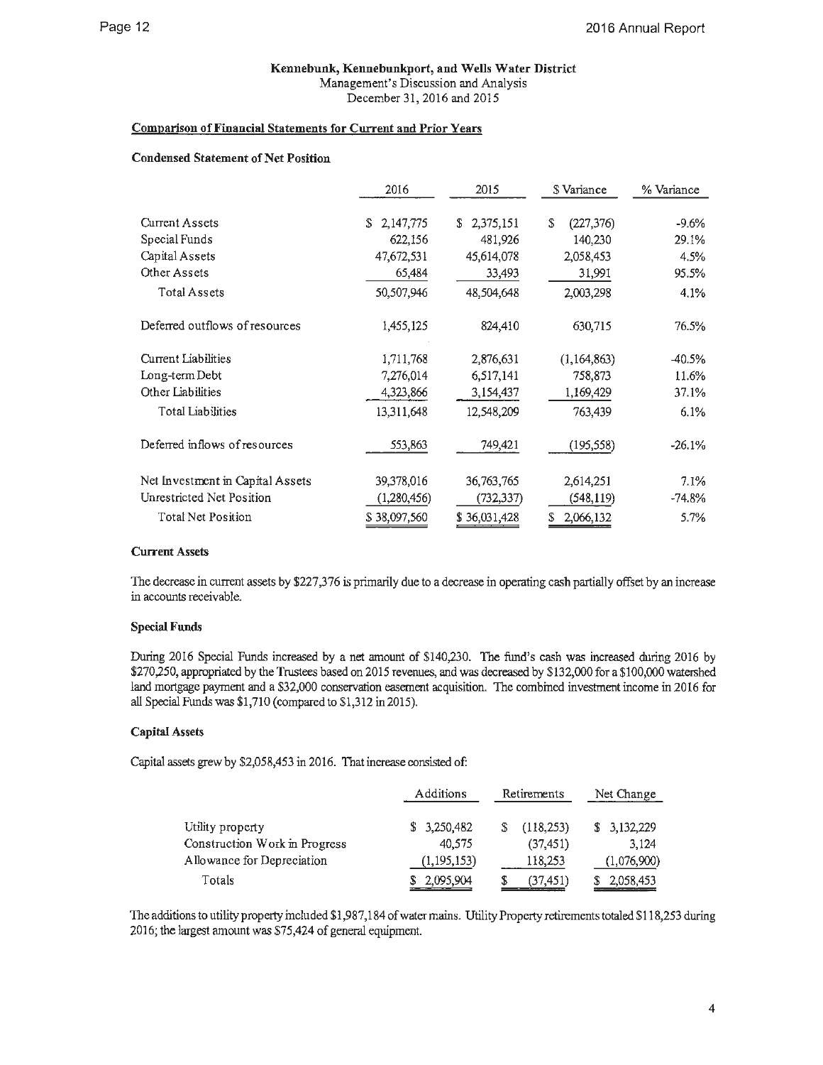**Kennebunk, Kennebunkport, and Wells Water District**
Management's Discussion and Analysis
December 31, 2016 and 2015

## Comparison of Financial Statements for Current and Prior Years

### Condensed Statement of Net Position

| | 2016 | 2015 | $ Variance | % Variance |
|---|---|---|---|---|
| Current Assets | $ 2,147,775 | $ 2,375,151 | $ (227,376) | -9.6% |
| Special Funds | 622,156 | 481,926 | 140,230 | 29.1% |
| Capital Assets | 47,672,531 | 45,614,078 | 2,058,453 | 4.5% |
| Other Assets | 65,484 | 33,493 | 31,991 | 95.5% |
| Total Assets | 50,507,946 | 48,504,648 | 2,003,298 | 4.1% |
| Deferred outflows of resources | 1,455,125 | 824,410 | 630,715 | 76.5% |
| Current Liabilities | 1,711,768 | 2,876,631 | (1,164,863) | -40.5% |
| Long-term Debt | 7,276,014 | 6,517,141 | 758,873 | 11.6% |
| Other Liabilities | 4,323,866 | 3,154,437 | 1,169,429 | 37.1% |
| Total Liabilities | 13,311,648 | 12,548,209 | 763,439 | 6.1% |
| Deferred inflows of resources | 553,863 | 749,421 | (195,558) | -26.1% |
| Net Investment in Capital Assets | 39,378,016 | 36,763,765 | 2,614,251 | 7.1% |
| Unrestricted Net Position | (1,280,456) | (732,337) | (548,119) | -74.8% |
| Total Net Position | $ 38,097,560 | $ 36,031,428 | $ 2,066,132 | 5.7% |

### Current Assets

The decrease in current assets by $227,376 is primarily due to a decrease in operating cash partially offset by an increase in accounts receivable.

### Special Funds

During 2016 Special Funds increased by a net amount of $140,230. The fund's cash was increased during 2016 by $270,250, appropriated by the Trustees based on 2015 revenues, and was decreased by $132,000 for a $100,000 watershed land mortgage payment and a $32,000 conservation easement acquisition. The combined investment income in 2016 for all Special Funds was $1,710 (compared to $1,312 in 2015).

### Capital Assets

Capital assets grew by $2,058,453 in 2016. That increase consisted of:

| | Additions | Retirements | Net Change |
|---|---|---|---|
| Utility property | $ 3,250,482 | $ (118,253) | $ 3,132,229 |
| Construction Work in Progress | 40,575 | (37,451) | 3,124 |
| Allowance for Depreciation | (1,195,153) | 118,253 | (1,076,900) |
| Totals | $ 2,095,904 | $ (37,451) | $ 2,058,453 |

The additions to utility property included $1,987,184 of water mains. Utility Property retirements totaled $118,253 during 2016; the largest amount was $75,424 of general equipment.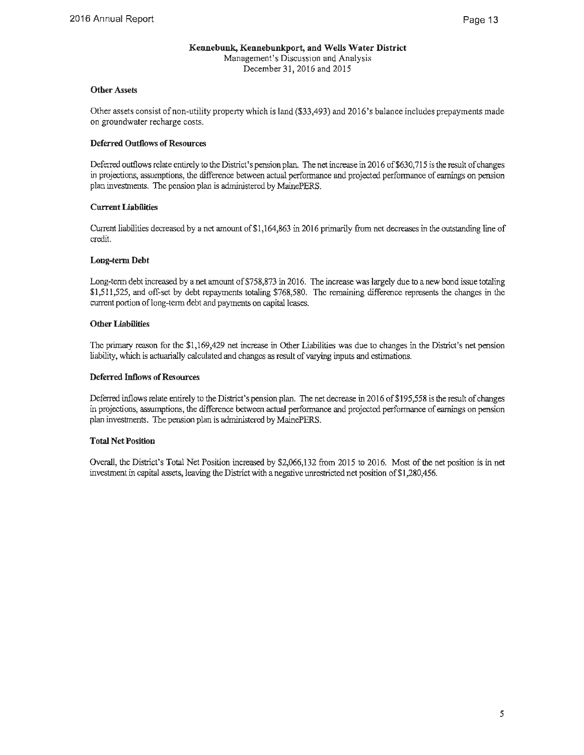**Kennebunk, Kennebunkport, and Wells Water District**
Management's Discussion and Analysis
December 31, 2016 and 2015

**Other Assets**

Other assets consist of non-utility property which is land ($33,493) and 2016's balance includes prepayments made on groundwater recharge costs.

**Deferred Outflows of Resources**

Deferred outflows relate entirely to the District's pension plan. The net increase in 2016 of $630,715 is the result of changes in projections, assumptions, the difference between actual performance and projected performance of earnings on pension plan investments. The pension plan is administered by MainePERS.

**Current Liabilities**

Current liabilities decreased by a net amount of $1,164,863 in 2016 primarily from net decreases in the outstanding line of credit.

**Long-term Debt**

Long-term debt increased by a net amount of $758,873 in 2016. The increase was largely due to a new bond issue totaling $1,511,525, and off-set by debt repayments totaling $768,580. The remaining difference represents the changes in the current portion of long-term debt and payments on capital leases.

**Other Liabilities**

The primary reason for the $1,169,429 net increase in Other Liabilities was due to changes in the District's net pension liability, which is actuarially calculated and changes as result of varying inputs and estimations.

**Deferred Inflows of Resources**

Deferred inflows relate entirely to the District's pension plan. The net decrease in 2016 of $195,558 is the result of changes in projections, assumptions, the difference between actual performance and projected performance of earnings on pension plan investments. The pension plan is administered by MainePERS.

**Total Net Position**

Overall, the District's Total Net Position increased by $2,066,132 from 2015 to 2016. Most of the net position is in net investment in capital assets, leaving the District with a negative unrestricted net position of $1,280,456.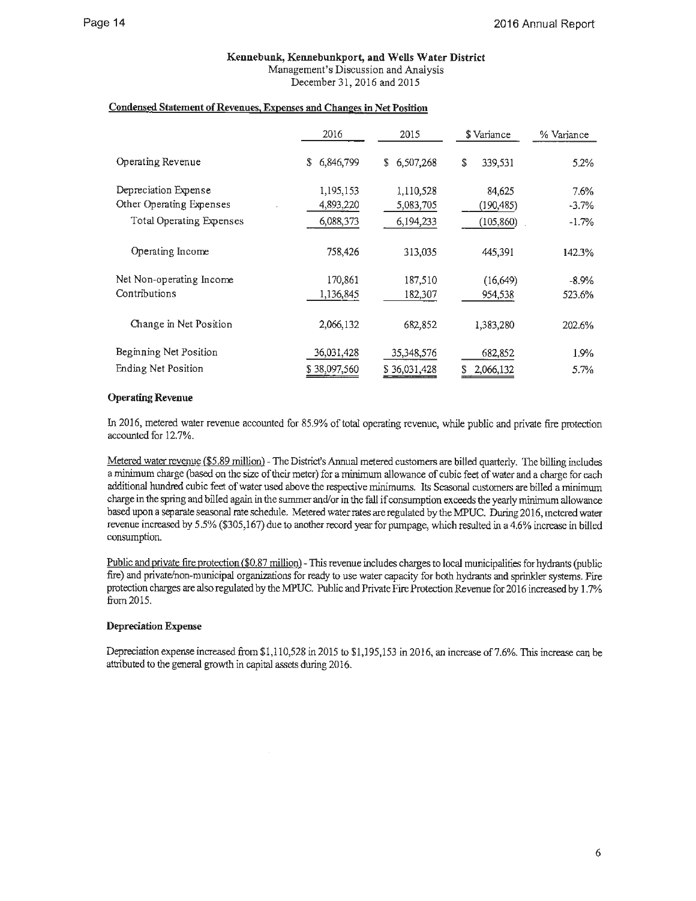**Kennebunk, Kennebunkport, and Wells Water District**
Management's Discussion and Analysis
December 31, 2016 and 2015

**Condensed Statement of Revenues, Expenses and Changes in Net Position**

| | 2016 | 2015 | $ Variance | % Variance |
|---|---|---|---|---|
| Operating Revenue | $ 6,846,799 | $ 6,507,268 | $ 339,531 | 5.2% |
| Depreciation Expense | 1,195,153 | 1,110,528 | 84,625 | 7.6% |
| Other Operating Expenses | 4,893,220 | 5,083,705 | (190,485) | -3.7% |
| Total Operating Expenses | 6,088,373 | 6,194,233 | (105,860) | -1.7% |
| Operating Income | 758,426 | 313,035 | 445,391 | 142.3% |
| Net Non-operating Income | 170,861 | 187,510 | (16,649) | -8.9% |
| Contributions | 1,136,845 | 182,307 | 954,538 | 523.6% |
| Change in Net Position | 2,066,132 | 682,852 | 1,383,280 | 202.6% |
| Beginning Net Position | 36,031,428 | 35,348,576 | 682,852 | 1.9% |
| Ending Net Position | $ 38,097,560 | $ 36,031,428 | $ 2,066,132 | 5.7% |

**Operating Revenue**

In 2016, metered water revenue accounted for 85.9% of total operating revenue, while public and private fire protection accounted for 12.7%.

Metered water revenue ($5.89 million) - The District's Annual metered customers are billed quarterly. The billing includes a minimum charge (based on the size of their meter) for a minimum allowance of cubic feet of water and a charge for each additional hundred cubic feet of water used above the respective minimums. Its Seasonal customers are billed a minimum charge in the spring and billed again in the summer and/or in the fall if consumption exceeds the yearly minimum allowance based upon a separate seasonal rate schedule. Metered water rates are regulated by the MPUC. During 2016, metered water revenue increased by 5.5% ($305,167) due to another record year for pumpage, which resulted in a 4.6% increase in billed consumption.

Public and private fire protection ($0.87 million) - This revenue includes charges to local municipalities for hydrants (public fire) and private/non-municipal organizations for ready to use water capacity for both hydrants and sprinkler systems. Fire protection charges are also regulated by the MPUC. Public and Private Fire Protection Revenue for 2016 increased by 1.7% from 2015.

**Depreciation Expense**

Depreciation expense increased from $1,110,528 in 2015 to $1,195,153 in 2016, an increase of 7.6%. This increase can be attributed to the general growth in capital assets during 2016.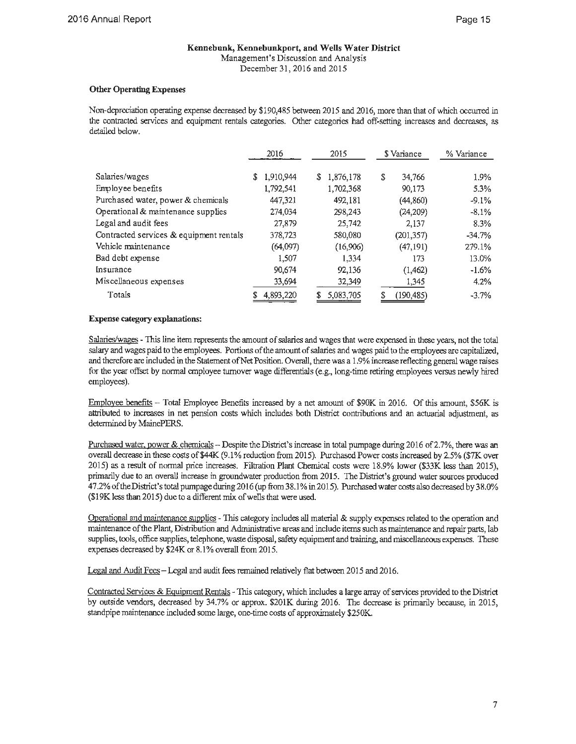**Kennebunk, Kennebunkport, and Wells Water District**
Management's Discussion and Analysis
December 31, 2016 and 2015

### Other Operating Expenses

Non-depreciation operating expense decreased by $190,485 between 2015 and 2016, more than that of which occurred in the contracted services and equipment rentals categories. Other categories had off-setting increases and decreases, as detailed below.

| | 2016 | 2015 | $ Variance | % Variance |
|---|---|---|---|---|
| Salaries/wages | $ 1,910,944 | $ 1,876,178 | $ 34,766 | 1.9% |
| Employee benefits | 1,792,541 | 1,702,368 | 90,173 | 5.3% |
| Purchased water, power & chemicals | 447,321 | 492,181 | (44,860) | -9.1% |
| Operational & maintenance supplies | 274,034 | 298,243 | (24,209) | -8.1% |
| Legal and audit fees | 27,879 | 25,742 | 2,137 | 8.3% |
| Contracted services & equipment rentals | 378,723 | 580,080 | (201,357) | -34.7% |
| Vehicle maintenance | (64,097) | (16,906) | (47,191) | 279.1% |
| Bad debt expense | 1,507 | 1,334 | 173 | 13.0% |
| Insurance | 90,674 | 92,136 | (1,462) | -1.6% |
| Miscellaneous expenses | 33,694 | 32,349 | 1,345 | 4.2% |
| Totals | $ 4,893,220 | $ 5,083,705 | $ (190,485) | -3.7% |

### Expense category explanations:

Salaries/wages - This line item represents the amount of salaries and wages that were expensed in these years, not the total salary and wages paid to the employees. Portions of the amount of salaries and wages paid to the employees are capitalized, and therefore are included in the Statement of Net Position. Overall, there was a 1.9% increase reflecting general wage raises for the year offset by normal employee turnover wage differentials (e.g., long-time retiring employees versus newly hired employees).

Employee benefits – Total Employee Benefits increased by a net amount of $90K in 2016. Of this amount, $56K is attributed to increases in net pension costs which includes both District contributions and an actuarial adjustment, as determined by MainePERS.

Purchased water, power & chemicals – Despite the District's increase in total pumpage during 2016 of 2.7%, there was an overall decrease in these costs of $44K (9.1% reduction from 2015). Purchased Power costs increased by 2.5% ($7K over 2015) as a result of normal price increases. Filtration Plant Chemical costs were 18.9% lower ($33K less than 2015), primarily due to an overall increase in groundwater production from 2015. The District's ground water sources produced 47.2% of the District's total pumpage during 2016 (up from 38.1% in 2015). Purchased water costs also decreased by 38.0% ($19K less than 2015) due to a different mix of wells that were used.

Operational and maintenance supplies - This category includes all material & supply expenses related to the operation and maintenance of the Plant, Distribution and Administrative areas and include items such as maintenance and repair parts, lab supplies, tools, office supplies, telephone, waste disposal, safety equipment and training, and miscellaneous expenses. These expenses decreased by $24K or 8.1% overall from 2015.

Legal and Audit Fees – Legal and audit fees remained relatively flat between 2015 and 2016.

Contracted Services & Equipment Rentals - This category, which includes a large array of services provided to the District by outside vendors, decreased by 34.7% or approx. $201K during 2016. The decrease is primarily because, in 2015, standpipe maintenance included some large, one-time costs of approximately $250K.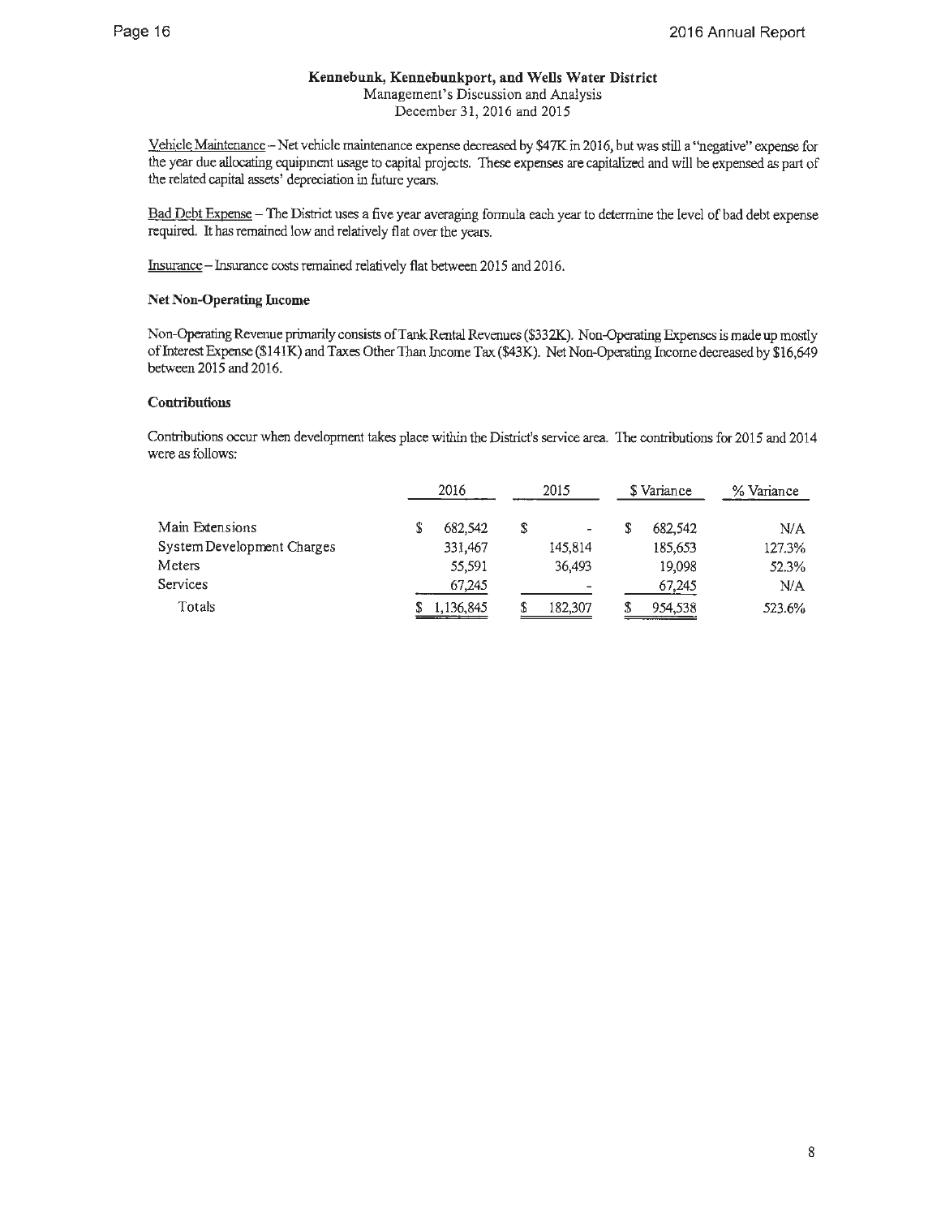**Kennebunk, Kennebunkport, and Wells Water District**
Management's Discussion and Analysis
December 31, 2016 and 2015

Vehicle Maintenance – Net vehicle maintenance expense decreased by $47K in 2016, but was still a "negative" expense for the year due allocating equipment usage to capital projects. These expenses are capitalized and will be expensed as part of the related capital assets' depreciation in future years.

Bad Debt Expense – The District uses a five year averaging formula each year to determine the level of bad debt expense required. It has remained low and relatively flat over the years.

Insurance – Insurance costs remained relatively flat between 2015 and 2016.

**Net Non-Operating Income**

Non-Operating Revenue primarily consists of Tank Rental Revenues ($332K). Non-Operating Expenses is made up mostly of Interest Expense ($141K) and Taxes Other Than Income Tax ($43K). Net Non-Operating Income decreased by $16,649 between 2015 and 2016.

**Contributions**

Contributions occur when development takes place within the District's service area. The contributions for 2015 and 2014 were as follows:

| | 2016 | 2015 | $ Variance | % Variance |
|---|---|---|---|---|
| Main Extensions | $ 682,542 | $ - | $ 682,542 | N/A |
| System Development Charges | 331,467 | 145,814 | 185,653 | 127.3% |
| Meters | 55,591 | 36,493 | 19,098 | 52.3% |
| Services | 67,245 | - | 67,245 | N/A |
| Totals | $ 1,136,845 | $ 182,307 | $ 954,538 | 523.6% |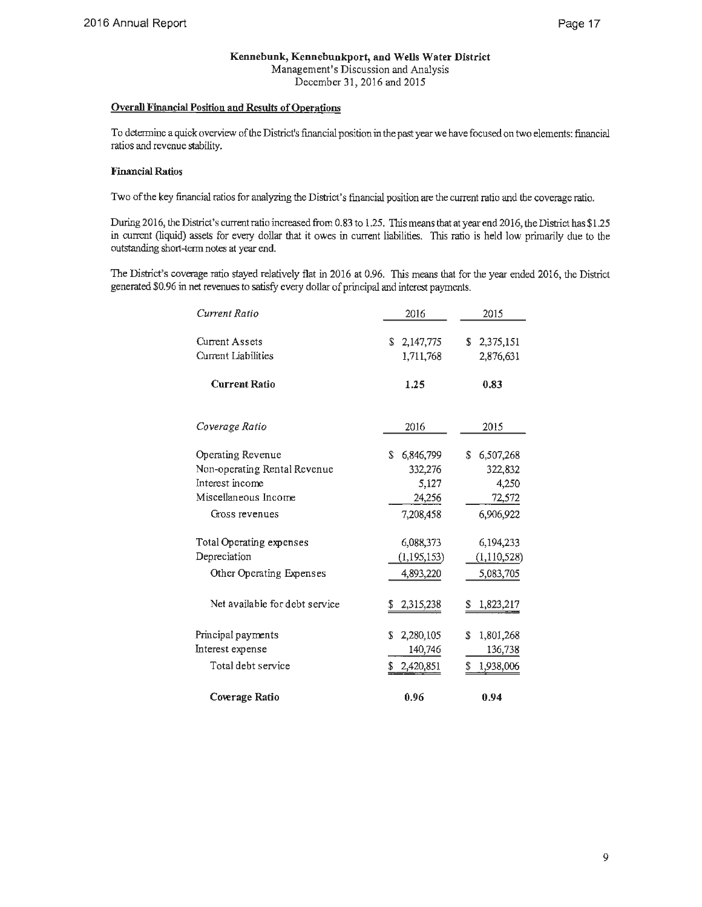**Kennebunk, Kennebunkport, and Wells Water District**
Management's Discussion and Analysis
December 31, 2016 and 2015

## Overall Financial Position and Results of Operations

To determine a quick overview of the District's financial position in the past year we have focused on two elements: financial ratios and revenue stability.

### Financial Ratios

Two of the key financial ratios for analyzing the District's financial position are the current ratio and the coverage ratio.

During 2016, the District's current ratio increased from 0.83 to 1.25. This means that at year end 2016, the District has $1.25 in current (liquid) assets for every dollar that it owes in current liabilities. This ratio is held low primarily due to the outstanding short-term notes at year end.

The District's coverage ratio stayed relatively flat in 2016 at 0.96. This means that for the year ended 2016, the District generated $0.96 in net revenues to satisfy every dollar of principal and interest payments.

| *Current Ratio* | 2016 | 2015 |
|---|---|---|
| Current Assets | $ 2,147,775 | $ 2,375,151 |
| Current Liabilities | 1,711,768 | 2,876,631 |
| **Current Ratio** | **1.25** | **0.83** |

| *Coverage Ratio* | 2016 | 2015 |
|---|---|---|
| Operating Revenue | $ 6,846,799 | $ 6,507,268 |
| Non-operating Rental Revenue | 332,276 | 322,832 |
| Interest income | 5,127 | 4,250 |
| Miscellaneous Income | 24,256 | 72,572 |
| Gross revenues | 7,208,458 | 6,906,922 |
| Total Operating expenses | 6,088,373 | 6,194,233 |
| Depreciation | (1,195,153) | (1,110,528) |
| Other Operating Expenses | 4,893,220 | 5,083,705 |
| Net available for debt service | $ 2,315,238 | $ 1,823,217 |
| Principal payments | $ 2,280,105 | $ 1,801,268 |
| Interest expense | 140,746 | 136,738 |
| Total debt service | $ 2,420,851 | $ 1,938,006 |
| **Coverage Ratio** | **0.96** | **0.94** |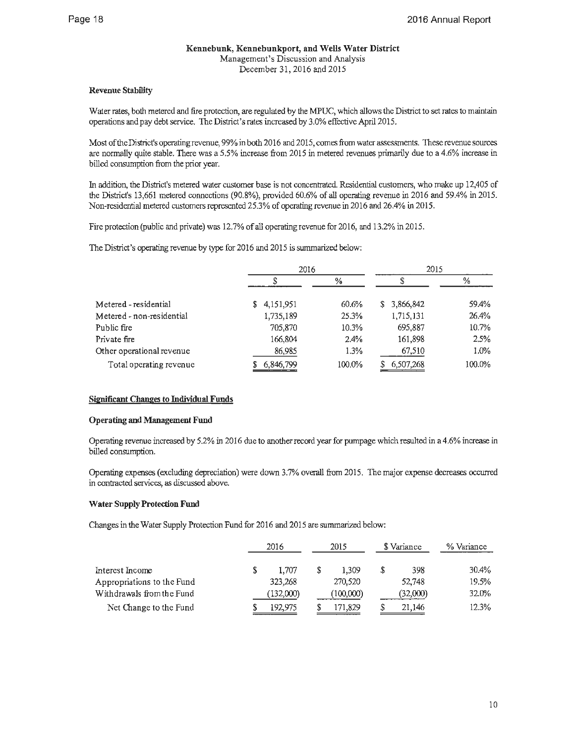## Kennebunk, Kennebunkport, and Wells Water District

Management's Discussion and Analysis

December 31, 2016 and 2015

### Revenue Stability

Water rates, both metered and fire protection, are regulated by the MPUC, which allows the District to set rates to maintain operations and pay debt service. The District's rates increased by 3.0% effective April 2015.

Most of the District's operating revenue, 99% in both 2016 and 2015, comes from water assessments. These revenue sources are normally quite stable. There was a 5.5% increase from 2015 in metered revenues primarily due to a 4.6% increase in billed consumption from the prior year.

In addition, the District's metered water customer base is not concentrated. Residential customers, who make up 12,405 of the District's 13,661 metered connections (90.8%), provided 60.6% of all operating revenue in 2016 and 59.4% in 2015. Non-residential metered customers represented 25.3% of operating revenue in 2016 and 26.4% in 2015.

Fire protection (public and private) was 12.7% of all operating revenue for 2016, and 13.2% in 2015.

The District's operating revenue by type for 2016 and 2015 is summarized below:

| | 2016 | | 2015 | |
|---|---|---|---|---|
| | $ | % | $ | % |
| Metered - residential | $ 4,151,951 | 60.6% | $ 3,866,842 | 59.4% |
| Metered - non-residential | 1,735,189 | 25.3% | 1,715,131 | 26.4% |
| Public fire | 705,870 | 10.3% | 695,887 | 10.7% |
| Private fire | 166,804 | 2.4% | 161,898 | 2.5% |
| Other operational revenue | 86,985 | 1.3% | 67,510 | 1.0% |
| Total operating revenue | $ 6,846,799 | 100.0% | $ 6,507,268 | 100.0% |

### Significant Changes to Individual Funds

### Operating and Management Fund

Operating revenue increased by 5.2% in 2016 due to another record year for pumpage which resulted in a 4.6% increase in billed consumption.

Operating expenses (excluding depreciation) were down 3.7% overall from 2015. The major expense decreases occurred in contracted services, as discussed above.

### Water Supply Protection Fund

Changes in the Water Supply Protection Fund for 2016 and 2015 are summarized below:

| | 2016 | 2015 | $ Variance | % Variance |
|---|---|---|---|---|
| Interest Income | $ 1,707 | $ 1,309 | $ 398 | 30.4% |
| Appropriations to the Fund | 323,268 | 270,520 | 52,748 | 19.5% |
| Withdrawals from the Fund | (132,000) | (100,000) | (32,000) | 32.0% |
| Net Change to the Fund | $ 192,975 | $ 171,829 | $ 21,146 | 12.3% |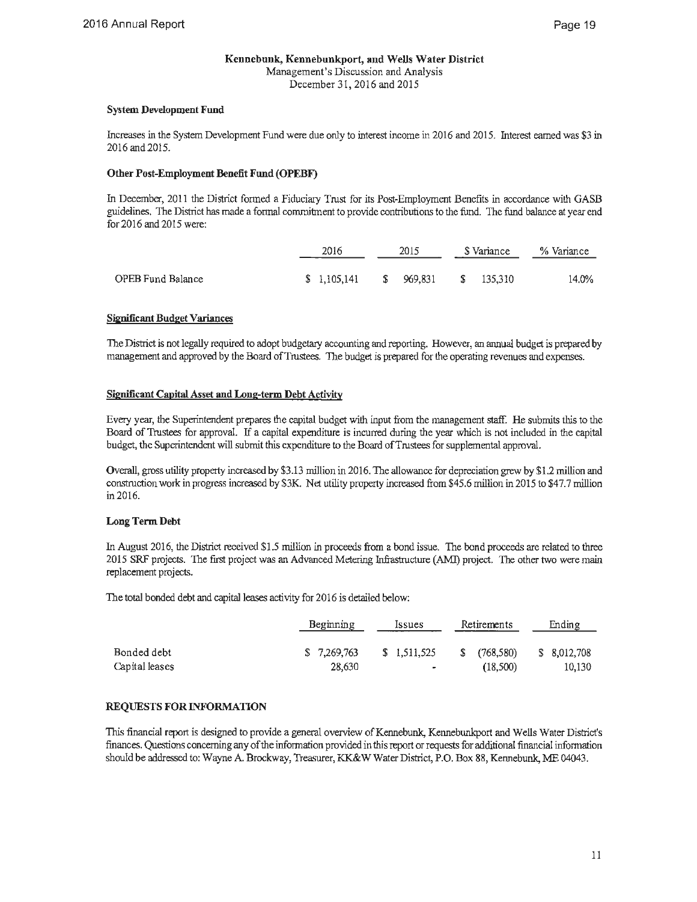**Kennebunk, Kennebunkport, and Wells Water District**
Management's Discussion and Analysis
December 31, 2016 and 2015

#### System Development Fund

Increases in the System Development Fund were due only to interest income in 2016 and 2015. Interest earned was $3 in 2016 and 2015.

#### Other Post-Employment Benefit Fund (OPEBF)

In December, 2011 the District formed a Fiduciary Trust for its Post-Employment Benefits in accordance with GASB guidelines. The District has made a formal commitment to provide contributions to the fund. The fund balance at year end for 2016 and 2015 were:

| | 2016 | 2015 | $ Variance | % Variance |
|---|---|---|---|---|
| OPEB Fund Balance | $ 1,105,141 | $ 969,831 | $ 135,310 | 14.0% |

#### Significant Budget Variances

The District is not legally required to adopt budgetary accounting and reporting. However, an annual budget is prepared by management and approved by the Board of Trustees. The budget is prepared for the operating revenues and expenses.

#### Significant Capital Asset and Long-term Debt Activity

Every year, the Superintendent prepares the capital budget with input from the management staff. He submits this to the Board of Trustees for approval. If a capital expenditure is incurred during the year which is not included in the capital budget, the Superintendent will submit this expenditure to the Board of Trustees for supplemental approval.

Overall, gross utility property increased by $3.13 million in 2016. The allowance for depreciation grew by $1.2 million and construction work in progress increased by $3K. Net utility property increased from $45.6 million in 2015 to $47.7 million in 2016.

#### Long Term Debt

In August 2016, the District received $1.5 million in proceeds from a bond issue. The bond proceeds are related to three 2015 SRF projects. The first project was an Advanced Metering Infrastructure (AMI) project. The other two were main replacement projects.

The total bonded debt and capital leases activity for 2016 is detailed below:

| | Beginning | Issues | Retirements | Ending |
|---|---|---|---|---|
| Bonded debt | $ 7,269,763 | $ 1,511,525 | $ (768,580) | $ 8,012,708 |
| Capital leases | 28,630 | - | (18,500) | 10,130 |

#### REQUESTS FOR INFORMATION

This financial report is designed to provide a general overview of Kennebunk, Kennebunkport and Wells Water District's finances. Questions concerning any of the information provided in this report or requests for additional financial information should be addressed to: Wayne A. Brockway, Treasurer, KK&W Water District, P.O. Box 88, Kennebunk, ME 04043.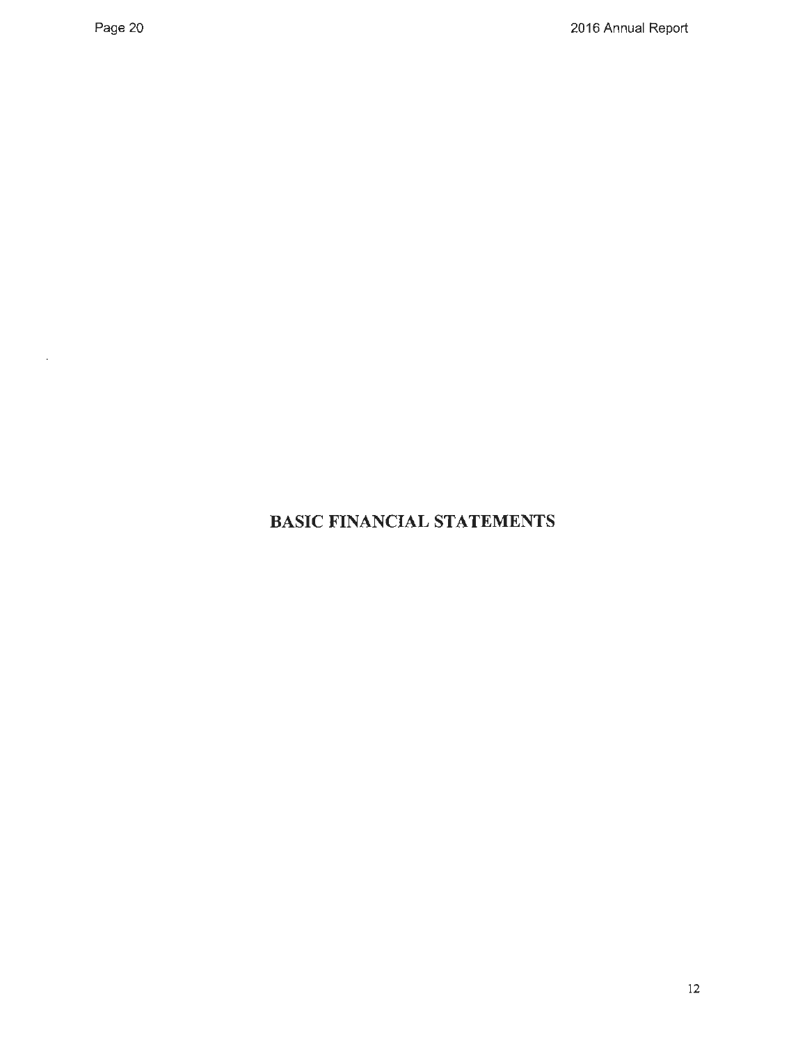# BASIC FINANCIAL STATEMENTS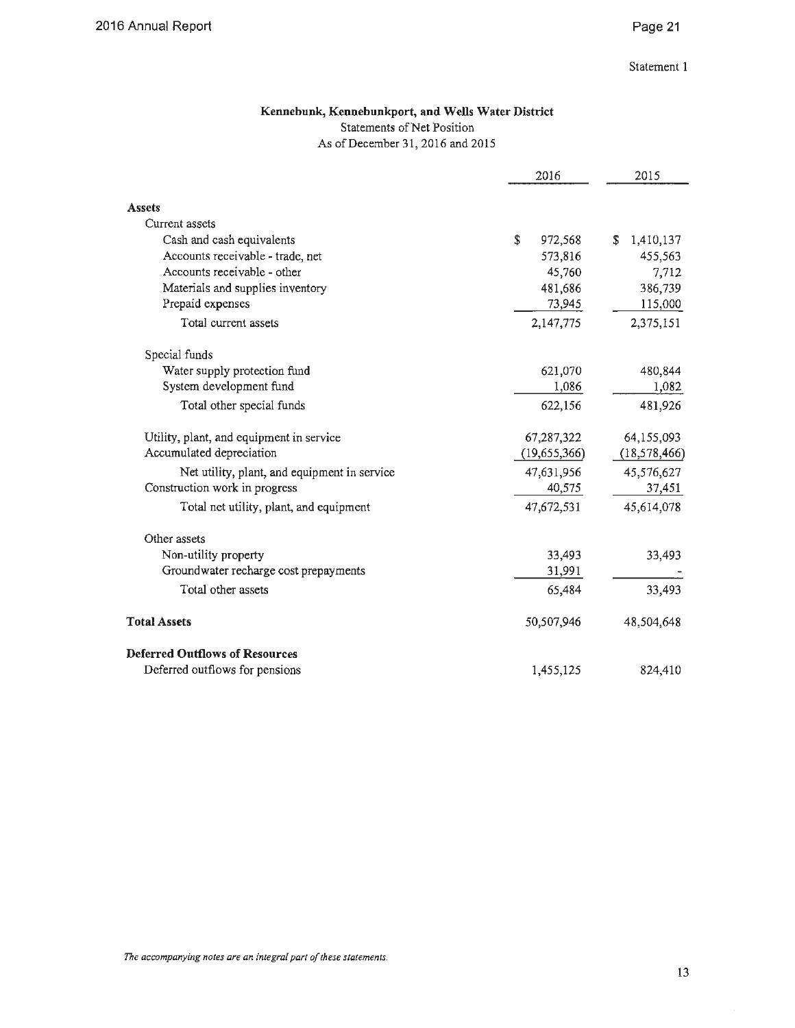Statement 1

**Kennebunk, Kennebunkport, and Wells Water District**

Statements of Net Position

As of December 31, 2016 and 2015

| | 2016 | 2015 |
|---|---|---|
| **Assets** | | |
| Current assets | | |
| Cash and cash equivalents | $ 972,568 | $ 1,410,137 |
| Accounts receivable - trade, net | 573,816 | 455,563 |
| Accounts receivable - other | 45,760 | 7,712 |
| Materials and supplies inventory | 481,686 | 386,739 |
| Prepaid expenses | 73,945 | 115,000 |
| Total current assets | 2,147,775 | 2,375,151 |
| Special funds | | |
| Water supply protection fund | 621,070 | 480,844 |
| System development fund | 1,086 | 1,082 |
| Total other special funds | 622,156 | 481,926 |
| Utility, plant, and equipment in service | 67,287,322 | 64,155,093 |
| Accumulated depreciation | (19,655,366) | (18,578,466) |
| Net utility, plant, and equipment in service | 47,631,956 | 45,576,627 |
| Construction work in progress | 40,575 | 37,451 |
| Total net utility, plant, and equipment | 47,672,531 | 45,614,078 |
| Other assets | | |
| Non-utility property | 33,493 | 33,493 |
| Groundwater recharge cost prepayments | 31,991 | - |
| Total other assets | 65,484 | 33,493 |
| **Total Assets** | 50,507,946 | 48,504,648 |
| **Deferred Outflows of Resources** | | |
| Deferred outflows for pensions | 1,455,125 | 824,410 |

*The accompanying notes are an integral part of these statements.*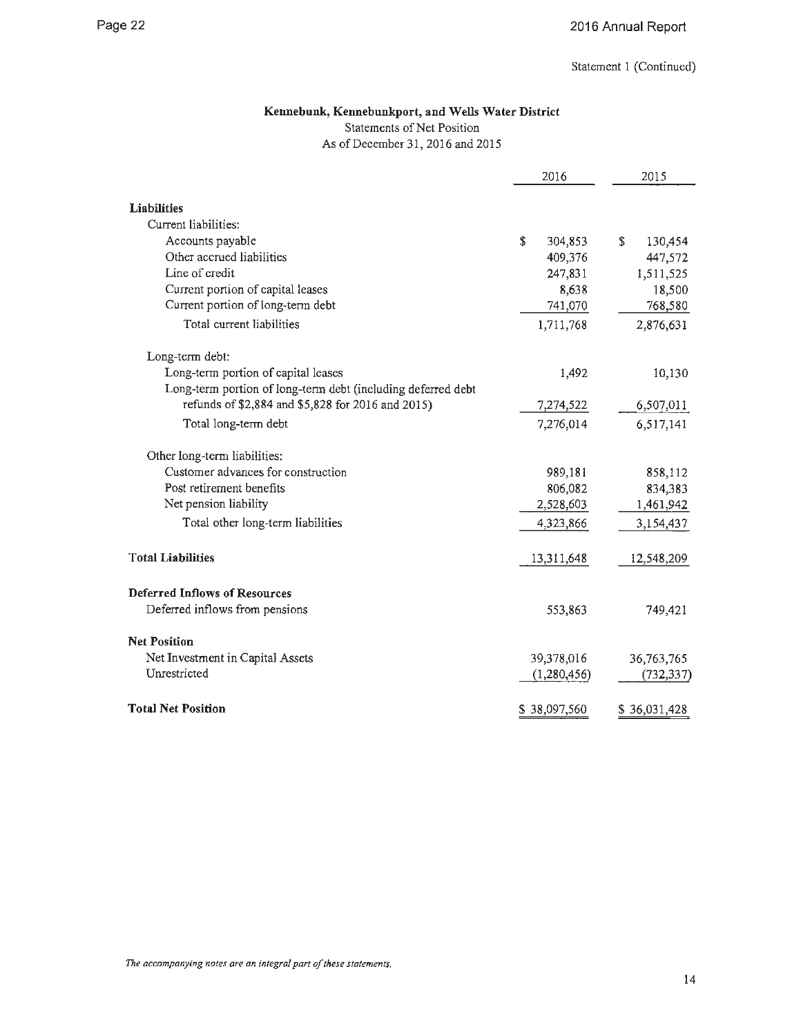Statement 1 (Continued)

## Kennebunk, Kennebunkport, and Wells Water District

Statements of Net Position

As of December 31, 2016 and 2015

| | 2016 | 2015 |
|---|---|---|
| **Liabilities** | | |
| Current liabilities: | | |
| Accounts payable | $ 304,853 | $ 130,454 |
| Other accrued liabilities | 409,376 | 447,572 |
| Line of credit | 247,831 | 1,511,525 |
| Current portion of capital leases | 8,638 | 18,500 |
| Current portion of long-term debt | 741,070 | 768,580 |
| Total current liabilities | 1,711,768 | 2,876,631 |
| Long-term debt: | | |
| Long-term portion of capital leases | 1,492 | 10,130 |
| Long-term portion of long-term debt (including deferred debt refunds of $2,884 and $5,828 for 2016 and 2015) | 7,274,522 | 6,507,011 |
| Total long-term debt | 7,276,014 | 6,517,141 |
| Other long-term liabilities: | | |
| Customer advances for construction | 989,181 | 858,112 |
| Post retirement benefits | 806,082 | 834,383 |
| Net pension liability | 2,528,603 | 1,461,942 |
| Total other long-term liabilities | 4,323,866 | 3,154,437 |
| **Total Liabilities** | 13,311,648 | 12,548,209 |
| **Deferred Inflows of Resources** | | |
| Deferred inflows from pensions | 553,863 | 749,421 |
| **Net Position** | | |
| Net Investment in Capital Assets | 39,378,016 | 36,763,765 |
| Unrestricted | (1,280,456) | (732,337) |
| **Total Net Position** | $ 38,097,560 | $ 36,031,428 |

*The accompanying notes are an integral part of these statements.*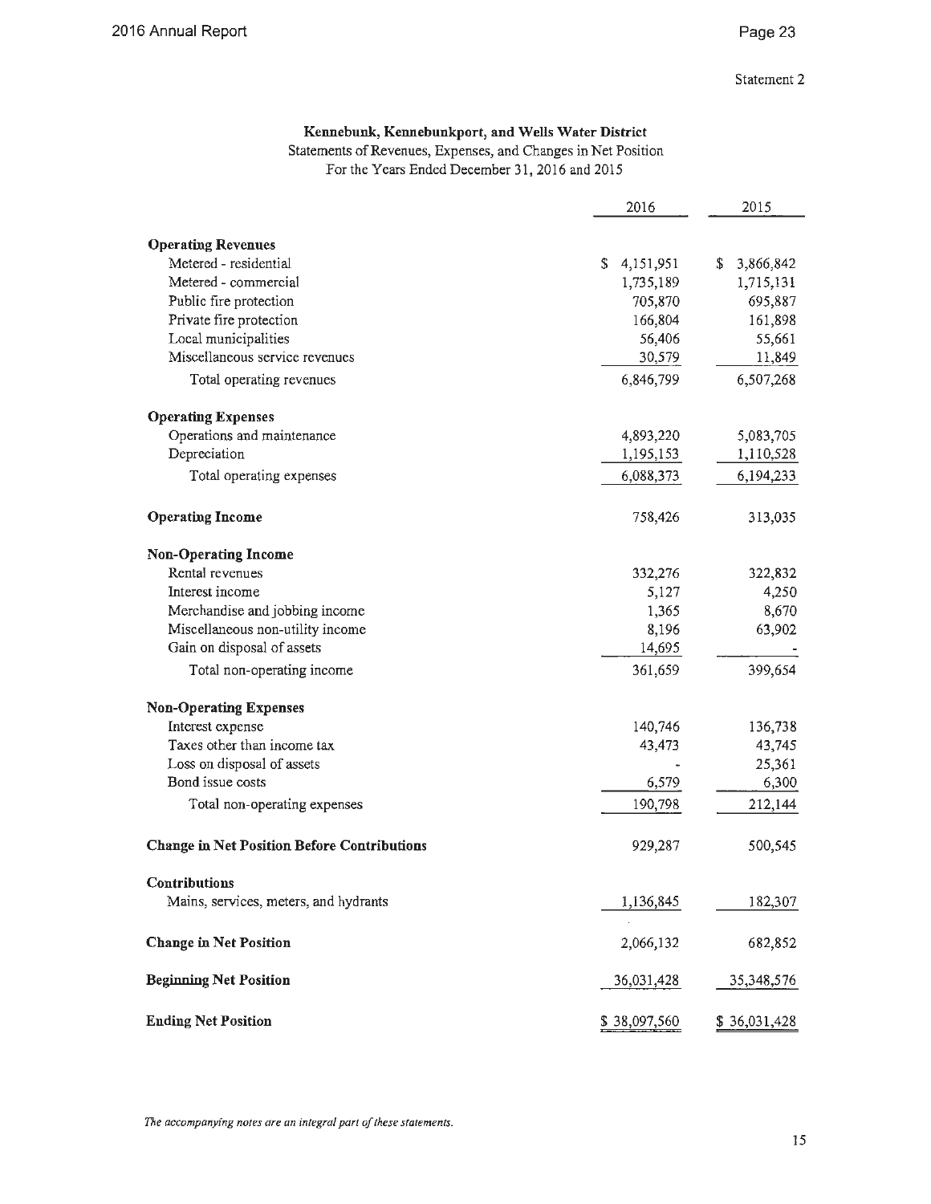Statement 2

## Kennebunk, Kennebunkport, and Wells Water District

Statements of Revenues, Expenses, and Changes in Net Position
For the Years Ended December 31, 2016 and 2015

| | 2016 | 2015 |
|---|---|---|
| **Operating Revenues** | | |
| Metered - residential | $ 4,151,951 | $ 3,866,842 |
| Metered - commercial | 1,735,189 | 1,715,131 |
| Public fire protection | 705,870 | 695,887 |
| Private fire protection | 166,804 | 161,898 |
| Local municipalities | 56,406 | 55,661 |
| Miscellaneous service revenues | 30,579 | 11,849 |
| Total operating revenues | 6,846,799 | 6,507,268 |
| **Operating Expenses** | | |
| Operations and maintenance | 4,893,220 | 5,083,705 |
| Depreciation | 1,195,153 | 1,110,528 |
| Total operating expenses | 6,088,373 | 6,194,233 |
| **Operating Income** | 758,426 | 313,035 |
| **Non-Operating Income** | | |
| Rental revenues | 332,276 | 322,832 |
| Interest income | 5,127 | 4,250 |
| Merchandise and jobbing income | 1,365 | 8,670 |
| Miscellaneous non-utility income | 8,196 | 63,902 |
| Gain on disposal of assets | 14,695 | - |
| Total non-operating income | 361,659 | 399,654 |
| **Non-Operating Expenses** | | |
| Interest expense | 140,746 | 136,738 |
| Taxes other than income tax | 43,473 | 43,745 |
| Loss on disposal of assets | - | 25,361 |
| Bond issue costs | 6,579 | 6,300 |
| Total non-operating expenses | 190,798 | 212,144 |
| **Change in Net Position Before Contributions** | 929,287 | 500,545 |
| **Contributions** | | |
| Mains, services, meters, and hydrants | 1,136,845 | 182,307 |
| **Change in Net Position** | 2,066,132 | 682,852 |
| **Beginning Net Position** | 36,031,428 | 35,348,576 |
| **Ending Net Position** | $ 38,097,560 | $ 36,031,428 |

*The accompanying notes are an integral part of these statements.*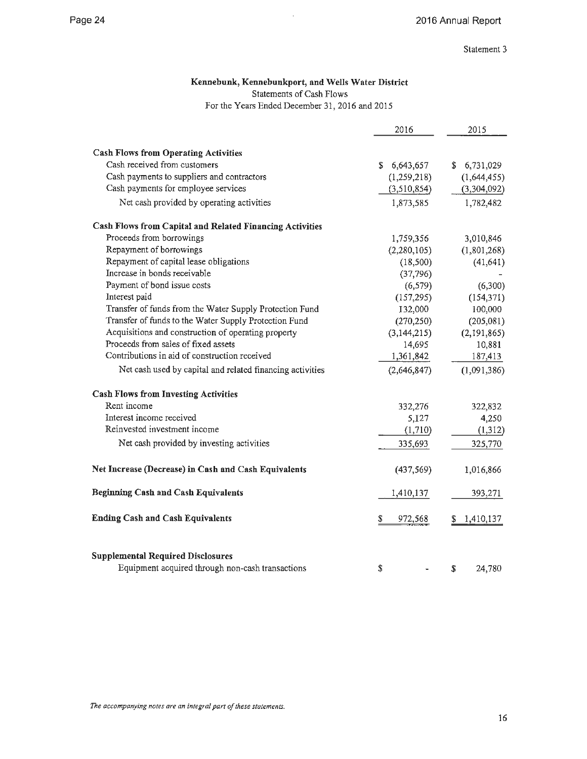Statement 3

# Kennebunk, Kennebunkport, and Wells Water District

Statements of Cash Flows

For the Years Ended December 31, 2016 and 2015

| | 2016 | 2015 |
|---|---|---|
| **Cash Flows from Operating Activities** | | |
| Cash received from customers | $ 6,643,657 | $ 6,731,029 |
| Cash payments to suppliers and contractors | (1,259,218) | (1,644,455) |
| Cash payments for employee services | (3,510,854) | (3,304,092) |
| Net cash provided by operating activities | 1,873,585 | 1,782,482 |
| **Cash Flows from Capital and Related Financing Activities** | | |
| Proceeds from borrowings | 1,759,356 | 3,010,846 |
| Repayment of borrowings | (2,280,105) | (1,801,268) |
| Repayment of capital lease obligations | (18,500) | (41,641) |
| Increase in bonds receivable | (37,796) | - |
| Payment of bond issue costs | (6,579) | (6,300) |
| Interest paid | (157,295) | (154,371) |
| Transfer of funds from the Water Supply Protection Fund | 132,000 | 100,000 |
| Transfer of funds to the Water Supply Protection Fund | (270,250) | (205,081) |
| Acquisitions and construction of operating property | (3,144,215) | (2,191,865) |
| Proceeds from sales of fixed assets | 14,695 | 10,881 |
| Contributions in aid of construction received | 1,361,842 | 187,413 |
| Net cash used by capital and related financing activities | (2,646,847) | (1,091,386) |
| **Cash Flows from Investing Activities** | | |
| Rent income | 332,276 | 322,832 |
| Interest income received | 5,127 | 4,250 |
| Reinvested investment income | (1,710) | (1,312) |
| Net cash provided by investing activities | 335,693 | 325,770 |
| **Net Increase (Decrease) in Cash and Cash Equivalents** | (437,569) | 1,016,866 |
| **Beginning Cash and Cash Equivalents** | 1,410,137 | 393,271 |
| **Ending Cash and Cash Equivalents** | $ 972,568 | $ 1,410,137 |
| **Supplemental Required Disclosures** | | |
| Equipment acquired through non-cash transactions | $ - | $ 24,780 |

*The accompanying notes are an integral part of these statements.*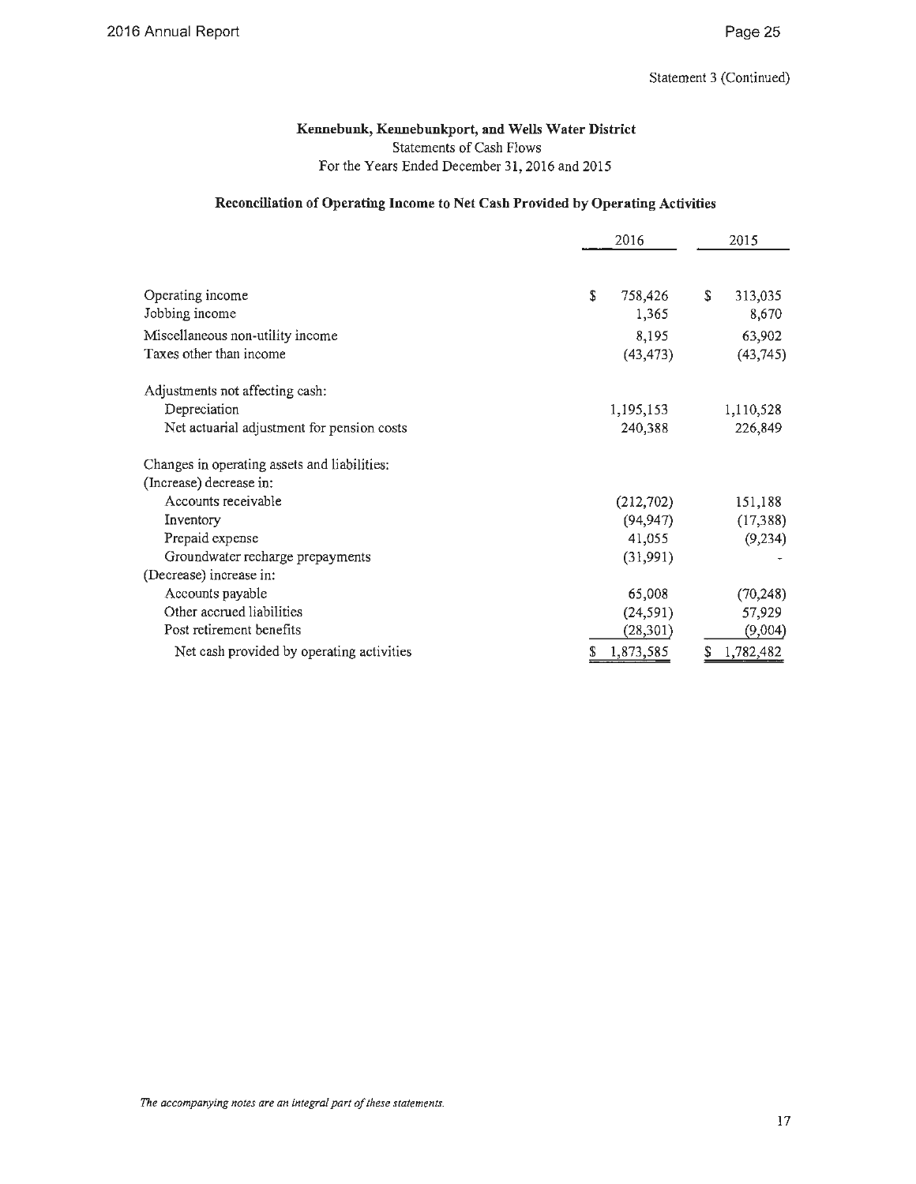Statement 3 (Continued)

## Kennebunk, Kennebunkport, and Wells Water District

Statements of Cash Flows

For the Years Ended December 31, 2016 and 2015

### Reconciliation of Operating Income to Net Cash Provided by Operating Activities

| | 2016 | 2015 |
|---|---|---|
| Operating income | $ 758,426 | $ 313,035 |
| Jobbing income | 1,365 | 8,670 |
| Miscellaneous non-utility income | 8,195 | 63,902 |
| Taxes other than income | (43,473) | (43,745) |
| Adjustments not affecting cash: | | |
| Depreciation | 1,195,153 | 1,110,528 |
| Net actuarial adjustment for pension costs | 240,388 | 226,849 |
| Changes in operating assets and liabilities: | | |
| (Increase) decrease in: | | |
| Accounts receivable | (212,702) | 151,188 |
| Inventory | (94,947) | (17,388) |
| Prepaid expense | 41,055 | (9,234) |
| Groundwater recharge prepayments | (31,991) | - |
| (Decrease) increase in: | | |
| Accounts payable | 65,008 | (70,248) |
| Other accrued liabilities | (24,591) | 57,929 |
| Post retirement benefits | (28,301) | (9,004) |
| Net cash provided by operating activities | $ 1,873,585 | $ 1,782,482 |

*The accompanying notes are an integral part of these statements.*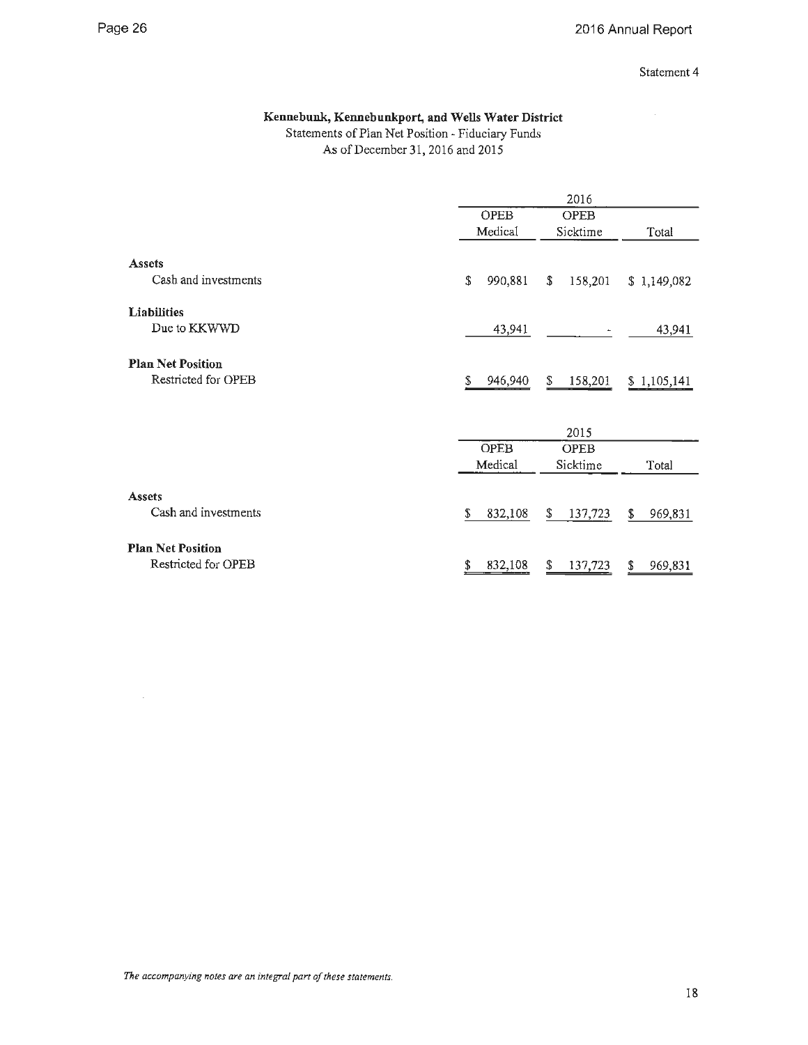Statement 4

# Kennebunk, Kennebunkport, and Wells Water District

Statements of Plan Net Position - Fiduciary Funds
As of December 31, 2016 and 2015

| | 2016 | | |
|---|---|---|---|
| | OPEB Medical | OPEB Sicktime | Total |
| **Assets** | | | |
| Cash and investments | $ 990,881 | $ 158,201 | $ 1,149,082 |
| **Liabilities** | | | |
| Due to KKWWD | 43,941 | - | 43,941 |
| **Plan Net Position** | | | |
| Restricted for OPEB | $ 946,940 | $ 158,201 | $ 1,105,141 |

| | 2015 | | |
|---|---|---|---|
| | OPEB Medical | OPEB Sicktime | Total |
| **Assets** | | | |
| Cash and investments | $ 832,108 | $ 137,723 | $ 969,831 |
| **Plan Net Position** | | | |
| Restricted for OPEB | $ 832,108 | $ 137,723 | $ 969,831 |

*The accompanying notes are an integral part of these statements.*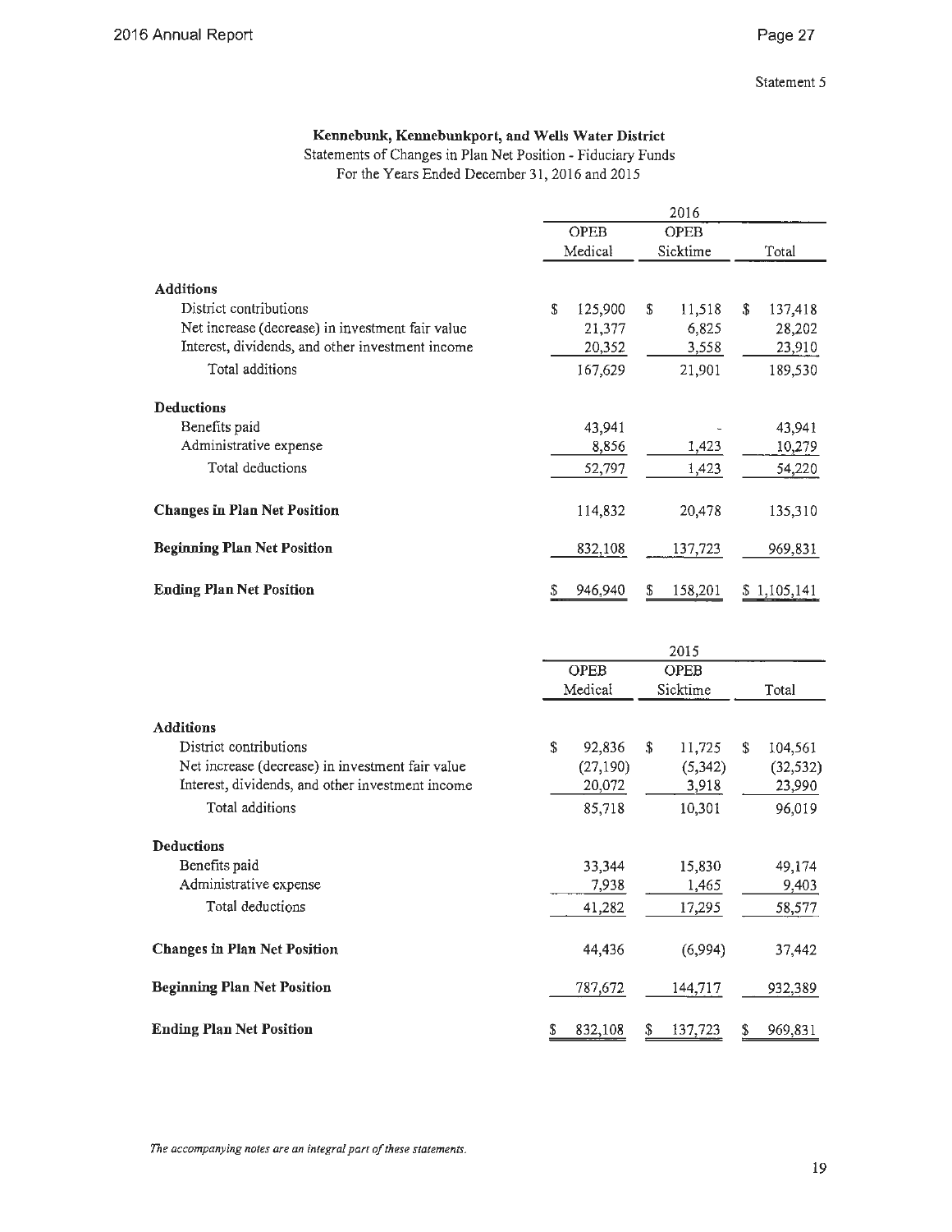Statement 5

**Kennebunk, Kennebunkport, and Wells Water District**

Statements of Changes in Plan Net Position - Fiduciary Funds

For the Years Ended December 31, 2016 and 2015

| | 2016 | | |
|---|---|---|---|
| | OPEB Medical | OPEB Sicktime | Total |
| **Additions** | | | |
| District contributions | $ 125,900 | $ 11,518 | $ 137,418 |
| Net increase (decrease) in investment fair value | 21,377 | 6,825 | 28,202 |
| Interest, dividends, and other investment income | 20,352 | 3,558 | 23,910 |
| Total additions | 167,629 | 21,901 | 189,530 |
| **Deductions** | | | |
| Benefits paid | 43,941 | - | 43,941 |
| Administrative expense | 8,856 | 1,423 | 10,279 |
| Total deductions | 52,797 | 1,423 | 54,220 |
| **Changes in Plan Net Position** | 114,832 | 20,478 | 135,310 |
| **Beginning Plan Net Position** | 832,108 | 137,723 | 969,831 |
| **Ending Plan Net Position** | $ 946,940 | $ 158,201 | $ 1,105,141 |

| | 2015 | | |
|---|---|---|---|
| | OPEB Medical | OPEB Sicktime | Total |
| **Additions** | | | |
| District contributions | $ 92,836 | $ 11,725 | $ 104,561 |
| Net increase (decrease) in investment fair value | (27,190) | (5,342) | (32,532) |
| Interest, dividends, and other investment income | 20,072 | 3,918 | 23,990 |
| Total additions | 85,718 | 10,301 | 96,019 |
| **Deductions** | | | |
| Benefits paid | 33,344 | 15,830 | 49,174 |
| Administrative expense | 7,938 | 1,465 | 9,403 |
| Total deductions | 41,282 | 17,295 | 58,577 |
| **Changes in Plan Net Position** | 44,436 | (6,994) | 37,442 |
| **Beginning Plan Net Position** | 787,672 | 144,717 | 932,389 |
| **Ending Plan Net Position** | $ 832,108 | $ 137,723 | $ 969,831 |

*The accompanying notes are an integral part of these statements.*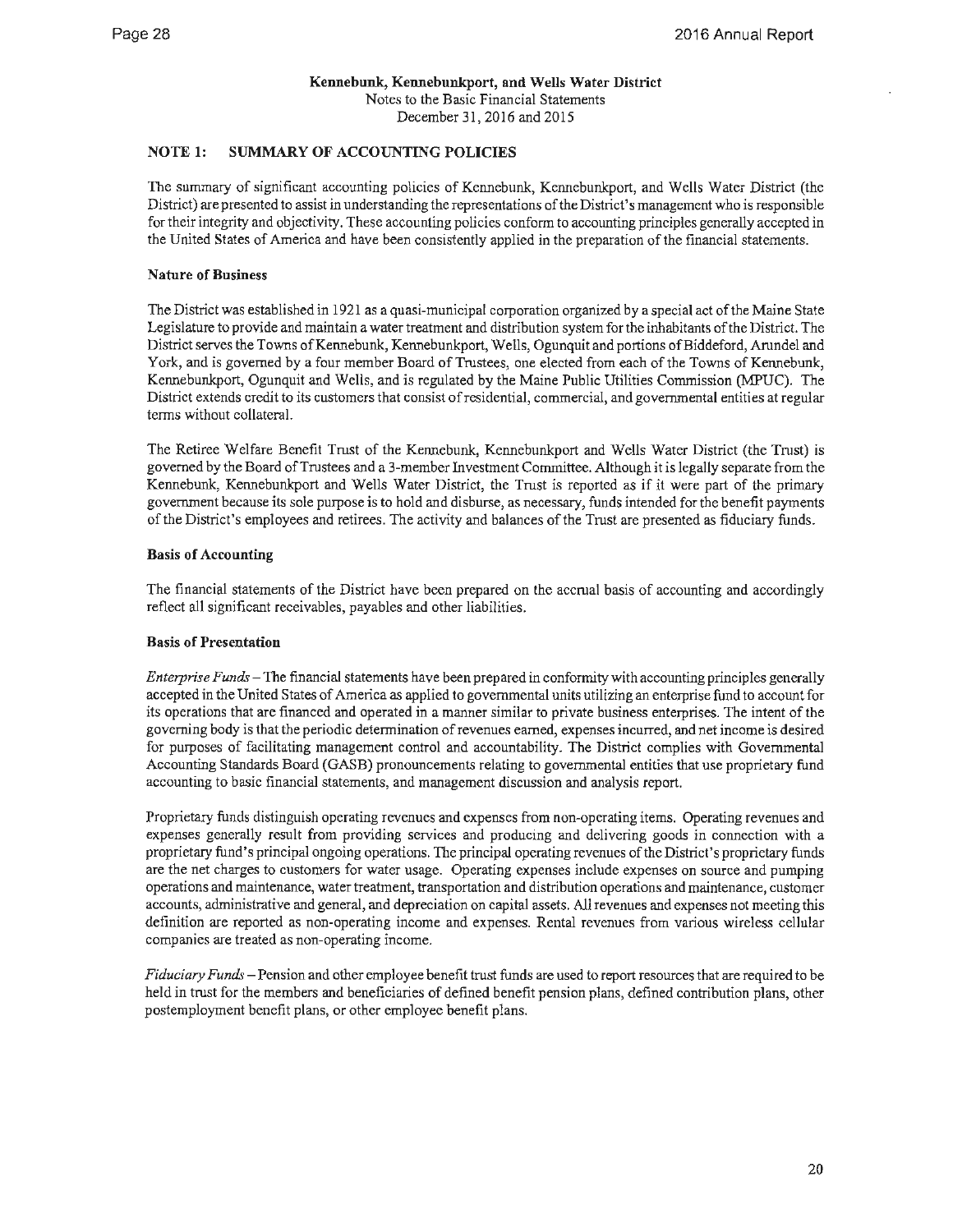**Kennebunk, Kennebunkport, and Wells Water District**
Notes to the Basic Financial Statements
December 31, 2016 and 2015

## NOTE 1: SUMMARY OF ACCOUNTING POLICIES

The summary of significant accounting policies of Kennebunk, Kennebunkport, and Wells Water District (the District) are presented to assist in understanding the representations of the District's management who is responsible for their integrity and objectivity. These accounting policies conform to accounting principles generally accepted in the United States of America and have been consistently applied in the preparation of the financial statements.

### Nature of Business

The District was established in 1921 as a quasi-municipal corporation organized by a special act of the Maine State Legislature to provide and maintain a water treatment and distribution system for the inhabitants of the District. The District serves the Towns of Kennebunk, Kennebunkport, Wells, Ogunquit and portions of Biddeford, Arundel and York, and is governed by a four member Board of Trustees, one elected from each of the Towns of Kennebunk, Kennebunkport, Ogunquit and Wells, and is regulated by the Maine Public Utilities Commission (MPUC). The District extends credit to its customers that consist of residential, commercial, and governmental entities at regular terms without collateral.

The Retiree Welfare Benefit Trust of the Kennebunk, Kennebunkport and Wells Water District (the Trust) is governed by the Board of Trustees and a 3-member Investment Committee. Although it is legally separate from the Kennebunk, Kennebunkport and Wells Water District, the Trust is reported as if it were part of the primary government because its sole purpose is to hold and disburse, as necessary, funds intended for the benefit payments of the District's employees and retirees. The activity and balances of the Trust are presented as fiduciary funds.

### Basis of Accounting

The financial statements of the District have been prepared on the accrual basis of accounting and accordingly reflect all significant receivables, payables and other liabilities.

### Basis of Presentation

*Enterprise Funds* – The financial statements have been prepared in conformity with accounting principles generally accepted in the United States of America as applied to governmental units utilizing an enterprise fund to account for its operations that are financed and operated in a manner similar to private business enterprises. The intent of the governing body is that the periodic determination of revenues earned, expenses incurred, and net income is desired for purposes of facilitating management control and accountability. The District complies with Governmental Accounting Standards Board (GASB) pronouncements relating to governmental entities that use proprietary fund accounting to basic financial statements, and management discussion and analysis report.

Proprietary funds distinguish operating revenues and expenses from non-operating items. Operating revenues and expenses generally result from providing services and producing and delivering goods in connection with a proprietary fund's principal ongoing operations. The principal operating revenues of the District's proprietary funds are the net charges to customers for water usage. Operating expenses include expenses on source and pumping operations and maintenance, water treatment, transportation and distribution operations and maintenance, customer accounts, administrative and general, and depreciation on capital assets. All revenues and expenses not meeting this definition are reported as non-operating income and expenses. Rental revenues from various wireless cellular companies are treated as non-operating income.

*Fiduciary Funds* – Pension and other employee benefit trust funds are used to report resources that are required to be held in trust for the members and beneficiaries of defined benefit pension plans, defined contribution plans, other postemployment benefit plans, or other employee benefit plans.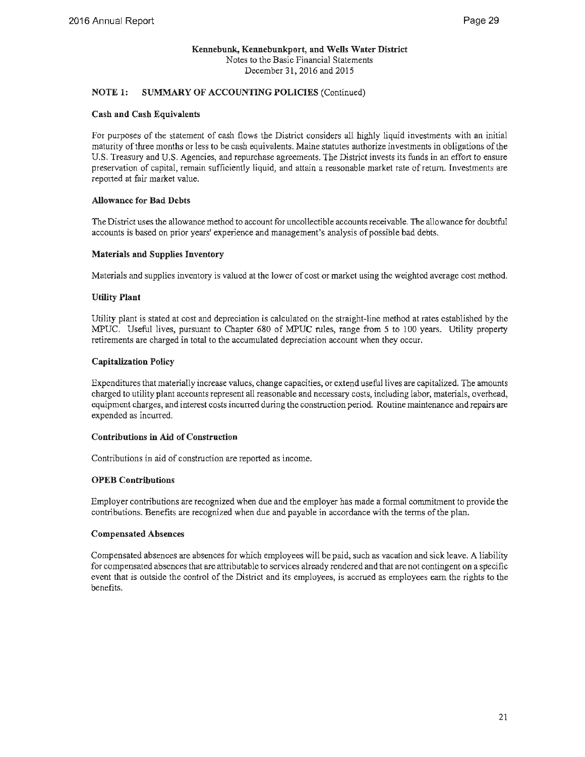**Kennebunk, Kennebunkport, and Wells Water District**
Notes to the Basic Financial Statements
December 31, 2016 and 2015

## NOTE 1: SUMMARY OF ACCOUNTING POLICIES (Continued)

### Cash and Cash Equivalents

For purposes of the statement of cash flows the District considers all highly liquid investments with an initial maturity of three months or less to be cash equivalents. Maine statutes authorize investments in obligations of the U.S. Treasury and U.S. Agencies, and repurchase agreements. The District invests its funds in an effort to ensure preservation of capital, remain sufficiently liquid, and attain a reasonable market rate of return. Investments are reported at fair market value.

### Allowance for Bad Debts

The District uses the allowance method to account for uncollectible accounts receivable. The allowance for doubtful accounts is based on prior years' experience and management's analysis of possible bad debts.

### Materials and Supplies Inventory

Materials and supplies inventory is valued at the lower of cost or market using the weighted average cost method.

### Utility Plant

Utility plant is stated at cost and depreciation is calculated on the straight-line method at rates established by the MPUC. Useful lives, pursuant to Chapter 680 of MPUC rules, range from 5 to 100 years. Utility property retirements are charged in total to the accumulated depreciation account when they occur.

### Capitalization Policy

Expenditures that materially increase values, change capacities, or extend useful lives are capitalized. The amounts charged to utility plant accounts represent all reasonable and necessary costs, including labor, materials, overhead, equipment charges, and interest costs incurred during the construction period. Routine maintenance and repairs are expended as incurred.

### Contributions in Aid of Construction

Contributions in aid of construction are reported as income.

### OPEB Contributions

Employer contributions are recognized when due and the employer has made a formal commitment to provide the contributions. Benefits are recognized when due and payable in accordance with the terms of the plan.

### Compensated Absences

Compensated absences are absences for which employees will be paid, such as vacation and sick leave. A liability for compensated absences that are attributable to services already rendered and that are not contingent on a specific event that is outside the control of the District and its employees, is accrued as employees earn the rights to the benefits.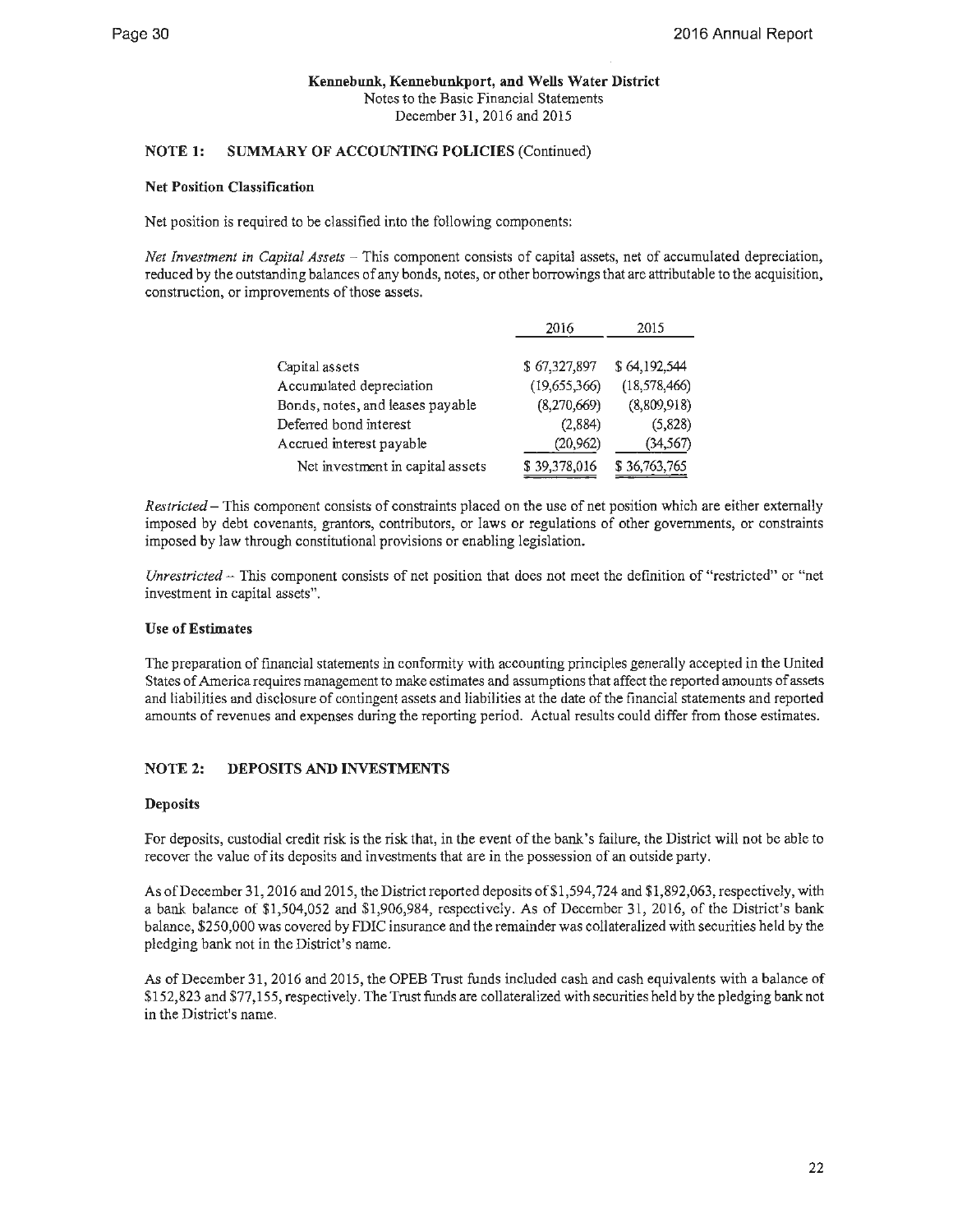**Kennebunk, Kennebunkport, and Wells Water District**
Notes to the Basic Financial Statements
December 31, 2016 and 2015

### NOTE 1: SUMMARY OF ACCOUNTING POLICIES (Continued)

**Net Position Classification**

Net position is required to be classified into the following components:

*Net Investment in Capital Assets* – This component consists of capital assets, net of accumulated depreciation, reduced by the outstanding balances of any bonds, notes, or other borrowings that are attributable to the acquisition, construction, or improvements of those assets.

| | 2016 | 2015 |
|---|---|---|
| Capital assets | $ 67,327,897 | $ 64,192,544 |
| Accumulated depreciation | (19,655,366) | (18,578,466) |
| Bonds, notes, and leases payable | (8,270,669) | (8,809,918) |
| Deferred bond interest | (2,884) | (5,828) |
| Accrued interest payable | (20,962) | (34,567) |
| Net investment in capital assets | $ 39,378,016 | $ 36,763,765 |

*Restricted* – This component consists of constraints placed on the use of net position which are either externally imposed by debt covenants, grantors, contributors, or laws or regulations of other governments, or constraints imposed by law through constitutional provisions or enabling legislation.

*Unrestricted* – This component consists of net position that does not meet the definition of "restricted" or "net investment in capital assets".

**Use of Estimates**

The preparation of financial statements in conformity with accounting principles generally accepted in the United States of America requires management to make estimates and assumptions that affect the reported amounts of assets and liabilities and disclosure of contingent assets and liabilities at the date of the financial statements and reported amounts of revenues and expenses during the reporting period. Actual results could differ from those estimates.

### NOTE 2: DEPOSITS AND INVESTMENTS

**Deposits**

For deposits, custodial credit risk is the risk that, in the event of the bank's failure, the District will not be able to recover the value of its deposits and investments that are in the possession of an outside party.

As of December 31, 2016 and 2015, the District reported deposits of $1,594,724 and $1,892,063, respectively, with a bank balance of $1,504,052 and $1,906,984, respectively. As of December 31, 2016, of the District's bank balance, $250,000 was covered by FDIC insurance and the remainder was collateralized with securities held by the pledging bank not in the District's name.

As of December 31, 2016 and 2015, the OPEB Trust funds included cash and cash equivalents with a balance of $152,823 and $77,155, respectively. The Trust funds are collateralized with securities held by the pledging bank not in the District's name.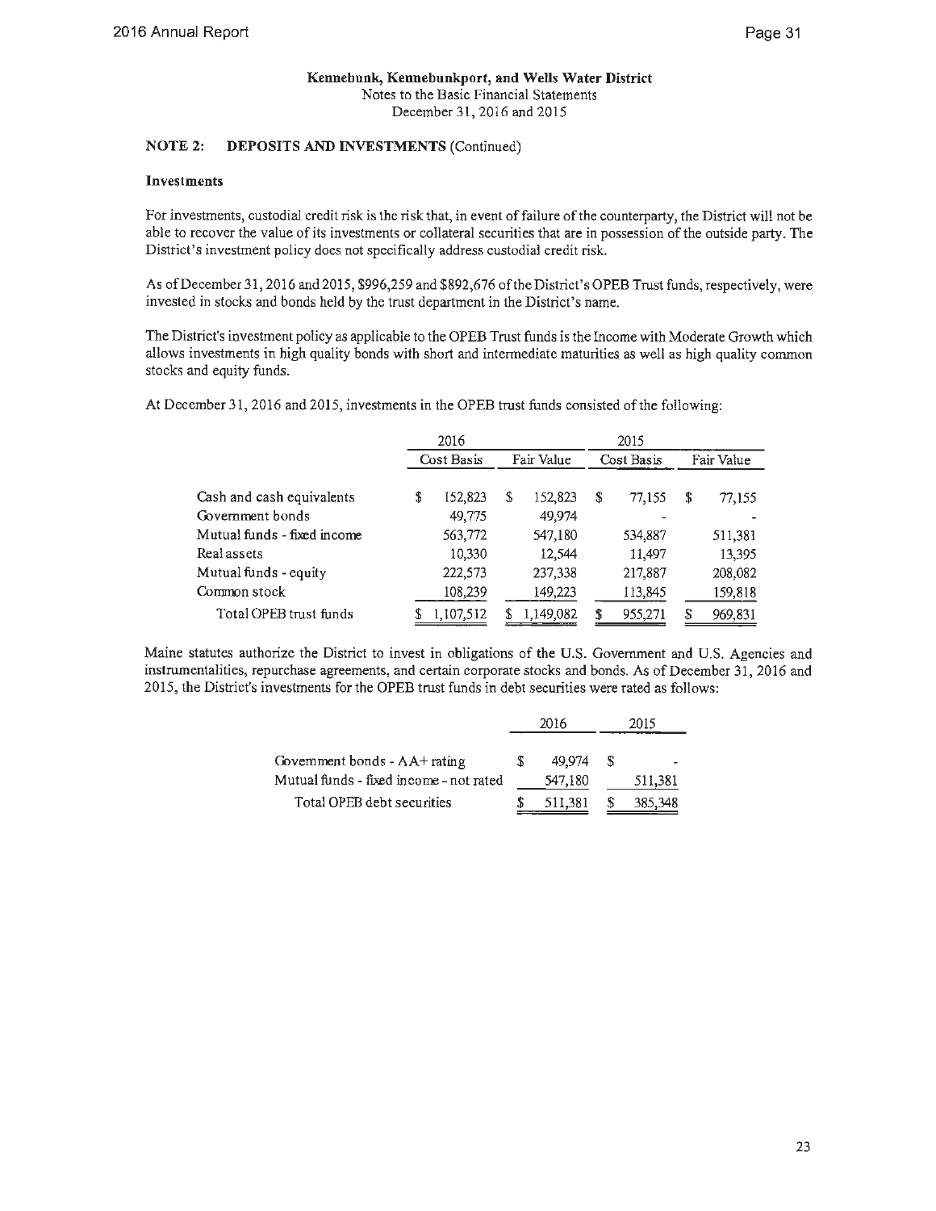**Kennebunk, Kennebunkport, and Wells Water District**
Notes to the Basic Financial Statements
December 31, 2016 and 2015

**NOTE 2: DEPOSITS AND INVESTMENTS** (Continued)

**Investments**

For investments, custodial credit risk is the risk that, in event of failure of the counterparty, the District will not be able to recover the value of its investments or collateral securities that are in possession of the outside party. The District's investment policy does not specifically address custodial credit risk.

As of December 31, 2016 and 2015, $996,259 and $892,676 of the District's OPEB Trust funds, respectively, were invested in stocks and bonds held by the trust department in the District's name.

The District's investment policy as applicable to the OPEB Trust funds is the Income with Moderate Growth which allows investments in high quality bonds with short and intermediate maturities as well as high quality common stocks and equity funds.

At December 31, 2016 and 2015, investments in the OPEB trust funds consisted of the following:

| | 2016 | | 2015 | |
|---|---|---|---|---|
| | Cost Basis | Fair Value | Cost Basis | Fair Value |
| Cash and cash equivalents | $ 152,823 | $ 152,823 | $ 77,155 | $ 77,155 |
| Government bonds | 49,775 | 49,974 | - | - |
| Mutual funds - fixed income | 563,772 | 547,180 | 534,887 | 511,381 |
| Real assets | 10,330 | 12,544 | 11,497 | 13,395 |
| Mutual funds - equity | 222,573 | 237,338 | 217,887 | 208,082 |
| Common stock | 108,239 | 149,223 | 113,845 | 159,818 |
| Total OPEB trust funds | $ 1,107,512 | $ 1,149,082 | $ 955,271 | $ 969,831 |

Maine statutes authorize the District to invest in obligations of the U.S. Government and U.S. Agencies and instrumentalities, repurchase agreements, and certain corporate stocks and bonds. As of December 31, 2016 and 2015, the District's investments for the OPEB trust funds in debt securities were rated as follows:

| | 2016 | 2015 |
|---|---|---|
| Government bonds - AA+ rating | $ 49,974 | $ - |
| Mutual funds - fixed income - not rated | 547,180 | 511,381 |
| Total OPEB debt securities | $ 511,381 | $ 385,348 |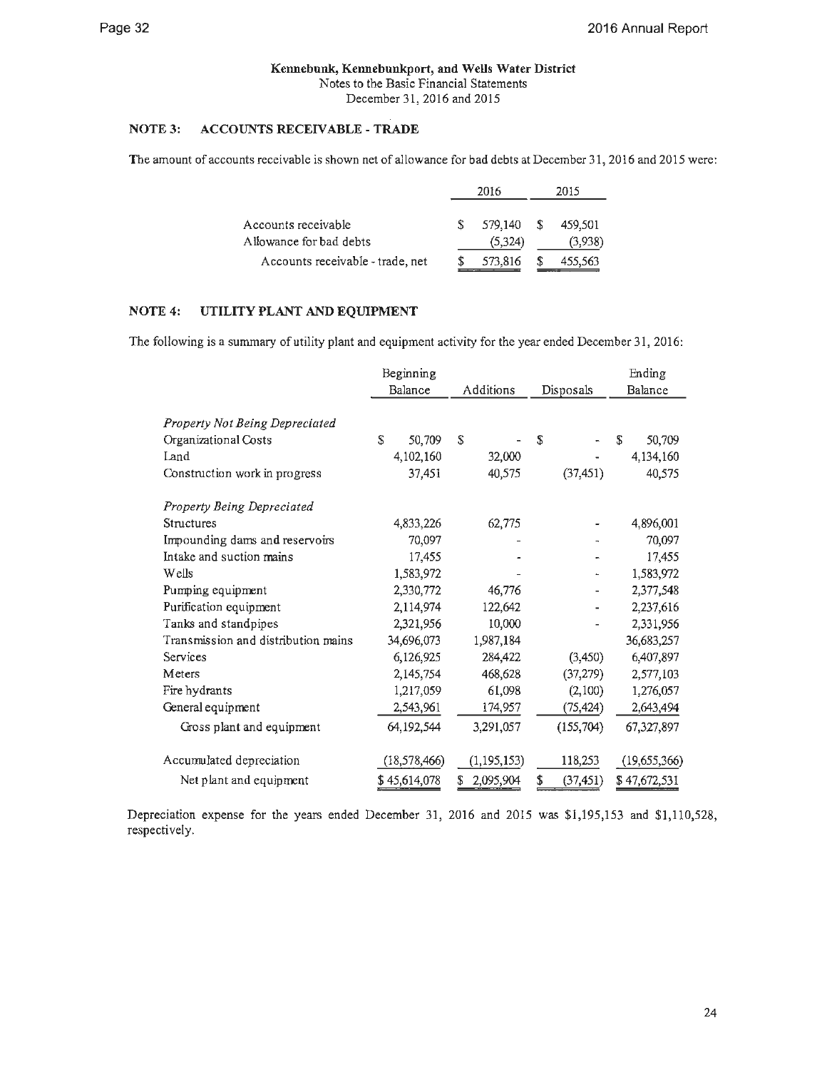**Kennebunk, Kennebunkport, and Wells Water District**
Notes to the Basic Financial Statements
December 31, 2016 and 2015

## NOTE 3: ACCOUNTS RECEIVABLE - TRADE

The amount of accounts receivable is shown net of allowance for bad debts at December 31, 2016 and 2015 were:

| | 2016 | 2015 |
|---|---|---|
| Accounts receivable | $ 579,140 | $ 459,501 |
| Allowance for bad debts | (5,324) | (3,938) |
| Accounts receivable - trade, net | $ 573,816 | $ 455,563 |

## NOTE 4: UTILITY PLANT AND EQUIPMENT

The following is a summary of utility plant and equipment activity for the year ended December 31, 2016:

| | Beginning Balance | Additions | Disposals | Ending Balance |
|---|---|---|---|---|
| *Property Not Being Depreciated* | | | | |
| Organizational Costs | $ 50,709 | $ - | $ - | $ 50,709 |
| Land | 4,102,160 | 32,000 | - | 4,134,160 |
| Construction work in progress | 37,451 | 40,575 | (37,451) | 40,575 |
| *Property Being Depreciated* | | | | |
| Structures | 4,833,226 | 62,775 | - | 4,896,001 |
| Impounding dams and reservoirs | 70,097 | - | - | 70,097 |
| Intake and suction mains | 17,455 | - | - | 17,455 |
| Wells | 1,583,972 | - | - | 1,583,972 |
| Pumping equipment | 2,330,772 | 46,776 | - | 2,377,548 |
| Purification equipment | 2,114,974 | 122,642 | - | 2,237,616 |
| Tanks and standpipes | 2,321,956 | 10,000 | - | 2,331,956 |
| Transmission and distribution mains | 34,696,073 | 1,987,184 | | 36,683,257 |
| Services | 6,126,925 | 284,422 | (3,450) | 6,407,897 |
| Meters | 2,145,754 | 468,628 | (37,279) | 2,577,103 |
| Fire hydrants | 1,217,059 | 61,098 | (2,100) | 1,276,057 |
| General equipment | 2,543,961 | 174,957 | (75,424) | 2,643,494 |
| Gross plant and equipment | 64,192,544 | 3,291,057 | (155,704) | 67,327,897 |
| Accumulated depreciation | (18,578,466) | (1,195,153) | 118,253 | (19,655,366) |
| Net plant and equipment | $ 45,614,078 | $ 2,095,904 | $ (37,451) | $ 47,672,531 |

Depreciation expense for the years ended December 31, 2016 and 2015 was $1,195,153 and $1,110,528, respectively.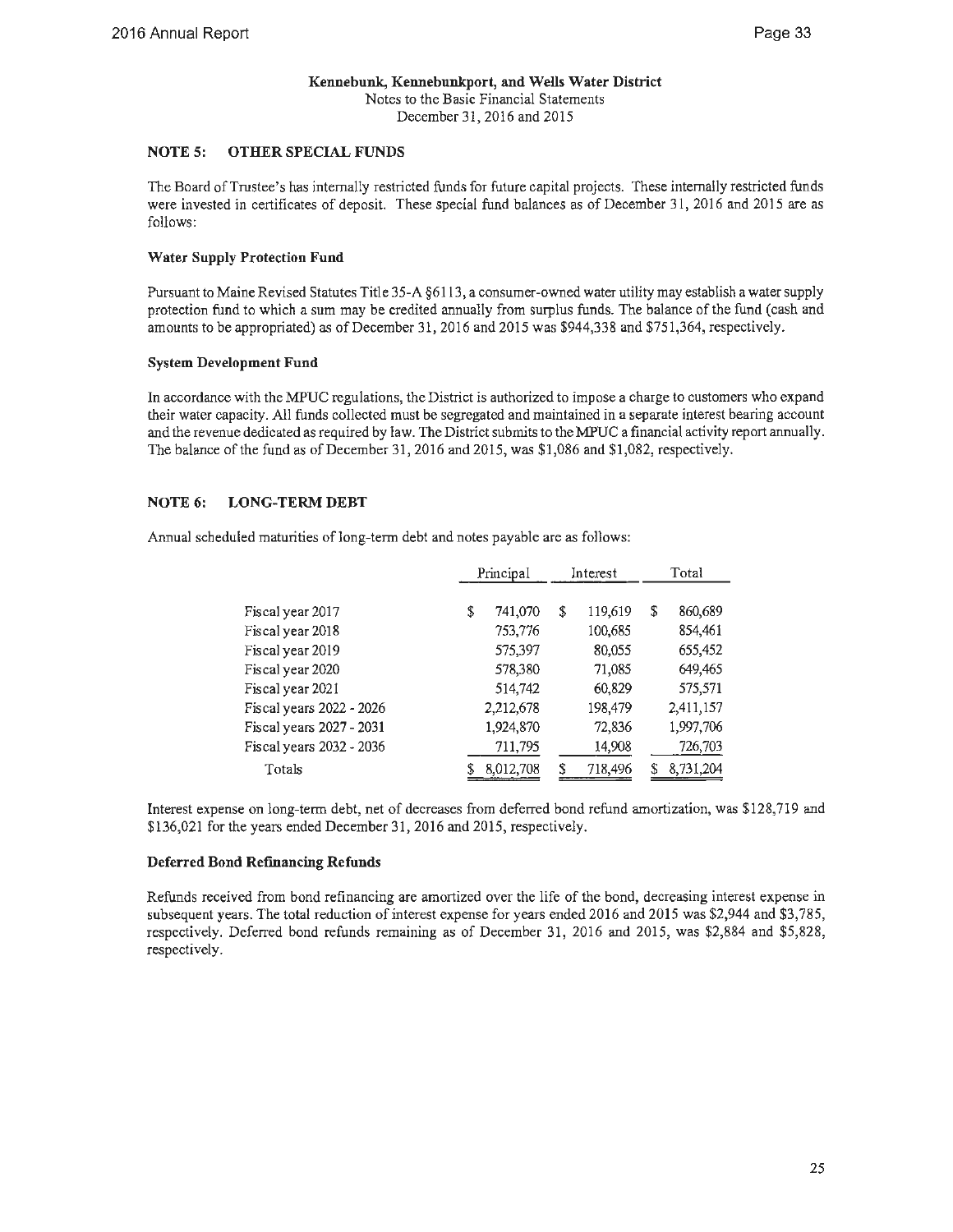**Kennebunk, Kennebunkport, and Wells Water District**
Notes to the Basic Financial Statements
December 31, 2016 and 2015

## NOTE 5: OTHER SPECIAL FUNDS

The Board of Trustee's has internally restricted funds for future capital projects. These internally restricted funds were invested in certificates of deposit. These special fund balances as of December 31, 2016 and 2015 are as follows:

### Water Supply Protection Fund

Pursuant to Maine Revised Statutes Title 35-A §6113, a consumer-owned water utility may establish a water supply protection fund to which a sum may be credited annually from surplus funds. The balance of the fund (cash and amounts to be appropriated) as of December 31, 2016 and 2015 was $944,338 and $751,364, respectively.

### System Development Fund

In accordance with the MPUC regulations, the District is authorized to impose a charge to customers who expand their water capacity. All funds collected must be segregated and maintained in a separate interest bearing account and the revenue dedicated as required by law. The District submits to the MPUC a financial activity report annually. The balance of the fund as of December 31, 2016 and 2015, was $1,086 and $1,082, respectively.

## NOTE 6: LONG-TERM DEBT

Annual scheduled maturities of long-term debt and notes payable are as follows:

| | Principal | Interest | Total |
|---|---|---|---|
| Fiscal year 2017 | $ 741,070 | $ 119,619 | $ 860,689 |
| Fiscal year 2018 | 753,776 | 100,685 | 854,461 |
| Fiscal year 2019 | 575,397 | 80,055 | 655,452 |
| Fiscal year 2020 | 578,380 | 71,085 | 649,465 |
| Fiscal year 2021 | 514,742 | 60,829 | 575,571 |
| Fiscal years 2022 - 2026 | 2,212,678 | 198,479 | 2,411,157 |
| Fiscal years 2027 - 2031 | 1,924,870 | 72,836 | 1,997,706 |
| Fiscal years 2032 - 2036 | 711,795 | 14,908 | 726,703 |
| Totals | $ 8,012,708 | $ 718,496 | $ 8,731,204 |

Interest expense on long-term debt, net of decreases from deferred bond refund amortization, was $128,719 and $136,021 for the years ended December 31, 2016 and 2015, respectively.

### Deferred Bond Refinancing Refunds

Refunds received from bond refinancing are amortized over the life of the bond, decreasing interest expense in subsequent years. The total reduction of interest expense for years ended 2016 and 2015 was $2,944 and $3,785, respectively. Deferred bond refunds remaining as of December 31, 2016 and 2015, was $2,884 and $5,828, respectively.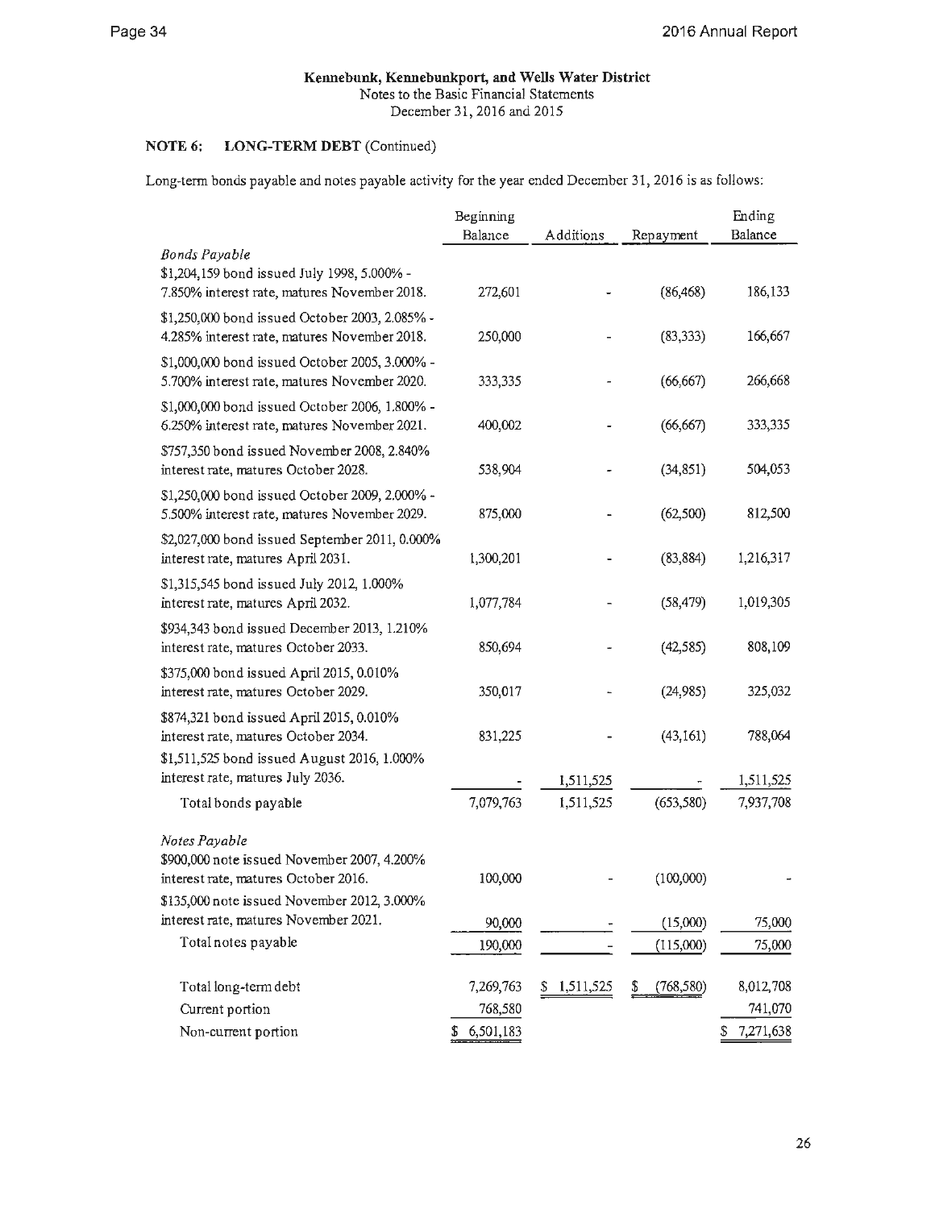**Kennebunk, Kennebunkport, and Wells Water District**
Notes to the Basic Financial Statements
December 31, 2016 and 2015

**NOTE 6: LONG-TERM DEBT** (Continued)

Long-term bonds payable and notes payable activity for the year ended December 31, 2016 is as follows:

| | Beginning Balance | Additions | Repayment | Ending Balance |
|---|---|---|---|---|
| *Bonds Payable* | | | | |
| $1,204,159 bond issued July 1998, 5.000% - 7.850% interest rate, matures November 2018. | 272,601 | - | (86,468) | 186,133 |
| $1,250,000 bond issued October 2003, 2.085% - 4.285% interest rate, matures November 2018. | 250,000 | - | (83,333) | 166,667 |
| $1,000,000 bond issued October 2005, 3.000% - 5.700% interest rate, matures November 2020. | 333,335 | - | (66,667) | 266,668 |
| $1,000,000 bond issued October 2006, 1.800% - 6.250% interest rate, matures November 2021. | 400,002 | - | (66,667) | 333,335 |
| $757,350 bond issued November 2008, 2.840% interest rate, matures October 2028. | 538,904 | - | (34,851) | 504,053 |
| $1,250,000 bond issued October 2009, 2.000% - 5.500% interest rate, matures November 2029. | 875,000 | - | (62,500) | 812,500 |
| $2,027,000 bond issued September 2011, 0.000% interest rate, matures April 2031. | 1,300,201 | - | (83,884) | 1,216,317 |
| $1,315,545 bond issued July 2012, 1.000% interest rate, matures April 2032. | 1,077,784 | - | (58,479) | 1,019,305 |
| $934,343 bond issued December 2013, 1.210% interest rate, matures October 2033. | 850,694 | - | (42,585) | 808,109 |
| $375,000 bond issued April 2015, 0.010% interest rate, matures October 2029. | 350,017 | - | (24,985) | 325,032 |
| $874,321 bond issued April 2015, 0.010% interest rate, matures October 2034. | 831,225 | - | (43,161) | 788,064 |
| $1,511,525 bond issued August 2016, 1.000% interest rate, matures July 2036. | - | 1,511,525 | - | 1,511,525 |
| Total bonds payable | 7,079,763 | 1,511,525 | (653,580) | 7,937,708 |
| *Notes Payable* | | | | |
| $900,000 note issued November 2007, 4.200% interest rate, matures October 2016. | 100,000 | - | (100,000) | - |
| $135,000 note issued November 2012, 3.000% interest rate, matures November 2021. | 90,000 | - | (15,000) | 75,000 |
| Total notes payable | 190,000 | - | (115,000) | 75,000 |
| Total long-term debt | 7,269,763 | $ 1,511,525 | $ (768,580) | 8,012,708 |
| Current portion | 768,580 | | | 741,070 |
| Non-current portion | $ 6,501,183 | | | $ 7,271,638 |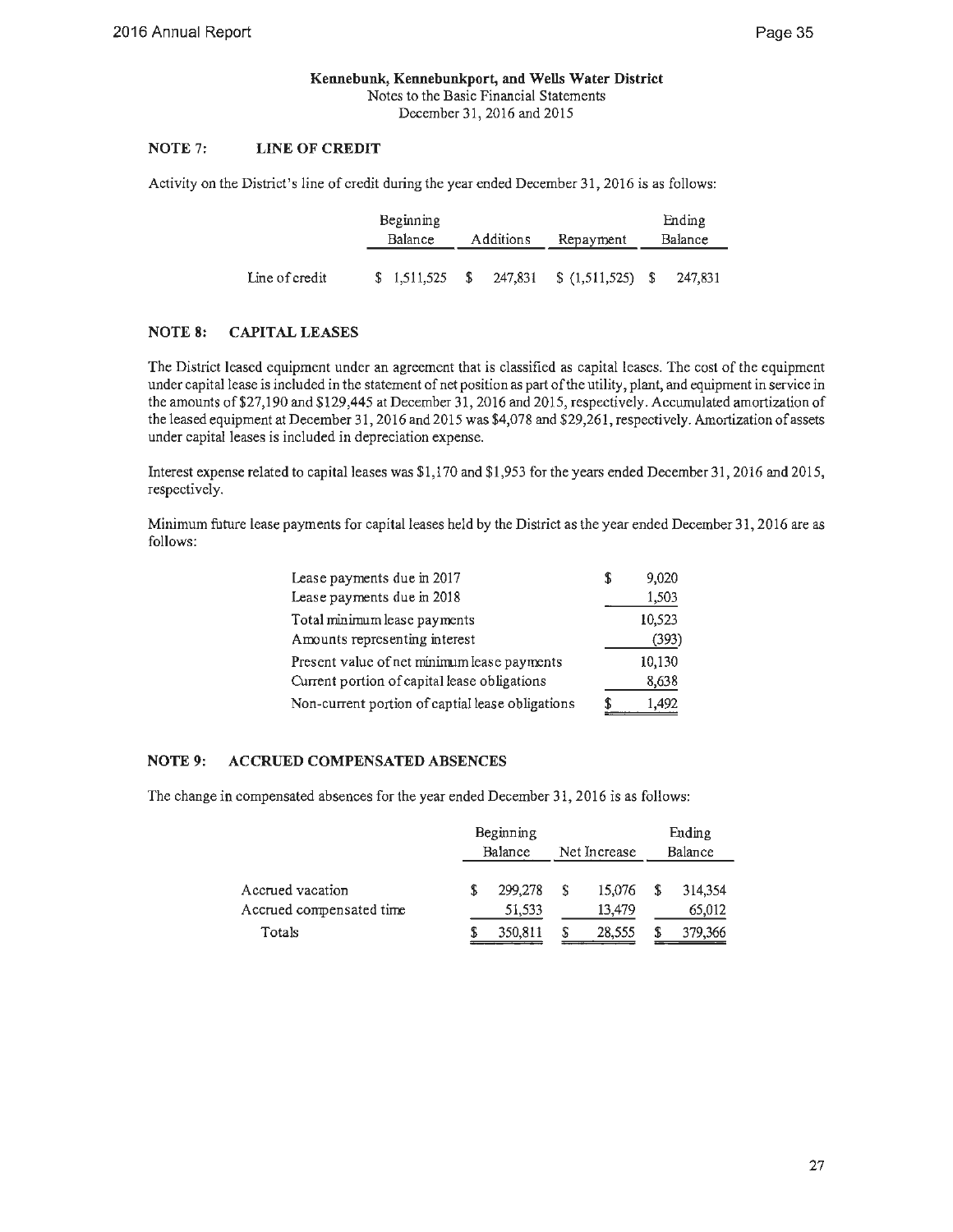**Kennebunk, Kennebunkport, and Wells Water District**
Notes to the Basic Financial Statements
December 31, 2016 and 2015

## NOTE 7: LINE OF CREDIT

Activity on the District's line of credit during the year ended December 31, 2016 is as follows:

| | Beginning Balance | Additions | Repayment | Ending Balance |
|---|---|---|---|---|
| Line of credit | $ 1,511,525 | $ 247,831 | $ (1,511,525) | $ 247,831 |

## NOTE 8: CAPITAL LEASES

The District leased equipment under an agreement that is classified as capital leases. The cost of the equipment under capital lease is included in the statement of net position as part of the utility, plant, and equipment in service in the amounts of $27,190 and $129,445 at December 31, 2016 and 2015, respectively. Accumulated amortization of the leased equipment at December 31, 2016 and 2015 was $4,078 and $29,261, respectively. Amortization of assets under capital leases is included in depreciation expense.

Interest expense related to capital leases was $1,170 and $1,953 for the years ended December 31, 2016 and 2015, respectively.

Minimum future lease payments for capital leases held by the District as the year ended December 31, 2016 are as follows:

| | |
|---|---|
| Lease payments due in 2017 | $ 9,020 |
| Lease payments due in 2018 | 1,503 |
| Total minimum lease payments | 10,523 |
| Amounts representing interest | (393) |
| Present value of net minimum lease payments | 10,130 |
| Current portion of capital lease obligations | 8,638 |
| Non-current portion of captial lease obligations | $ 1,492 |

## NOTE 9: ACCRUED COMPENSATED ABSENCES

The change in compensated absences for the year ended December 31, 2016 is as follows:

| | Beginning Balance | Net Increase | Ending Balance |
|---|---|---|---|
| Accrued vacation | $ 299,278 | $ 15,076 | $ 314,354 |
| Accrued compensated time | 51,533 | 13,479 | 65,012 |
| Totals | $ 350,811 | $ 28,555 | $ 379,366 |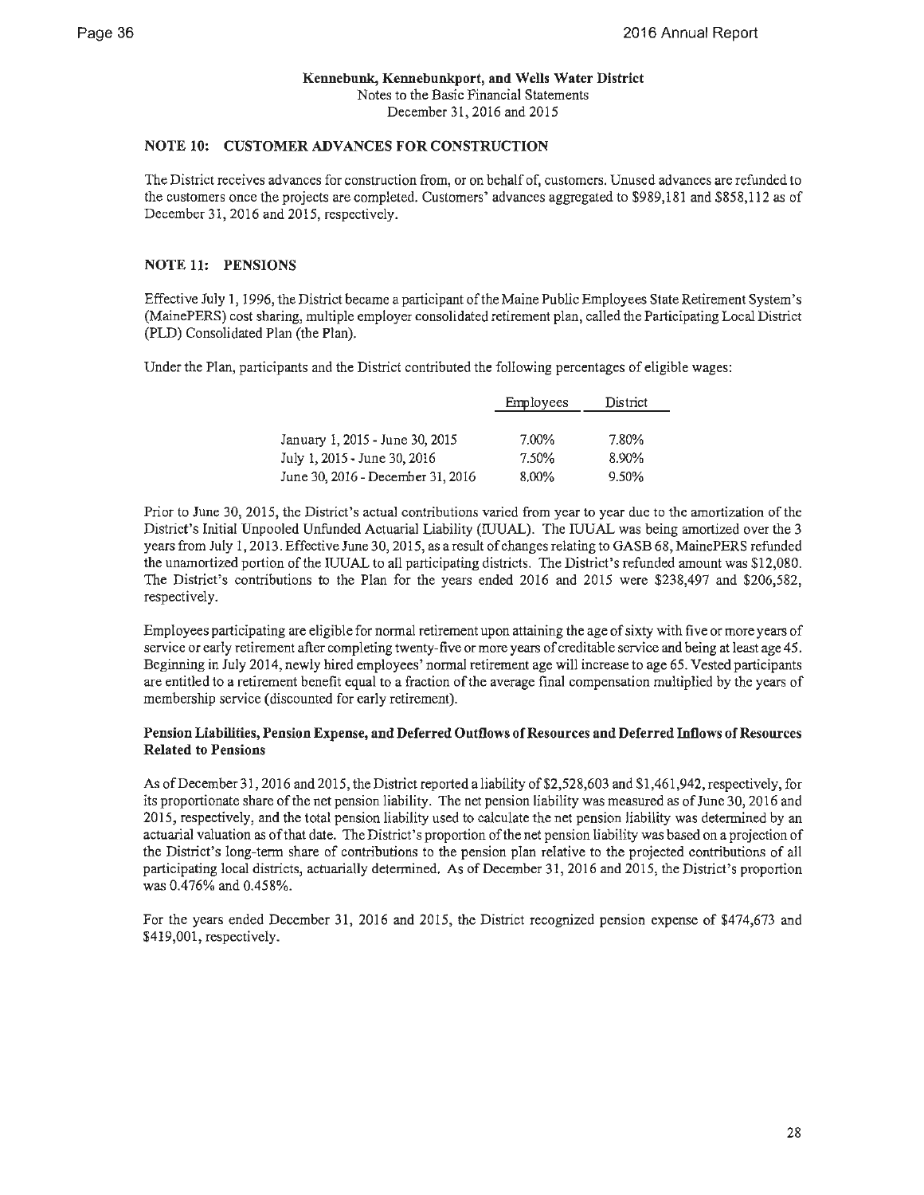**Kennebunk, Kennebunkport, and Wells Water District**
Notes to the Basic Financial Statements
December 31, 2016 and 2015

## NOTE 10: CUSTOMER ADVANCES FOR CONSTRUCTION

The District receives advances for construction from, or on behalf of, customers. Unused advances are refunded to the customers once the projects are completed. Customers' advances aggregated to $989,181 and $858,112 as of December 31, 2016 and 2015, respectively.

## NOTE 11: PENSIONS

Effective July 1, 1996, the District became a participant of the Maine Public Employees State Retirement System's (MainePERS) cost sharing, multiple employer consolidated retirement plan, called the Participating Local District (PLD) Consolidated Plan (the Plan).

Under the Plan, participants and the District contributed the following percentages of eligible wages:

| | Employees | District |
|---|---|---|
| January 1, 2015 - June 30, 2015 | 7.00% | 7.80% |
| July 1, 2015 - June 30, 2016 | 7.50% | 8.90% |
| June 30, 2016 - December 31, 2016 | 8.00% | 9.50% |

Prior to June 30, 2015, the District's actual contributions varied from year to year due to the amortization of the District's Initial Unpooled Unfunded Actuarial Liability (IUUAL). The IUUAL was being amortized over the 3 years from July 1, 2013. Effective June 30, 2015, as a result of changes relating to GASB 68, MainePERS refunded the unamortized portion of the IUUAL to all participating districts. The District's refunded amount was $12,080. The District's contributions to the Plan for the years ended 2016 and 2015 were $238,497 and $206,582, respectively.

Employees participating are eligible for normal retirement upon attaining the age of sixty with five or more years of service or early retirement after completing twenty-five or more years of creditable service and being at least age 45. Beginning in July 2014, newly hired employees' normal retirement age will increase to age 65. Vested participants are entitled to a retirement benefit equal to a fraction of the average final compensation multiplied by the years of membership service (discounted for early retirement).

### Pension Liabilities, Pension Expense, and Deferred Outflows of Resources and Deferred Inflows of Resources Related to Pensions

As of December 31, 2016 and 2015, the District reported a liability of $2,528,603 and $1,461,942, respectively, for its proportionate share of the net pension liability. The net pension liability was measured as of June 30, 2016 and 2015, respectively, and the total pension liability used to calculate the net pension liability was determined by an actuarial valuation as of that date. The District's proportion of the net pension liability was based on a projection of the District's long-term share of contributions to the pension plan relative to the projected contributions of all participating local districts, actuarially determined. As of December 31, 2016 and 2015, the District's proportion was 0.476% and 0.458%.

For the years ended December 31, 2016 and 2015, the District recognized pension expense of $474,673 and $419,001, respectively.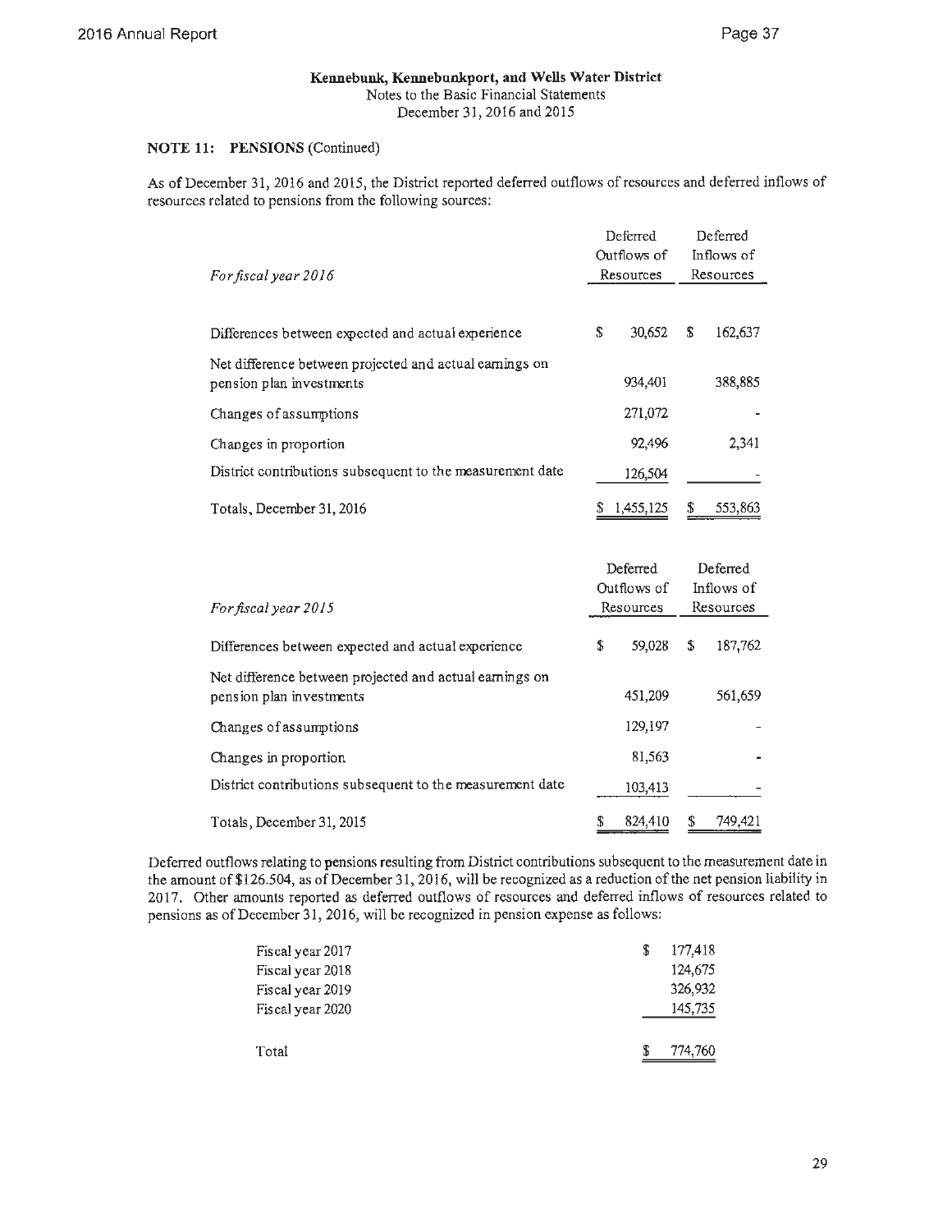**Kennebunk, Kennebunkport, and Wells Water District**
Notes to the Basic Financial Statements
December 31, 2016 and 2015

**NOTE 11: PENSIONS** (Continued)

As of December 31, 2016 and 2015, the District reported deferred outflows of resources and deferred inflows of resources related to pensions from the following sources:

| *For fiscal year 2016* | Deferred Outflows of Resources | Deferred Inflows of Resources |
|---|---|---|
| Differences between expected and actual experience | $ 30,652 | $ 162,637 |
| Net difference between projected and actual earnings on pension plan investments | 934,401 | 388,885 |
| Changes of assumptions | 271,072 | - |
| Changes in proportion | 92,496 | 2,341 |
| District contributions subsequent to the measurement date | 126,504 | - |
| Totals, December 31, 2016 | $ 1,455,125 | $ 553,863 |

| *For fiscal year 2015* | Deferred Outflows of Resources | Deferred Inflows of Resources |
|---|---|---|
| Differences between expected and actual experience | $ 59,028 | $ 187,762 |
| Net difference between projected and actual earnings on pension plan investments | 451,209 | 561,659 |
| Changes of assumptions | 129,197 | - |
| Changes in proportion | 81,563 | - |
| District contributions subsequent to the measurement date | 103,413 | - |
| Totals, December 31, 2015 | $ 824,410 | $ 749,421 |

Deferred outflows relating to pensions resulting from District contributions subsequent to the measurement date in the amount of $126.504, as of December 31, 2016, will be recognized as a reduction of the net pension liability in 2017. Other amounts reported as deferred outflows of resources and deferred inflows of resources related to pensions as of December 31, 2016, will be recognized in pension expense as follows:

| | |
|---|---|
| Fiscal year 2017 | $ 177,418 |
| Fiscal year 2018 | 124,675 |
| Fiscal year 2019 | 326,932 |
| Fiscal year 2020 | 145,735 |
| Total | $ 774,760 |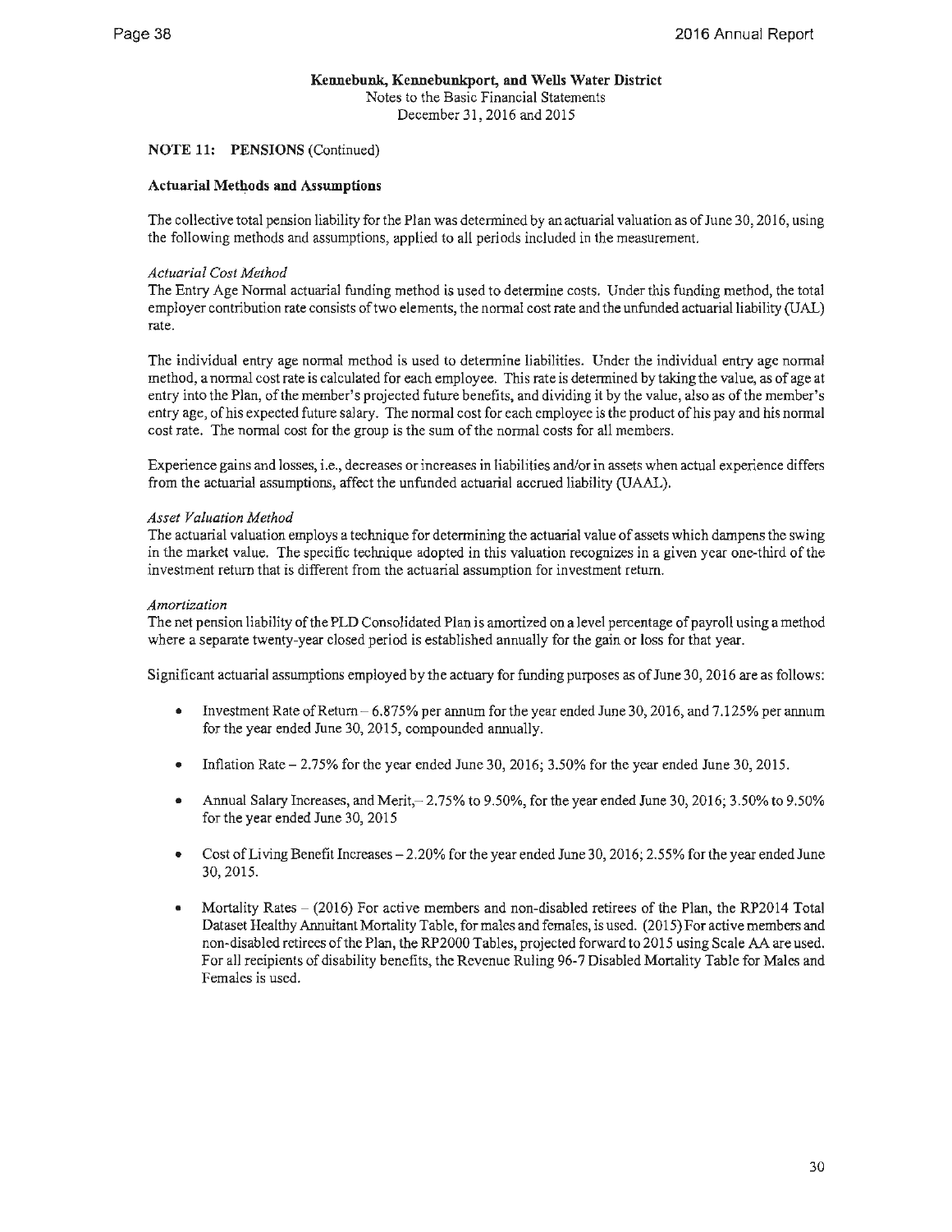**Kennebunk, Kennebunkport, and Wells Water District**
Notes to the Basic Financial Statements
December 31, 2016 and 2015

**NOTE 11: PENSIONS** (Continued)

**Actuarial Methods and Assumptions**

The collective total pension liability for the Plan was determined by an actuarial valuation as of June 30, 2016, using the following methods and assumptions, applied to all periods included in the measurement.

*Actuarial Cost Method*
The Entry Age Normal actuarial funding method is used to determine costs. Under this funding method, the total employer contribution rate consists of two elements, the normal cost rate and the unfunded actuarial liability (UAL) rate.

The individual entry age normal method is used to determine liabilities. Under the individual entry age normal method, a normal cost rate is calculated for each employee. This rate is determined by taking the value, as of age at entry into the Plan, of the member's projected future benefits, and dividing it by the value, also as of the member's entry age, of his expected future salary. The normal cost for each employee is the product of his pay and his normal cost rate. The normal cost for the group is the sum of the normal costs for all members.

Experience gains and losses, i.e., decreases or increases in liabilities and/or in assets when actual experience differs from the actuarial assumptions, affect the unfunded actuarial accrued liability (UAAL).

*Asset Valuation Method*
The actuarial valuation employs a technique for determining the actuarial value of assets which dampens the swing in the market value. The specific technique adopted in this valuation recognizes in a given year one-third of the investment return that is different from the actuarial assumption for investment return.

*Amortization*
The net pension liability of the PLD Consolidated Plan is amortized on a level percentage of payroll using a method where a separate twenty-year closed period is established annually for the gain or loss for that year.

Significant actuarial assumptions employed by the actuary for funding purposes as of June 30, 2016 are as follows:

- Investment Rate of Return – 6.875% per annum for the year ended June 30, 2016, and 7.125% per annum for the year ended June 30, 2015, compounded annually.

- Inflation Rate – 2.75% for the year ended June 30, 2016; 3.50% for the year ended June 30, 2015.

- Annual Salary Increases, and Merit,– 2.75% to 9.50%, for the year ended June 30, 2016; 3.50% to 9.50% for the year ended June 30, 2015

- Cost of Living Benefit Increases – 2.20% for the year ended June 30, 2016; 2.55% for the year ended June 30, 2015.

- Mortality Rates – (2016) For active members and non-disabled retirees of the Plan, the RP2014 Total Dataset Healthy Annuitant Mortality Table, for males and females, is used. (2015) For active members and non-disabled retirees of the Plan, the RP2000 Tables, projected forward to 2015 using Scale AA are used. For all recipients of disability benefits, the Revenue Ruling 96-7 Disabled Mortality Table for Males and Females is used.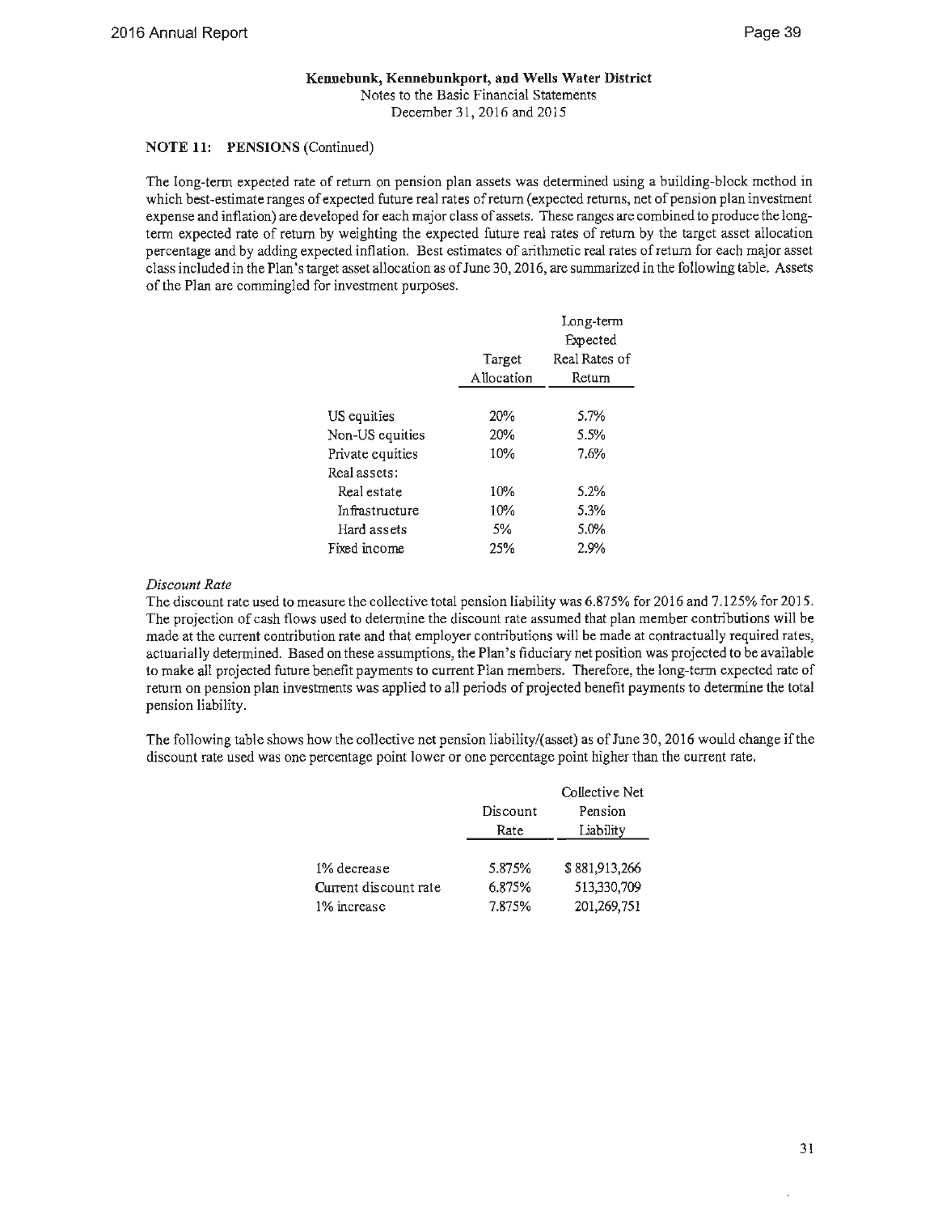**Kennebunk, Kennebunkport, and Wells Water District**
Notes to the Basic Financial Statements
December 31, 2016 and 2015

**NOTE 11: PENSIONS** (Continued)

The long-term expected rate of return on pension plan assets was determined using a building-block method in which best-estimate ranges of expected future real rates of return (expected returns, net of pension plan investment expense and inflation) are developed for each major class of assets. These ranges are combined to produce the long-term expected rate of return by weighting the expected future real rates of return by the target asset allocation percentage and by adding expected inflation. Best estimates of arithmetic real rates of return for each major asset class included in the Plan's target asset allocation as of June 30, 2016, are summarized in the following table. Assets of the Plan are commingled for investment purposes.

| | Target Allocation | Long-term Expected Real Rates of Return |
|---|---|---|
| US equities | 20% | 5.7% |
| Non-US equities | 20% | 5.5% |
| Private equities | 10% | 7.6% |
| Real assets: | | |
| Real estate | 10% | 5.2% |
| Infrastructure | 10% | 5.3% |
| Hard assets | 5% | 5.0% |
| Fixed income | 25% | 2.9% |

*Discount Rate*

The discount rate used to measure the collective total pension liability was 6.875% for 2016 and 7.125% for 2015. The projection of cash flows used to determine the discount rate assumed that plan member contributions will be made at the current contribution rate and that employer contributions will be made at contractually required rates, actuarially determined. Based on these assumptions, the Plan's fiduciary net position was projected to be available to make all projected future benefit payments to current Plan members. Therefore, the long-term expected rate of return on pension plan investments was applied to all periods of projected benefit payments to determine the total pension liability.

The following table shows how the collective net pension liability/(asset) as of June 30, 2016 would change if the discount rate used was one percentage point lower or one percentage point higher than the current rate.

| | Discount Rate | Collective Net Pension Liability |
|---|---|---|
| 1% decrease | 5.875% | $ 881,913,266 |
| Current discount rate | 6.875% | 513,330,709 |
| 1% increase | 7.875% | 201,269,751 |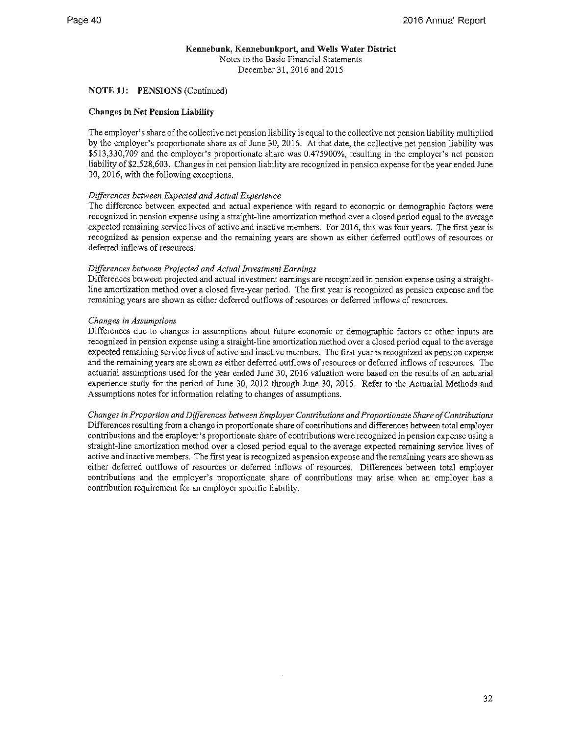**Kennebunk, Kennebunkport, and Wells Water District**
Notes to the Basic Financial Statements
December 31, 2016 and 2015

**NOTE 11: PENSIONS** (Continued)

**Changes in Net Pension Liability**

The employer's share of the collective net pension liability is equal to the collective net pension liability multiplied by the employer's proportionate share as of June 30, 2016. At that date, the collective net pension liability was $513,330,709 and the employer's proportionate share was 0.475900%, resulting in the employer's net pension liability of $2,528,603. Changes in net pension liability are recognized in pension expense for the year ended June 30, 2016, with the following exceptions.

*Differences between Expected and Actual Experience*
The difference between expected and actual experience with regard to economic or demographic factors were recognized in pension expense using a straight-line amortization method over a closed period equal to the average expected remaining service lives of active and inactive members. For 2016, this was four years. The first year is recognized as pension expense and the remaining years are shown as either deferred outflows of resources or deferred inflows of resources.

*Differences between Projected and Actual Investment Earnings*
Differences between projected and actual investment earnings are recognized in pension expense using a straight-line amortization method over a closed five-year period. The first year is recognized as pension expense and the remaining years are shown as either deferred outflows of resources or deferred inflows of resources.

*Changes in Assumptions*
Differences due to changes in assumptions about future economic or demographic factors or other inputs are recognized in pension expense using a straight-line amortization method over a closed period equal to the average expected remaining service lives of active and inactive members. The first year is recognized as pension expense and the remaining years are shown as either deferred outflows of resources or deferred inflows of resources. The actuarial assumptions used for the year ended June 30, 2016 valuation were based on the results of an actuarial experience study for the period of June 30, 2012 through June 30, 2015. Refer to the Actuarial Methods and Assumptions notes for information relating to changes of assumptions.

*Changes in Proportion and Differences between Employer Contributions and Proportionate Share of Contributions*
Differences resulting from a change in proportionate share of contributions and differences between total employer contributions and the employer's proportionate share of contributions were recognized in pension expense using a straight-line amortization method over a closed period equal to the average expected remaining service lives of active and inactive members. The first year is recognized as pension expense and the remaining years are shown as either deferred outflows of resources or deferred inflows of resources. Differences between total employer contributions and the employer's proportionate share of contributions may arise when an employer has a contribution requirement for an employer specific liability.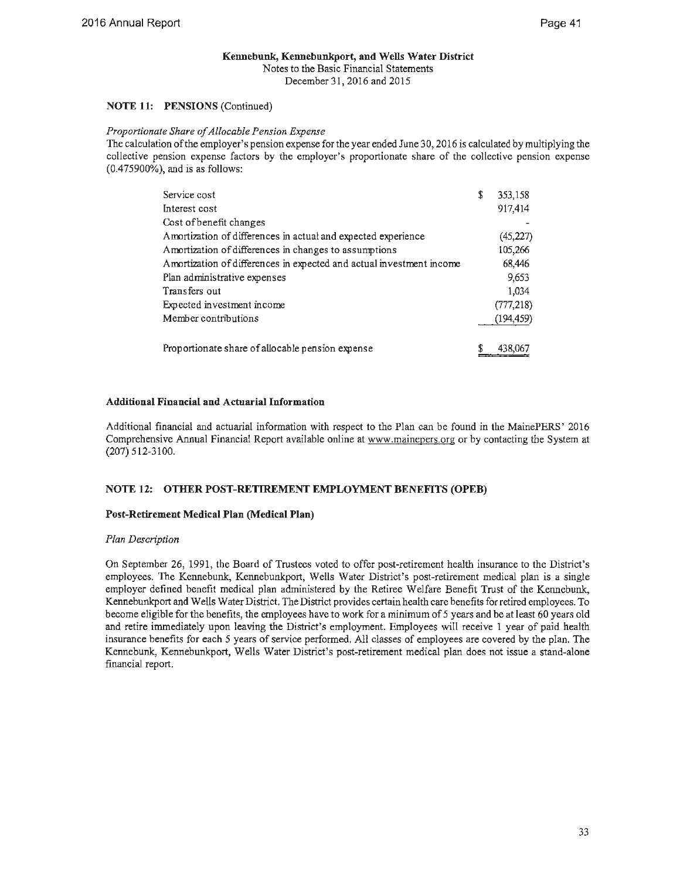**Kennebunk, Kennebunkport, and Wells Water District**
Notes to the Basic Financial Statements
December 31, 2016 and 2015

**NOTE 11: PENSIONS** (Continued)

*Proportionate Share of Allocable Pension Expense*

The calculation of the employer's pension expense for the year ended June 30, 2016 is calculated by multiplying the collective pension expense factors by the employer's proportionate share of the collective pension expense (0.475900%), and is as follows:

| | |
|---|---|
| Service cost | $ 353,158 |
| Interest cost | 917,414 |
| Cost of benefit changes | - |
| Amortization of differences in actual and expected experience | (45,227) |
| Amortization of differences in changes to assumptions | 105,266 |
| Amortization of differences in expected and actual investment income | 68,446 |
| Plan administrative expenses | 9,653 |
| Transfers out | 1,034 |
| Expected investment income | (777,218) |
| Member contributions | (194,459) |
| Proportionate share of allocable pension expense | $ 438,067 |

**Additional Financial and Actuarial Information**

Additional financial and actuarial information with respect to the Plan can be found in the MainePERS' 2016 Comprehensive Annual Financial Report available online at www.mainepers.org or by contacting the System at (207) 512-3100.

**NOTE 12: OTHER POST-RETIREMENT EMPLOYMENT BENEFITS (OPEB)**

**Post-Retirement Medical Plan (Medical Plan)**

*Plan Description*

On September 26, 1991, the Board of Trustees voted to offer post-retirement health insurance to the District's employees. The Kennebunk, Kennebunkport, Wells Water District's post-retirement medical plan is a single employer defined benefit medical plan administered by the Retiree Welfare Benefit Trust of the Kennebunk, Kennebunkport and Wells Water District. The District provides certain health care benefits for retired employees. To become eligible for the benefits, the employees have to work for a minimum of 5 years and be at least 60 years old and retire immediately upon leaving the District's employment. Employees will receive 1 year of paid health insurance benefits for each 5 years of service performed. All classes of employees are covered by the plan. The Kennebunk, Kennebunkport, Wells Water District's post-retirement medical plan does not issue a stand-alone financial report.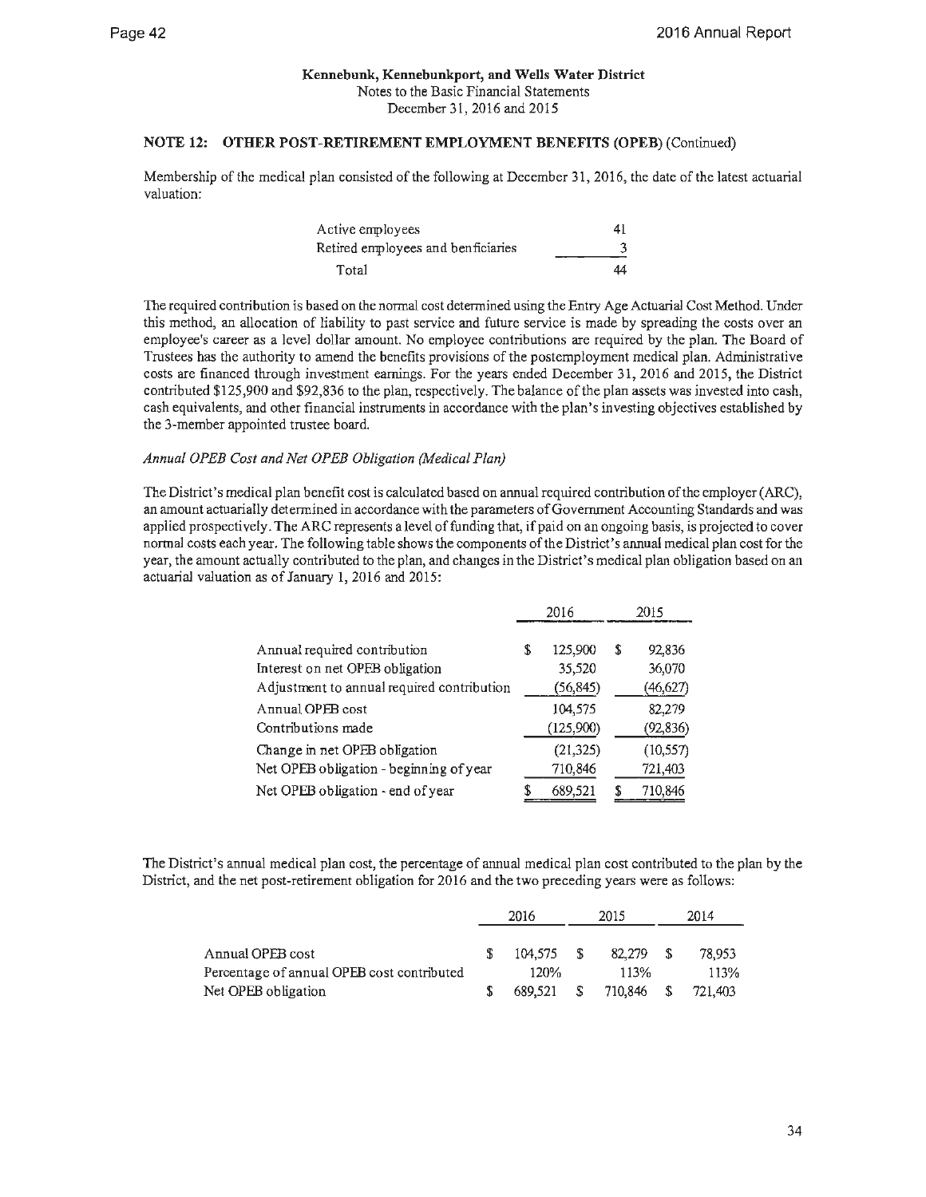**Kennebunk, Kennebunkport, and Wells Water District**
Notes to the Basic Financial Statements
December 31, 2016 and 2015

### NOTE 12: OTHER POST-RETIREMENT EMPLOYMENT BENEFITS (OPEB) (Continued)

Membership of the medical plan consisted of the following at December 31, 2016, the date of the latest actuarial valuation:

| | |
|---|---|
| Active employees | 41 |
| Retired employees and benficiaries | 3 |
| Total | 44 |

The required contribution is based on the normal cost determined using the Entry Age Actuarial Cost Method. Under this method, an allocation of liability to past service and future service is made by spreading the costs over an employee's career as a level dollar amount. No employee contributions are required by the plan. The Board of Trustees has the authority to amend the benefits provisions of the postemployment medical plan. Administrative costs are financed through investment earnings. For the years ended December 31, 2016 and 2015, the District contributed $125,900 and $92,836 to the plan, respectively. The balance of the plan assets was invested into cash, cash equivalents, and other financial instruments in accordance with the plan's investing objectives established by the 3-member appointed trustee board.

*Annual OPEB Cost and Net OPEB Obligation (Medical Plan)*

The District's medical plan benefit cost is calculated based on annual required contribution of the employer (ARC), an amount actuarially determined in accordance with the parameters of Government Accounting Standards and was applied prospectively. The ARC represents a level of funding that, if paid on an ongoing basis, is projected to cover normal costs each year. The following table shows the components of the District's annual medical plan cost for the year, the amount actually contributed to the plan, and changes in the District's medical plan obligation based on an actuarial valuation as of January 1, 2016 and 2015:

| | 2016 | 2015 |
|---|---|---|
| Annual required contribution | $ 125,900 | $ 92,836 |
| Interest on net OPEB obligation | 35,520 | 36,070 |
| Adjustment to annual required contribution | (56,845) | (46,627) |
| Annual OPEB cost | 104,575 | 82,279 |
| Contributions made | (125,900) | (92,836) |
| Change in net OPEB obligation | (21,325) | (10,557) |
| Net OPEB obligation - beginning of year | 710,846 | 721,403 |
| Net OPEB obligation - end of year | $ 689,521 | $ 710,846 |

The District's annual medical plan cost, the percentage of annual medical plan cost contributed to the plan by the District, and the net post-retirement obligation for 2016 and the two preceding years were as follows:

| | 2016 | 2015 | 2014 |
|---|---|---|---|
| Annual OPEB cost | $ 104,575 | $ 82,279 | $ 78,953 |
| Percentage of annual OPEB cost contributed | 120% | 113% | 113% |
| Net OPEB obligation | $ 689,521 | $ 710,846 | $ 721,403 |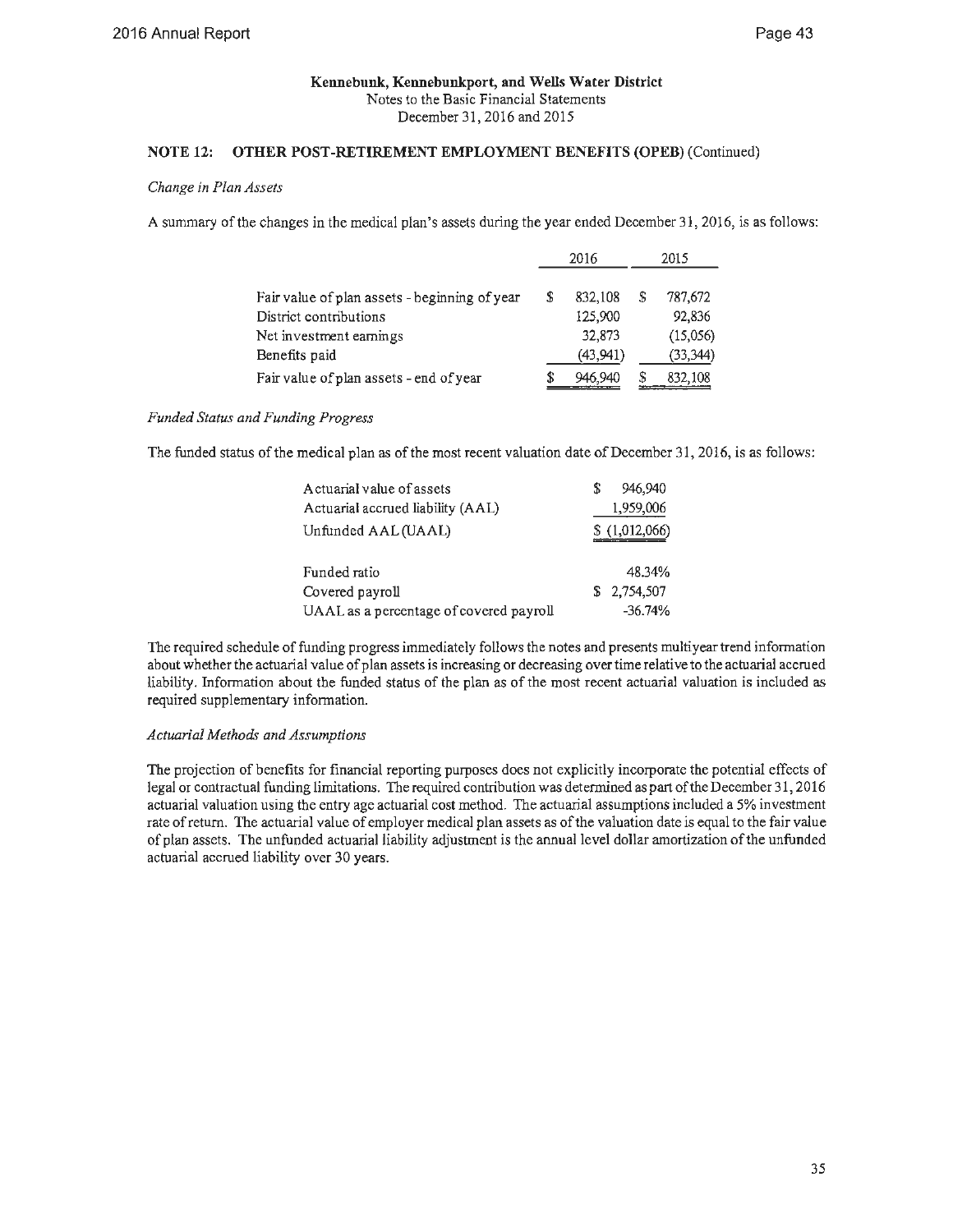**Kennebunk, Kennebunkport, and Wells Water District**
Notes to the Basic Financial Statements
December 31, 2016 and 2015

### NOTE 12: OTHER POST-RETIREMENT EMPLOYMENT BENEFITS (OPEB) (Continued)

*Change in Plan Assets*

A summary of the changes in the medical plan's assets during the year ended December 31, 2016, is as follows:

| | 2016 | 2015 |
|---|---|---|
| Fair value of plan assets - beginning of year | $ 832,108 | $ 787,672 |
| District contributions | 125,900 | 92,836 |
| Net investment earnings | 32,873 | (15,056) |
| Benefits paid | (43,941) | (33,344) |
| Fair value of plan assets - end of year | $ 946,940 | $ 832,108 |

*Funded Status and Funding Progress*

The funded status of the medical plan as of the most recent valuation date of December 31, 2016, is as follows:

| | |
|---|---|
| Actuarial value of assets | $ 946,940 |
| Actuarial accrued liability (AAL) | 1,959,006 |
| Unfunded AAL (UAAL) | $ (1,012,066) |
| | |
| Funded ratio | 48.34% |
| Covered payroll | $ 2,754,507 |
| UAAL as a percentage of covered payroll | -36.74% |

The required schedule of funding progress immediately follows the notes and presents multiyear trend information about whether the actuarial value of plan assets is increasing or decreasing over time relative to the actuarial accrued liability. Information about the funded status of the plan as of the most recent actuarial valuation is included as required supplementary information.

*Actuarial Methods and Assumptions*

The projection of benefits for financial reporting purposes does not explicitly incorporate the potential effects of legal or contractual funding limitations. The required contribution was determined as part of the December 31, 2016 actuarial valuation using the entry age actuarial cost method. The actuarial assumptions included a 5% investment rate of return. The actuarial value of employer medical plan assets as of the valuation date is equal to the fair value of plan assets. The unfunded actuarial liability adjustment is the annual level dollar amortization of the unfunded actuarial accrued liability over 30 years.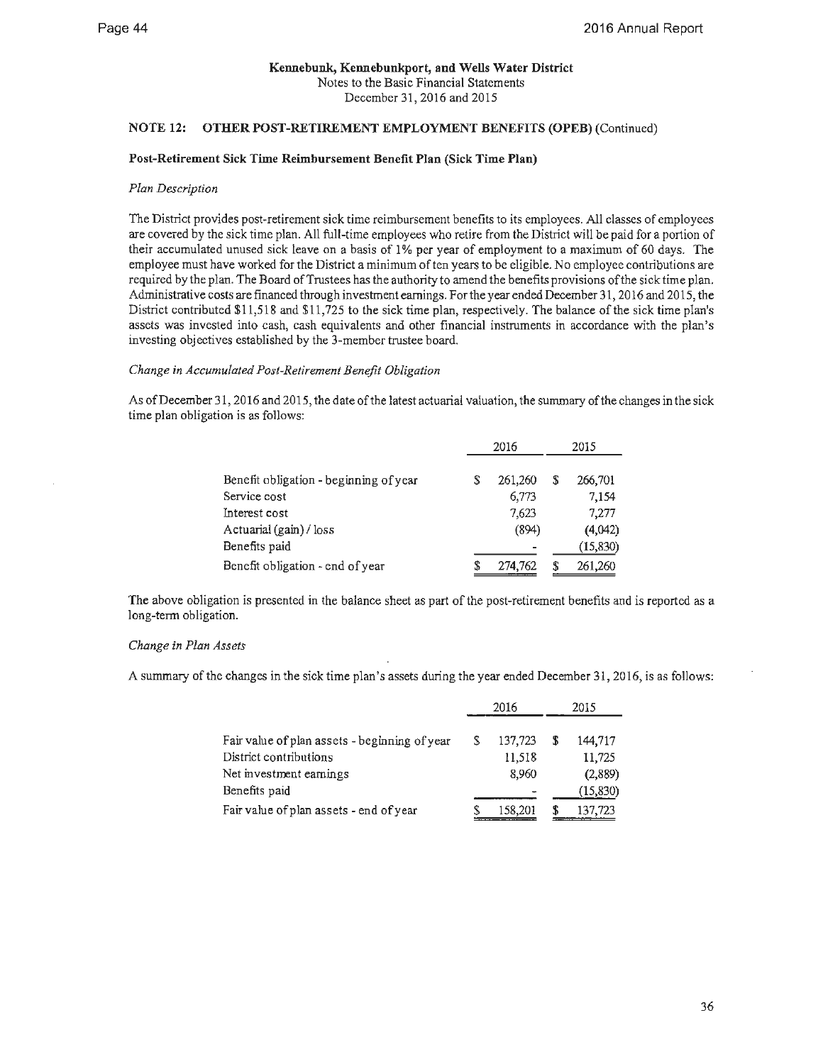**Kennebunk, Kennebunkport, and Wells Water District**
Notes to the Basic Financial Statements
December 31, 2016 and 2015

**NOTE 12: OTHER POST-RETIREMENT EMPLOYMENT BENEFITS (OPEB)** (Continued)

**Post-Retirement Sick Time Reimbursement Benefit Plan (Sick Time Plan)**

*Plan Description*

The District provides post-retirement sick time reimbursement benefits to its employees. All classes of employees are covered by the sick time plan. All full-time employees who retire from the District will be paid for a portion of their accumulated unused sick leave on a basis of 1% per year of employment to a maximum of 60 days. The employee must have worked for the District a minimum of ten years to be eligible. No employee contributions are required by the plan. The Board of Trustees has the authority to amend the benefits provisions of the sick time plan. Administrative costs are financed through investment earnings. For the year ended December 31, 2016 and 2015, the District contributed $11,518 and $11,725 to the sick time plan, respectively. The balance of the sick time plan's assets was invested into cash, cash equivalents and other financial instruments in accordance with the plan's investing objectives established by the 3-member trustee board.

*Change in Accumulated Post-Retirement Benefit Obligation*

As of December 31, 2016 and 2015, the date of the latest actuarial valuation, the summary of the changes in the sick time plan obligation is as follows:

| | 2016 | 2015 |
|---|---|---|
| Benefit obligation - beginning of year | $ 261,260 | $ 266,701 |
| Service cost | 6,773 | 7,154 |
| Interest cost | 7,623 | 7,277 |
| Actuarial (gain) / loss | (894) | (4,042) |
| Benefits paid | - | (15,830) |
| Benefit obligation - end of year | $ 274,762 | $ 261,260 |

The above obligation is presented in the balance sheet as part of the post-retirement benefits and is reported as a long-term obligation.

*Change in Plan Assets*

A summary of the changes in the sick time plan's assets during the year ended December 31, 2016, is as follows:

| | 2016 | 2015 |
|---|---|---|
| Fair value of plan assets - beginning of year | $ 137,723 | $ 144,717 |
| District contributions | 11,518 | 11,725 |
| Net investment earnings | 8,960 | (2,889) |
| Benefits paid | - | (15,830) |
| Fair value of plan assets - end of year | $ 158,201 | $ 137,723 |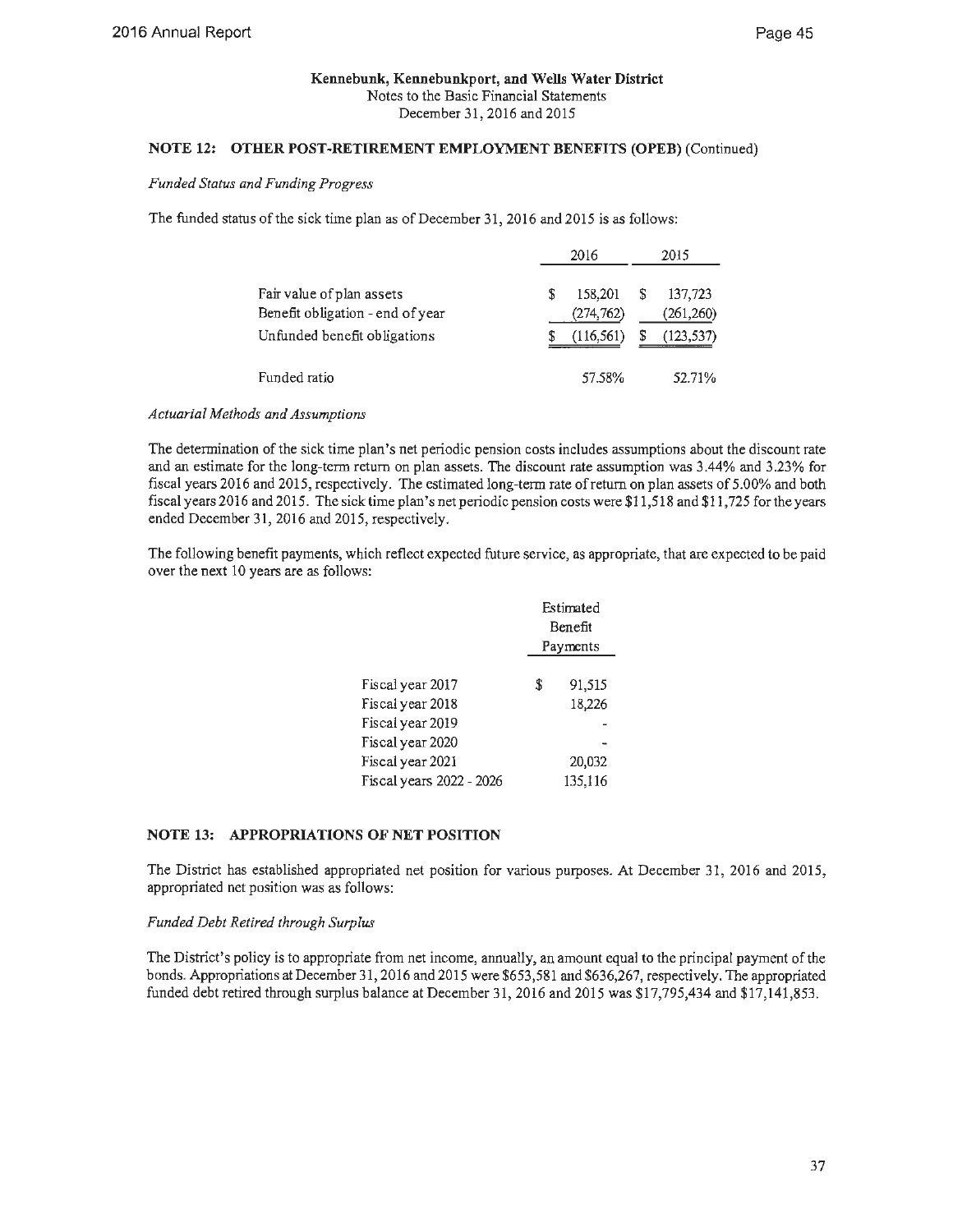**Kennebunk, Kennebunkport, and Wells Water District**
Notes to the Basic Financial Statements
December 31, 2016 and 2015

### NOTE 12: OTHER POST-RETIREMENT EMPLOYMENT BENEFITS (OPEB) (Continued)

*Funded Status and Funding Progress*

The funded status of the sick time plan as of December 31, 2016 and 2015 is as follows:

| | 2016 | 2015 |
|---|---|---|
| Fair value of plan assets | $ 158,201 | $ 137,723 |
| Benefit obligation - end of year | (274,762) | (261,260) |
| Unfunded benefit obligations | $ (116,561) | $ (123,537) |
| Funded ratio | 57.58% | 52.71% |

*Actuarial Methods and Assumptions*

The determination of the sick time plan's net periodic pension costs includes assumptions about the discount rate and an estimate for the long-term return on plan assets. The discount rate assumption was 3.44% and 3.23% for fiscal years 2016 and 2015, respectively. The estimated long-term rate of return on plan assets of 5.00% and both fiscal years 2016 and 2015. The sick time plan's net periodic pension costs were $11,518 and $11,725 for the years ended December 31, 2016 and 2015, respectively.

The following benefit payments, which reflect expected future service, as appropriate, that are expected to be paid over the next 10 years are as follows:

| | Estimated Benefit Payments |
|---|---|
| Fiscal year 2017 | $ 91,515 |
| Fiscal year 2018 | 18,226 |
| Fiscal year 2019 | - |
| Fiscal year 2020 | - |
| Fiscal year 2021 | 20,032 |
| Fiscal years 2022 - 2026 | 135,116 |

### NOTE 13: APPROPRIATIONS OF NET POSITION

The District has established appropriated net position for various purposes. At December 31, 2016 and 2015, appropriated net position was as follows:

*Funded Debt Retired through Surplus*

The District's policy is to appropriate from net income, annually, an amount equal to the principal payment of the bonds. Appropriations at December 31, 2016 and 2015 were $653,581 and $636,267, respectively. The appropriated funded debt retired through surplus balance at December 31, 2016 and 2015 was $17,795,434 and $17,141,853.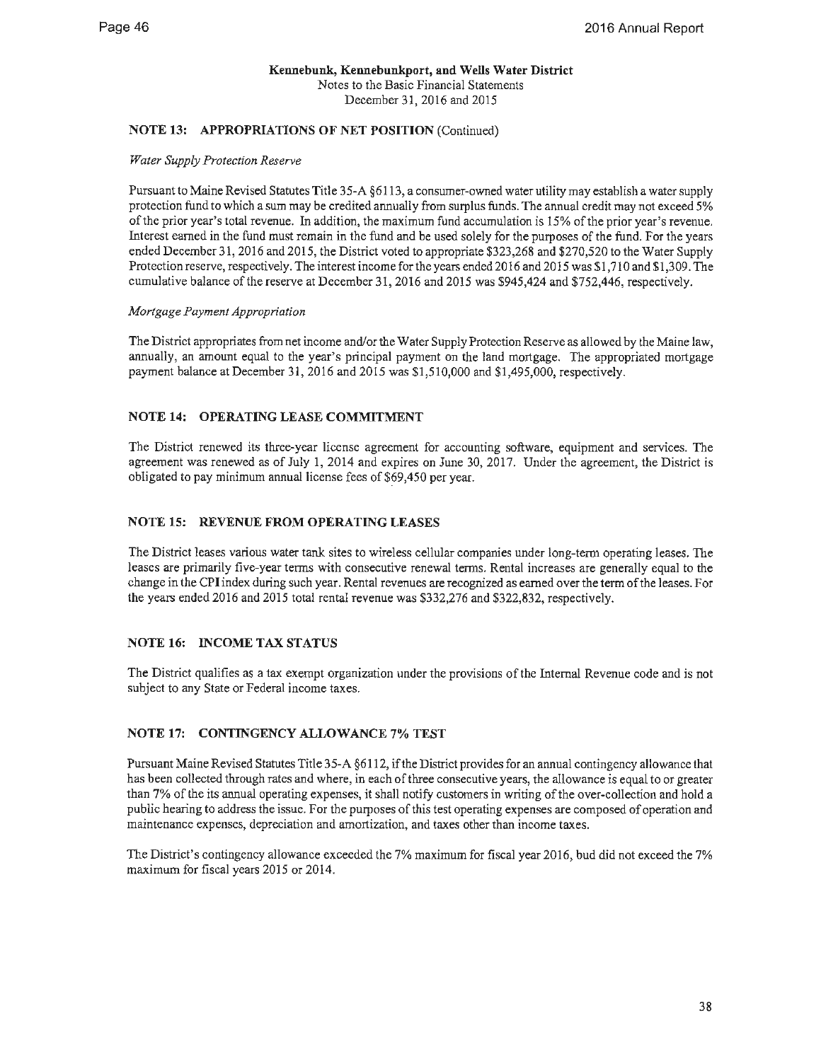**Kennebunk, Kennebunkport, and Wells Water District**
Notes to the Basic Financial Statements
December 31, 2016 and 2015

## NOTE 13: APPROPRIATIONS OF NET POSITION (Continued)

*Water Supply Protection Reserve*

Pursuant to Maine Revised Statutes Title 35-A §6113, a consumer-owned water utility may establish a water supply protection fund to which a sum may be credited annually from surplus funds. The annual credit may not exceed 5% of the prior year's total revenue. In addition, the maximum fund accumulation is 15% of the prior year's revenue. Interest earned in the fund must remain in the fund and be used solely for the purposes of the fund. For the years ended December 31, 2016 and 2015, the District voted to appropriate $323,268 and $270,520 to the Water Supply Protection reserve, respectively. The interest income for the years ended 2016 and 2015 was $1,710 and $1,309. The cumulative balance of the reserve at December 31, 2016 and 2015 was $945,424 and $752,446, respectively.

*Mortgage Payment Appropriation*

The District appropriates from net income and/or the Water Supply Protection Reserve as allowed by the Maine law, annually, an amount equal to the year's principal payment on the land mortgage. The appropriated mortgage payment balance at December 31, 2016 and 2015 was $1,510,000 and $1,495,000, respectively.

## NOTE 14: OPERATING LEASE COMMITMENT

The District renewed its three-year license agreement for accounting software, equipment and services. The agreement was renewed as of July 1, 2014 and expires on June 30, 2017. Under the agreement, the District is obligated to pay minimum annual license fees of $69,450 per year.

## NOTE 15: REVENUE FROM OPERATING LEASES

The District leases various water tank sites to wireless cellular companies under long-term operating leases. The leases are primarily five-year terms with consecutive renewal terms. Rental increases are generally equal to the change in the CPI index during such year. Rental revenues are recognized as earned over the term of the leases. For the years ended 2016 and 2015 total rental revenue was $332,276 and $322,832, respectively.

## NOTE 16: INCOME TAX STATUS

The District qualifies as a tax exempt organization under the provisions of the Internal Revenue code and is not subject to any State or Federal income taxes.

## NOTE 17: CONTINGENCY ALLOWANCE 7% TEST

Pursuant Maine Revised Statutes Title 35-A §6112, if the District provides for an annual contingency allowance that has been collected through rates and where, in each of three consecutive years, the allowance is equal to or greater than 7% of the its annual operating expenses, it shall notify customers in writing of the over-collection and hold a public hearing to address the issue. For the purposes of this test operating expenses are composed of operation and maintenance expenses, depreciation and amortization, and taxes other than income taxes.

The District's contingency allowance exceeded the 7% maximum for fiscal year 2016, bud did not exceed the 7% maximum for fiscal years 2015 or 2014.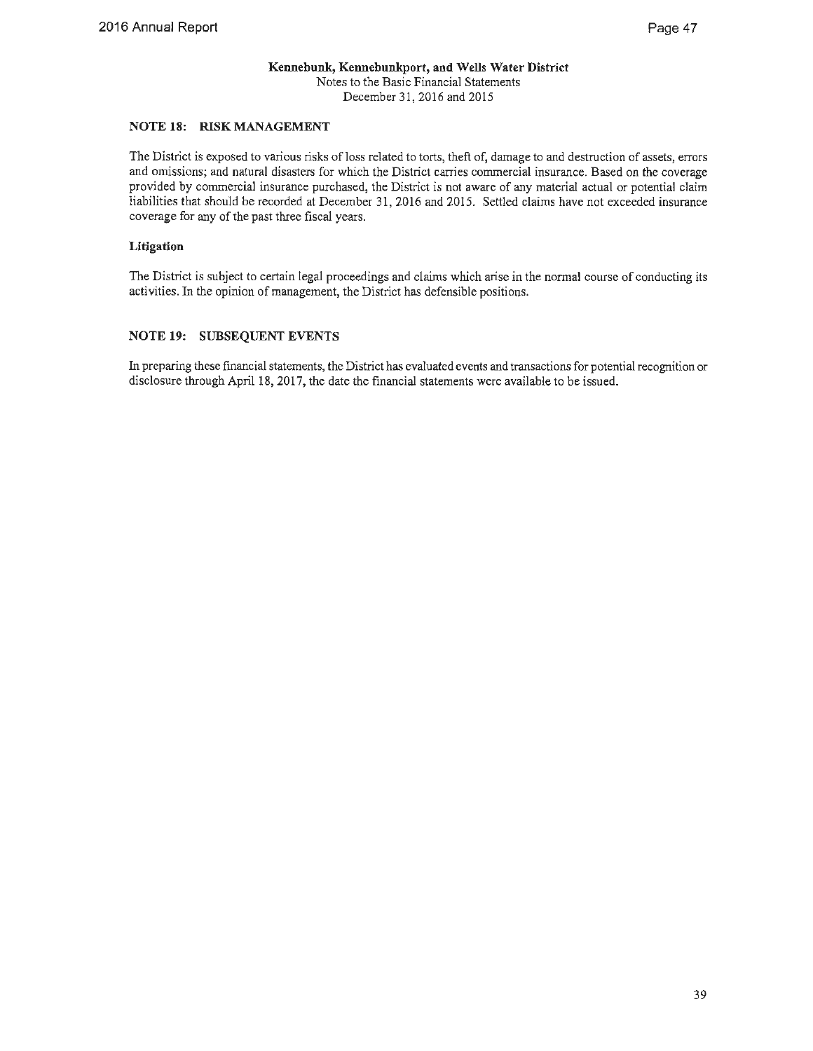**Kennebunk, Kennebunkport, and Wells Water District**
Notes to the Basic Financial Statements
December 31, 2016 and 2015

## NOTE 18: RISK MANAGEMENT

The District is exposed to various risks of loss related to torts, theft of, damage to and destruction of assets, errors and omissions; and natural disasters for which the District carries commercial insurance. Based on the coverage provided by commercial insurance purchased, the District is not aware of any material actual or potential claim liabilities that should be recorded at December 31, 2016 and 2015. Settled claims have not exceeded insurance coverage for any of the past three fiscal years.

### Litigation

The District is subject to certain legal proceedings and claims which arise in the normal course of conducting its activities. In the opinion of management, the District has defensible positions.

## NOTE 19: SUBSEQUENT EVENTS

In preparing these financial statements, the District has evaluated events and transactions for potential recognition or disclosure through April 18, 2017, the date the financial statements were available to be issued.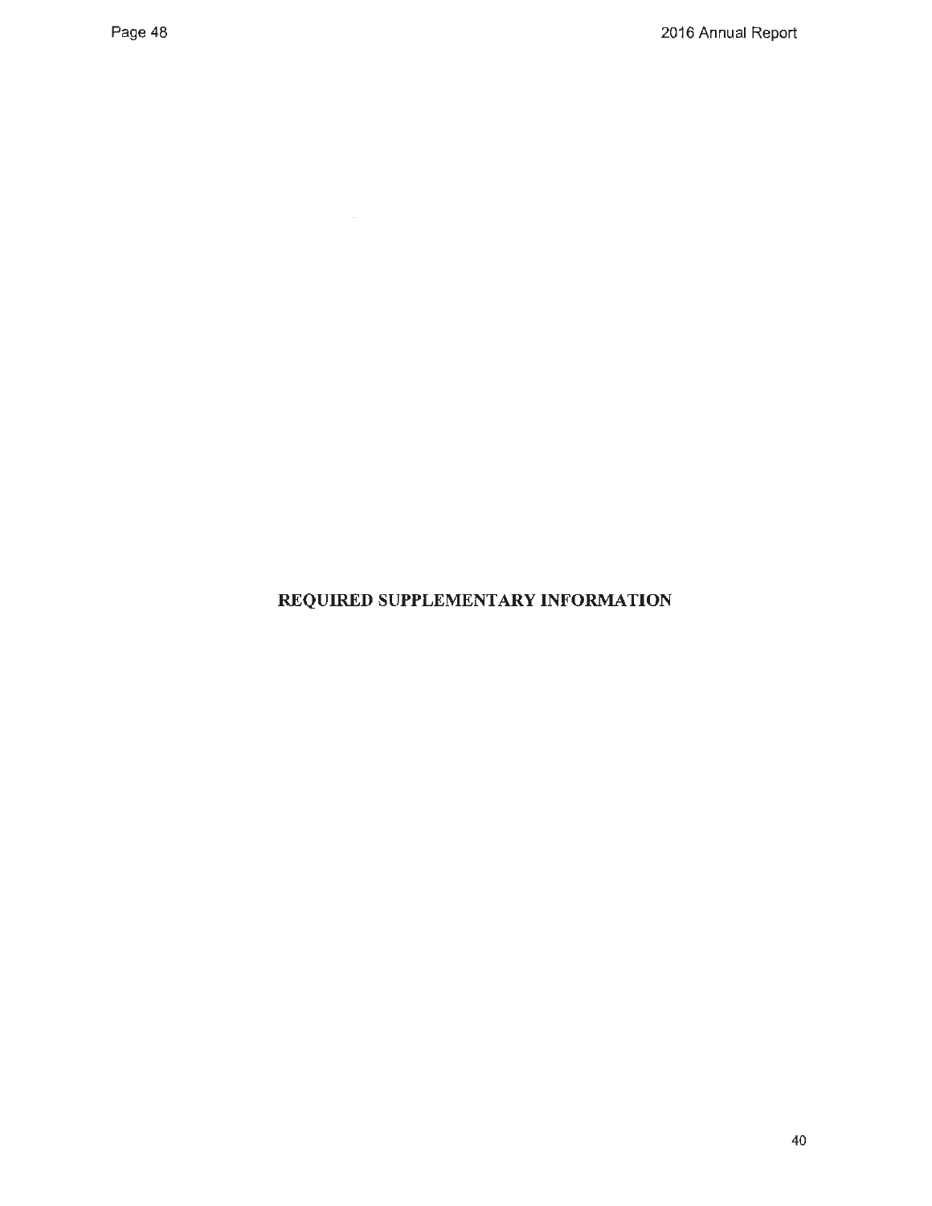# REQUIRED SUPPLEMENTARY INFORMATION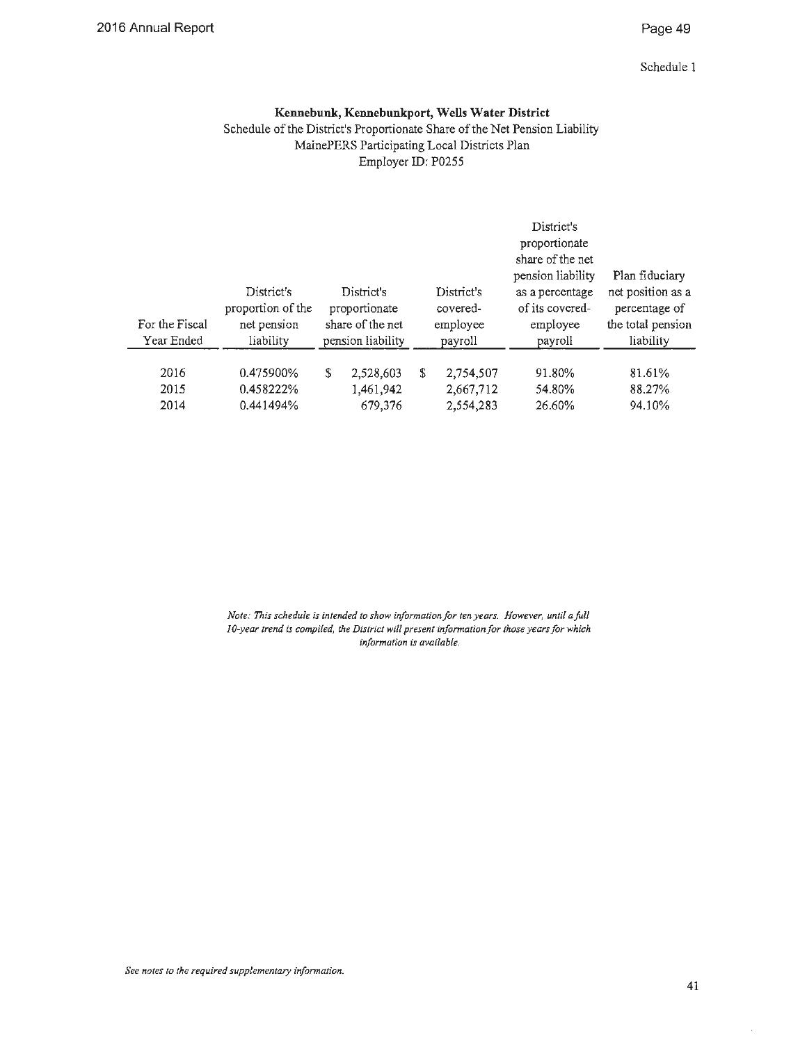Schedule 1

**Kennebunk, Kennebunkport, Wells Water District**
Schedule of the District's Proportionate Share of the Net Pension Liability
MainePERS Participating Local Districts Plan
Employer ID: P0255

| For the Fiscal Year Ended | District's proportion of the net pension liability | District's proportionate share of the net pension liability | District's covered-employee payroll | District's proportionate share of the net pension liability as a percentage of its covered-employee payroll | Plan fiduciary net position as a percentage of the total pension liability |
|---|---|---|---|---|---|
| 2016 | 0.475900% | $ 2,528,603 | $ 2,754,507 | 91.80% | 81.61% |
| 2015 | 0.458222% | 1,461,942 | 2,667,712 | 54.80% | 88.27% |
| 2014 | 0.441494% | 679,376 | 2,554,283 | 26.60% | 94.10% |

*Note: This schedule is intended to show information for ten years. However, until a full 10-year trend is compiled, the District will present information for those years for which information is available.*

*See notes to the required supplementary information.*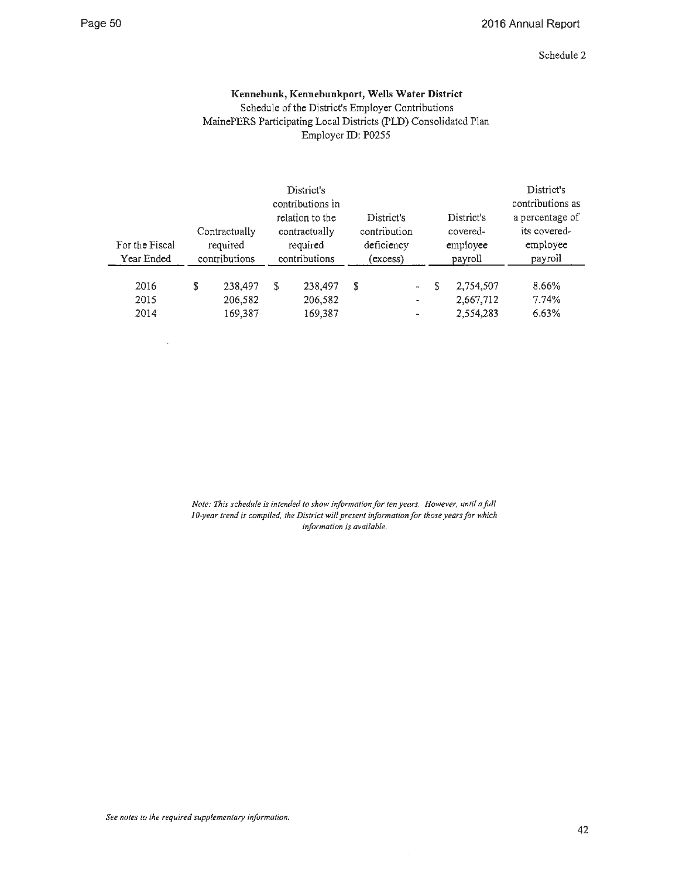Schedule 2

**Kennebunk, Kennebunkport, Wells Water District**
Schedule of the District's Employer Contributions
MainePERS Participating Local Districts (PLD) Consolidated Plan
Employer ID: P0255

| For the Fiscal Year Ended | Contractually required contributions | District's contributions in relation to the contractually required contributions | District's contribution deficiency (excess) | District's covered-employee payroll | District's contributions as a percentage of its covered-employee payroll |
|---|---|---|---|---|---|
| 2016 | $ 238,497 | $ 238,497 | $ - | $ 2,754,507 | 8.66% |
| 2015 | 206,582 | 206,582 | - | 2,667,712 | 7.74% |
| 2014 | 169,387 | 169,387 | - | 2,554,283 | 6.63% |

*Note: This schedule is intended to show information for ten years. However, until a full 10-year trend is compiled, the District will present information for those years for which information is available.*

*See notes to the required supplementary information.*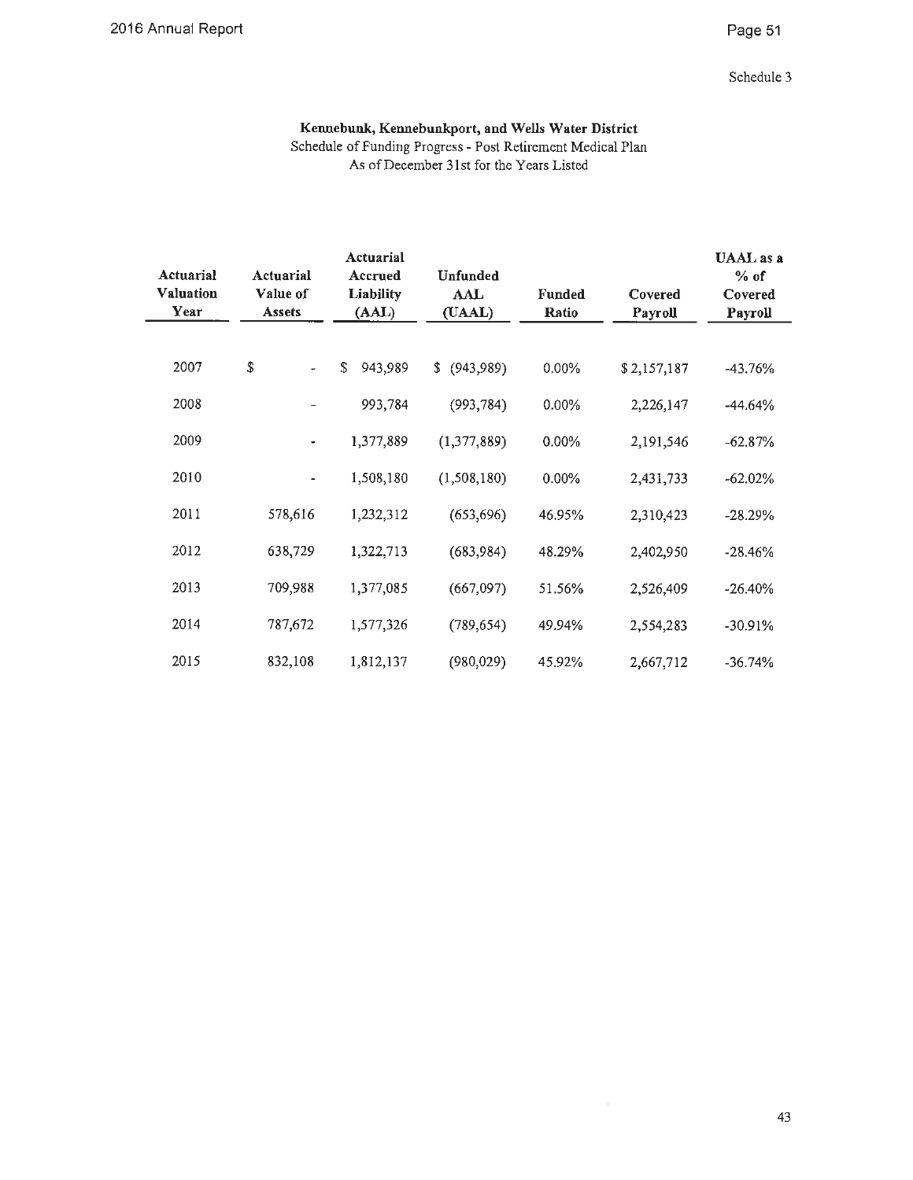Schedule 3

**Kennebunk, Kennebunkport, and Wells Water District**

Schedule of Funding Progress - Post Retirement Medical Plan

As of December 31st for the Years Listed

| Actuarial Valuation Year | Actuarial Value of Assets | Actuarial Accrued Liability (AAL) | Unfunded AAL (UAAL) | Funded Ratio | Covered Payroll | UAAL as a % of Covered Payroll |
|---|---|---|---|---|---|---|
| 2007 | $ - | $ 943,989 | $ (943,989) | 0.00% | $ 2,157,187 | -43.76% |
| 2008 | - | 993,784 | (993,784) | 0.00% | 2,226,147 | -44.64% |
| 2009 | - | 1,377,889 | (1,377,889) | 0.00% | 2,191,546 | -62.87% |
| 2010 | - | 1,508,180 | (1,508,180) | 0.00% | 2,431,733 | -62.02% |
| 2011 | 578,616 | 1,232,312 | (653,696) | 46.95% | 2,310,423 | -28.29% |
| 2012 | 638,729 | 1,322,713 | (683,984) | 48.29% | 2,402,950 | -28.46% |
| 2013 | 709,988 | 1,377,085 | (667,097) | 51.56% | 2,526,409 | -26.40% |
| 2014 | 787,672 | 1,577,326 | (789,654) | 49.94% | 2,554,283 | -30.91% |
| 2015 | 832,108 | 1,812,137 | (980,029) | 45.92% | 2,667,712 | -36.74% |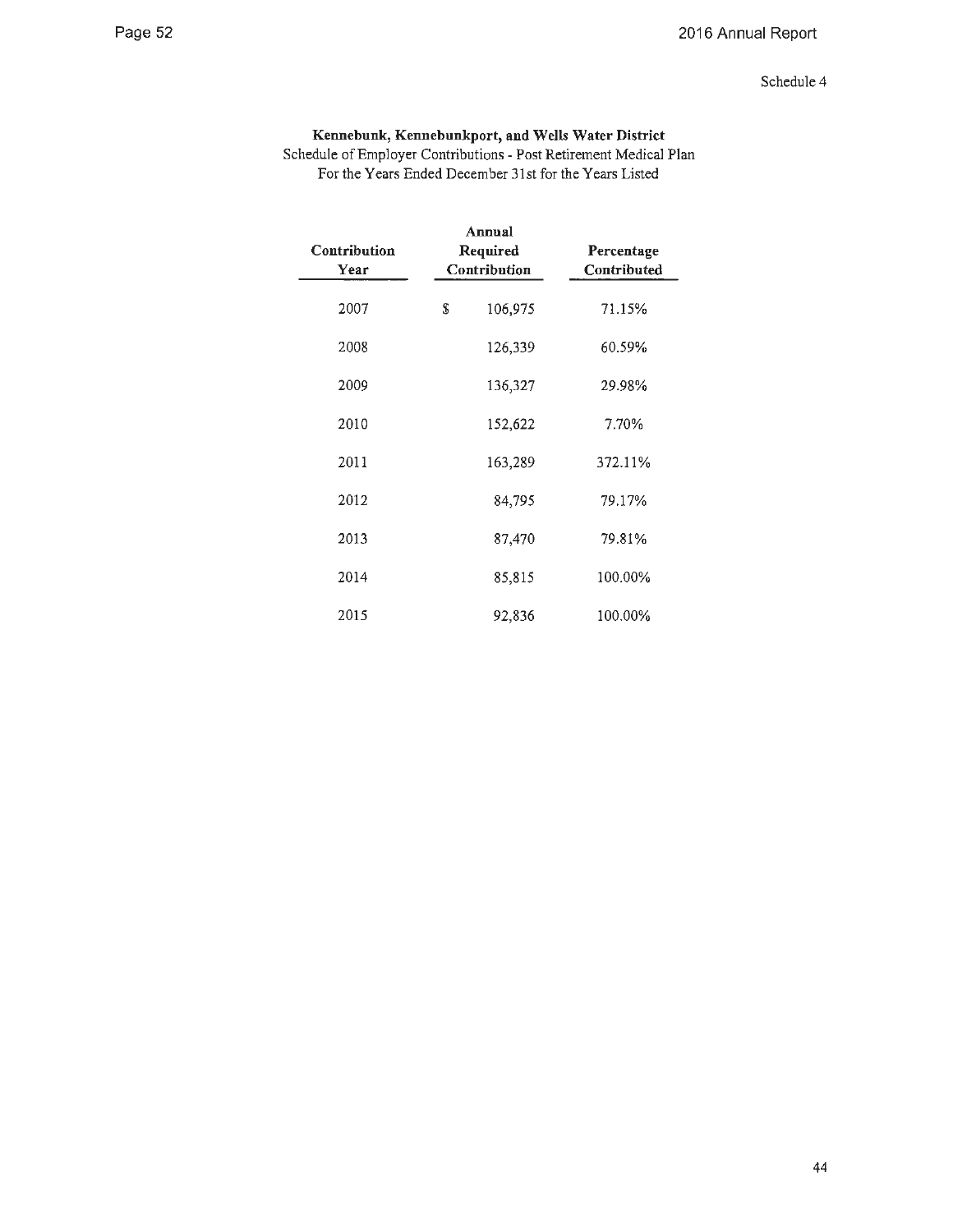Schedule 4

**Kennebunk, Kennebunkport, and Wells Water District**
Schedule of Employer Contributions - Post Retirement Medical Plan
For the Years Ended December 31st for the Years Listed

| Contribution Year | Annual Required Contribution | Percentage Contributed |
|---|---|---|
| 2007 | $ 106,975 | 71.15% |
| 2008 | 126,339 | 60.59% |
| 2009 | 136,327 | 29.98% |
| 2010 | 152,622 | 7.70% |
| 2011 | 163,289 | 372.11% |
| 2012 | 84,795 | 79.17% |
| 2013 | 87,470 | 79.81% |
| 2014 | 85,815 | 100.00% |
| 2015 | 92,836 | 100.00% |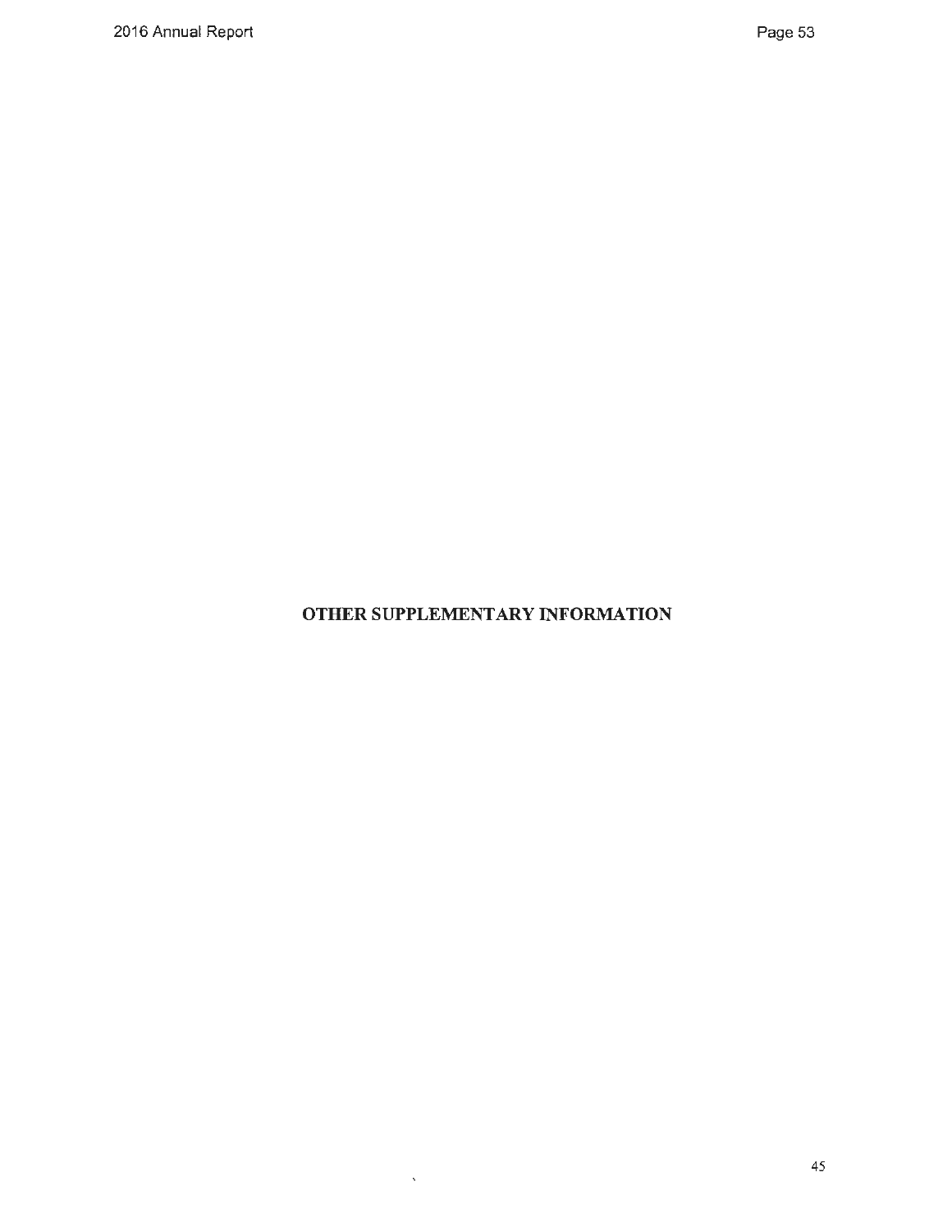# OTHER SUPPLEMENTARY INFORMATION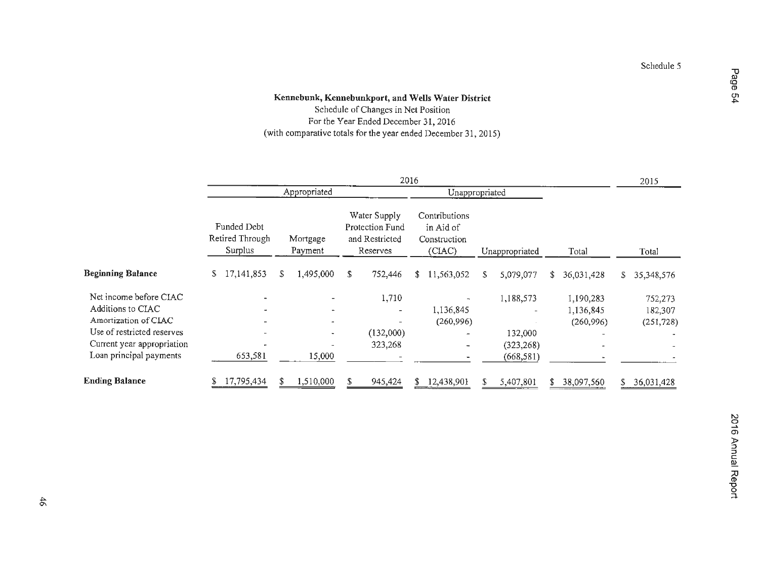Schedule 5

**Kennebunk, Kennebunkport, and Wells Water District**

Schedule of Changes in Net Position

For the Year Ended December 31, 2016

(with comparative totals for the year ended December 31, 2015)

| | 2016 | | | | | | 2015 |
|---|---|---|---|---|---|---|---|
| | Appropriated | | | Unappropriated | | | |
| | Funded Debt Retired Through Surplus | Mortgage Payment | Water Supply Protection Fund and Restricted Reserves | Contributions in Aid of Construction (CIAC) | Unappropriated | Total | Total |
| **Beginning Balance** | $ 17,141,853 | $ 1,495,000 | $ 752,446 | $ 11,563,052 | $ 5,079,077 | $ 36,031,428 | $ 35,348,576 |
| Net income before CIAC | - | - | 1,710 | - | 1,188,573 | 1,190,283 | 752,273 |
| Additions to CIAC | - | - | - | 1,136,845 | - | 1,136,845 | 182,307 |
| Amortization of CIAC | - | - | - | (260,996) | | (260,996) | (251,728) |
| Use of restricted reserves | - | - | (132,000) | - | 132,000 | - | - |
| Current year appropriation | - | - | 323,268 | - | (323,268) | - | - |
| Loan principal payments | 653,581 | 15,000 | - | - | (668,581) | - | - |
| **Ending Balance** | $ 17,795,434 | $ 1,510,000 | $ 945,424 | $ 12,438,901 | $ 5,407,801 | $ 38,097,560 | $ 36,031,428 |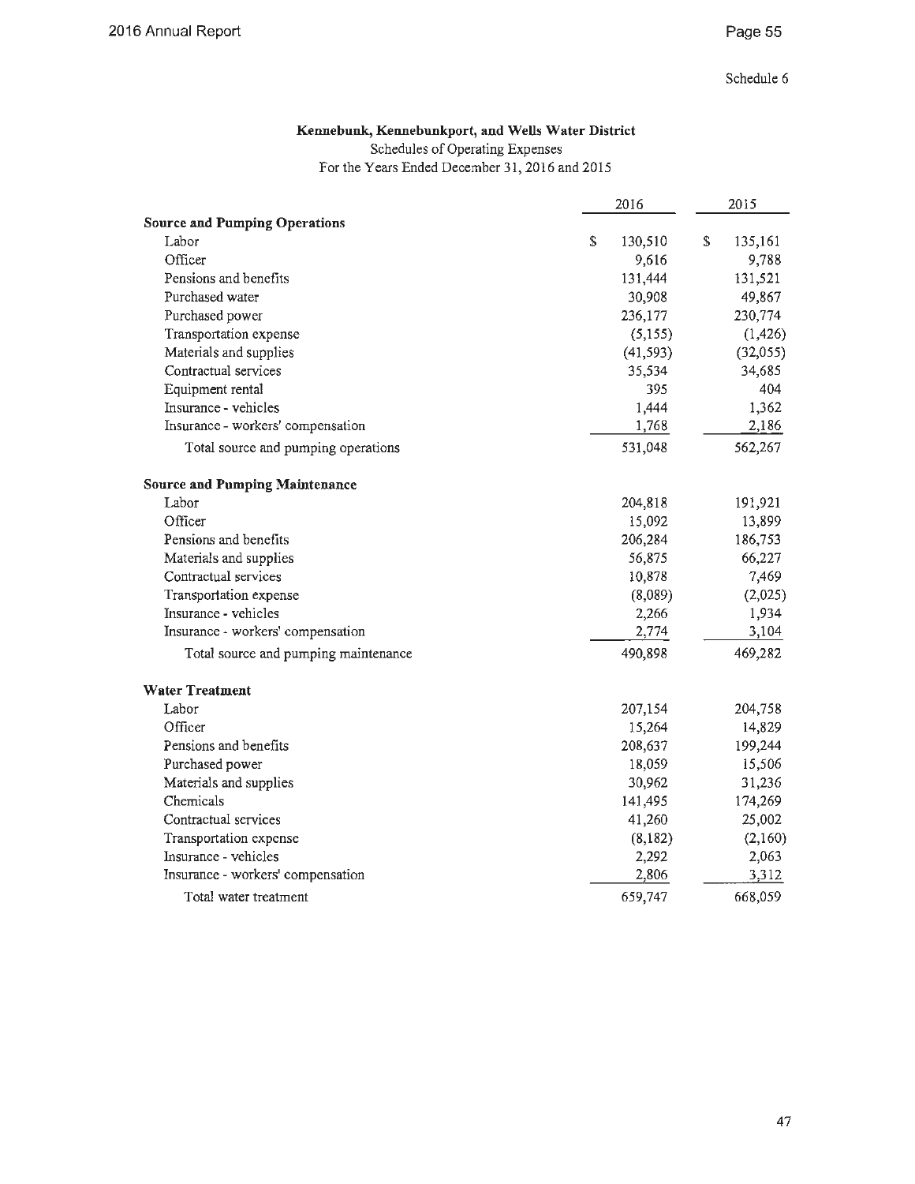Schedule 6

**Kennebunk, Kennebunkport, and Wells Water District**
Schedules of Operating Expenses
For the Years Ended December 31, 2016 and 2015

| | 2016 | 2015 |
|---|---|---|
| **Source and Pumping Operations** | | |
| Labor | $ 130,510 | $ 135,161 |
| Officer | 9,616 | 9,788 |
| Pensions and benefits | 131,444 | 131,521 |
| Purchased water | 30,908 | 49,867 |
| Purchased power | 236,177 | 230,774 |
| Transportation expense | (5,155) | (1,426) |
| Materials and supplies | (41,593) | (32,055) |
| Contractual services | 35,534 | 34,685 |
| Equipment rental | 395 | 404 |
| Insurance - vehicles | 1,444 | 1,362 |
| Insurance - workers' compensation | 1,768 | 2,186 |
| Total source and pumping operations | 531,048 | 562,267 |
| **Source and Pumping Maintenance** | | |
| Labor | 204,818 | 191,921 |
| Officer | 15,092 | 13,899 |
| Pensions and benefits | 206,284 | 186,753 |
| Materials and supplies | 56,875 | 66,227 |
| Contractual services | 10,878 | 7,469 |
| Transportation expense | (8,089) | (2,025) |
| Insurance - vehicles | 2,266 | 1,934 |
| Insurance - workers' compensation | 2,774 | 3,104 |
| Total source and pumping maintenance | 490,898 | 469,282 |
| **Water Treatment** | | |
| Labor | 207,154 | 204,758 |
| Officer | 15,264 | 14,829 |
| Pensions and benefits | 208,637 | 199,244 |
| Purchased power | 18,059 | 15,506 |
| Materials and supplies | 30,962 | 31,236 |
| Chemicals | 141,495 | 174,269 |
| Contractual services | 41,260 | 25,002 |
| Transportation expense | (8,182) | (2,160) |
| Insurance - vehicles | 2,292 | 2,063 |
| Insurance - workers' compensation | 2,806 | 3,312 |
| Total water treatment | 659,747 | 668,059 |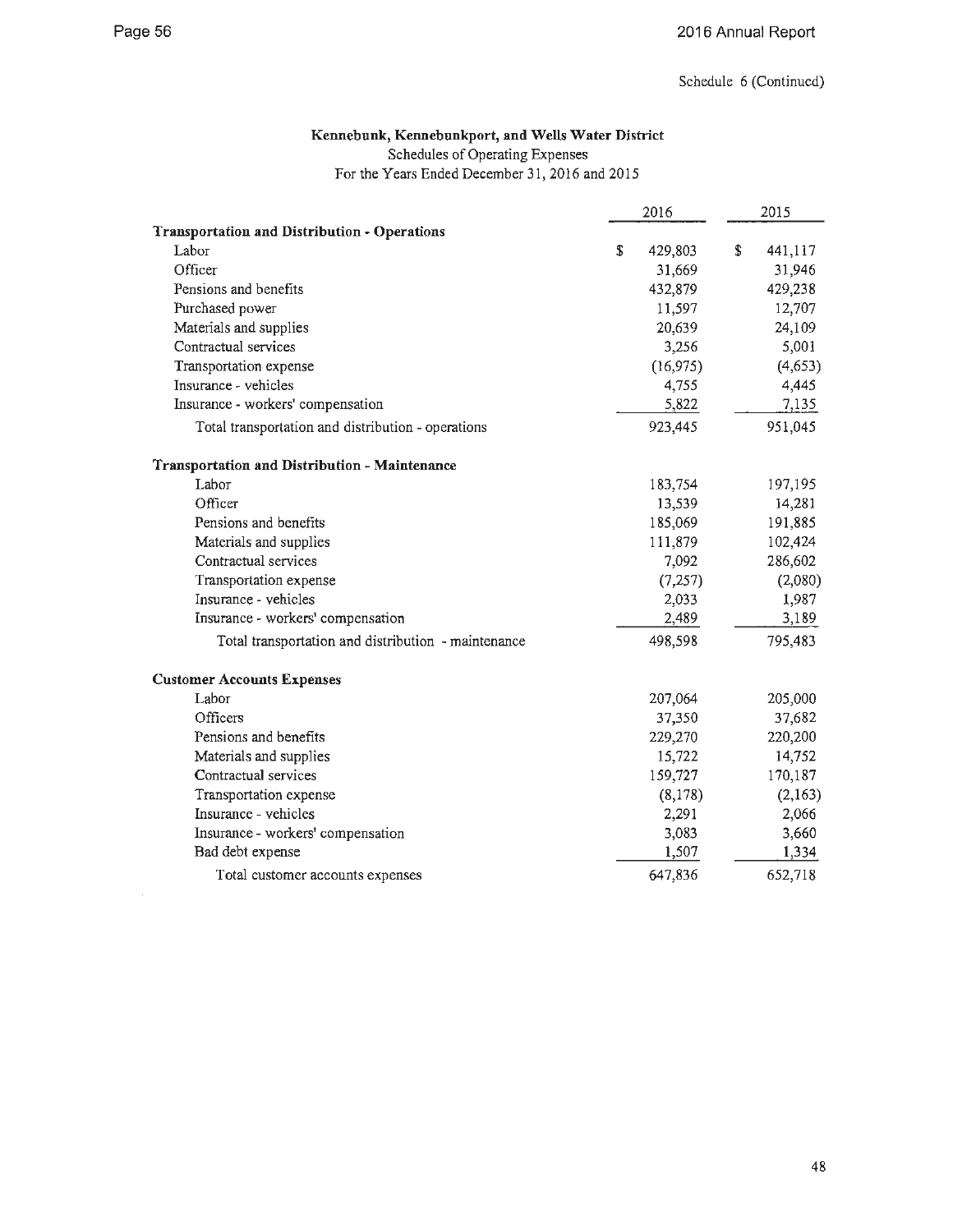Schedule 6 (Continued)

**Kennebunk, Kennebunkport, and Wells Water District**

Schedules of Operating Expenses

For the Years Ended December 31, 2016 and 2015

| | 2016 | 2015 |
|---|---|---|
| **Transportation and Distribution - Operations** | | |
| Labor | $ 429,803 | $ 441,117 |
| Officer | 31,669 | 31,946 |
| Pensions and benefits | 432,879 | 429,238 |
| Purchased power | 11,597 | 12,707 |
| Materials and supplies | 20,639 | 24,109 |
| Contractual services | 3,256 | 5,001 |
| Transportation expense | (16,975) | (4,653) |
| Insurance - vehicles | 4,755 | 4,445 |
| Insurance - workers' compensation | 5,822 | 7,135 |
| Total transportation and distribution - operations | 923,445 | 951,045 |
| **Transportation and Distribution - Maintenance** | | |
| Labor | 183,754 | 197,195 |
| Officer | 13,539 | 14,281 |
| Pensions and benefits | 185,069 | 191,885 |
| Materials and supplies | 111,879 | 102,424 |
| Contractual services | 7,092 | 286,602 |
| Transportation expense | (7,257) | (2,080) |
| Insurance - vehicles | 2,033 | 1,987 |
| Insurance - workers' compensation | 2,489 | 3,189 |
| Total transportation and distribution - maintenance | 498,598 | 795,483 |
| **Customer Accounts Expenses** | | |
| Labor | 207,064 | 205,000 |
| Officers | 37,350 | 37,682 |
| Pensions and benefits | 229,270 | 220,200 |
| Materials and supplies | 15,722 | 14,752 |
| Contractual services | 159,727 | 170,187 |
| Transportation expense | (8,178) | (2,163) |
| Insurance - vehicles | 2,291 | 2,066 |
| Insurance - workers' compensation | 3,083 | 3,660 |
| Bad debt expense | 1,507 | 1,334 |
| Total customer accounts expenses | 647,836 | 652,718 |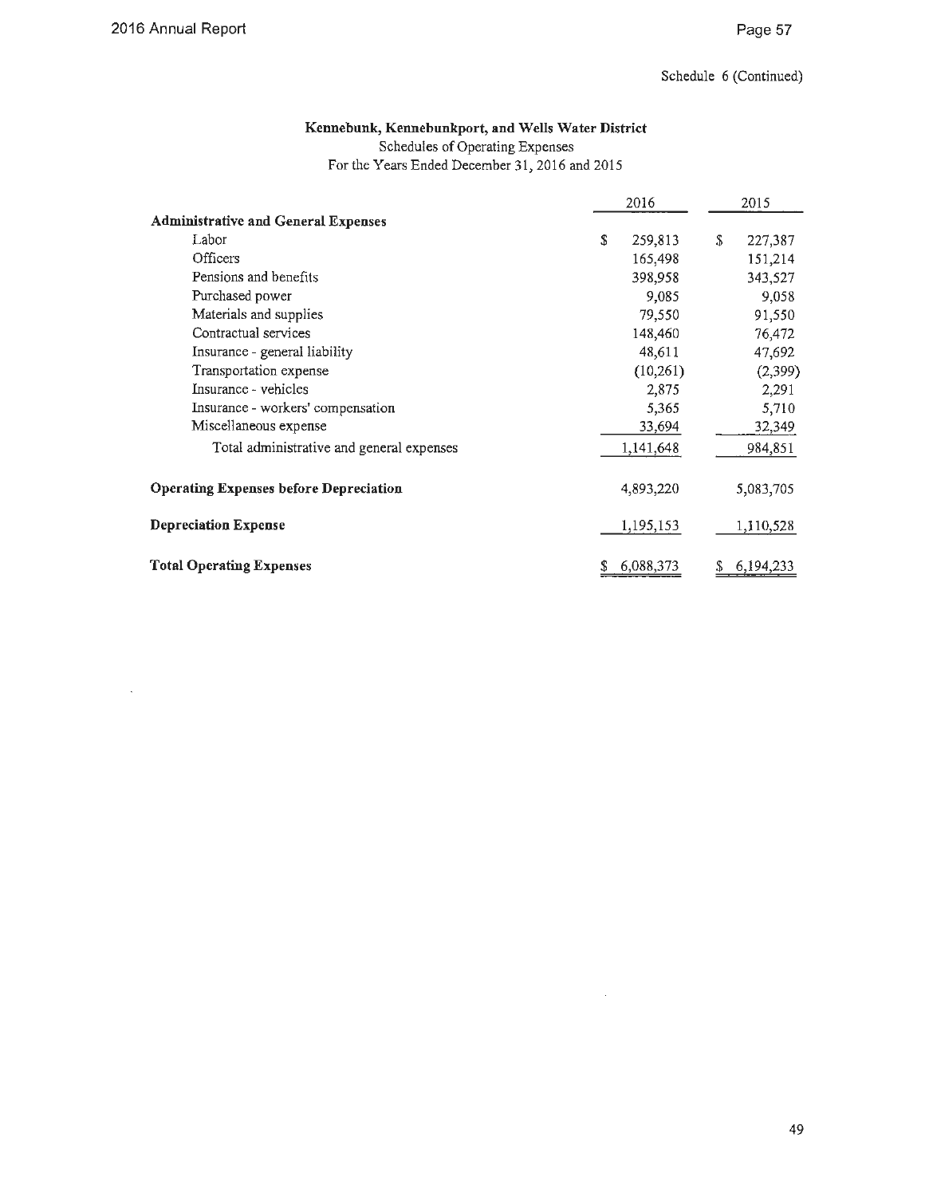Schedule 6 (Continued)

**Kennebunk, Kennebunkport, and Wells Water District**
Schedules of Operating Expenses
For the Years Ended December 31, 2016 and 2015

| | 2016 | 2015 |
|---|---|---|
| **Administrative and General Expenses** | | |
| Labor | $ 259,813 | $ 227,387 |
| Officers | 165,498 | 151,214 |
| Pensions and benefits | 398,958 | 343,527 |
| Purchased power | 9,085 | 9,058 |
| Materials and supplies | 79,550 | 91,550 |
| Contractual services | 148,460 | 76,472 |
| Insurance - general liability | 48,611 | 47,692 |
| Transportation expense | (10,261) | (2,399) |
| Insurance - vehicles | 2,875 | 2,291 |
| Insurance - workers' compensation | 5,365 | 5,710 |
| Miscellaneous expense | 33,694 | 32,349 |
| Total administrative and general expenses | 1,141,648 | 984,851 |
| **Operating Expenses before Depreciation** | 4,893,220 | 5,083,705 |
| **Depreciation Expense** | 1,195,153 | 1,110,528 |
| **Total Operating Expenses** | $ 6,088,373 | $ 6,194,233 |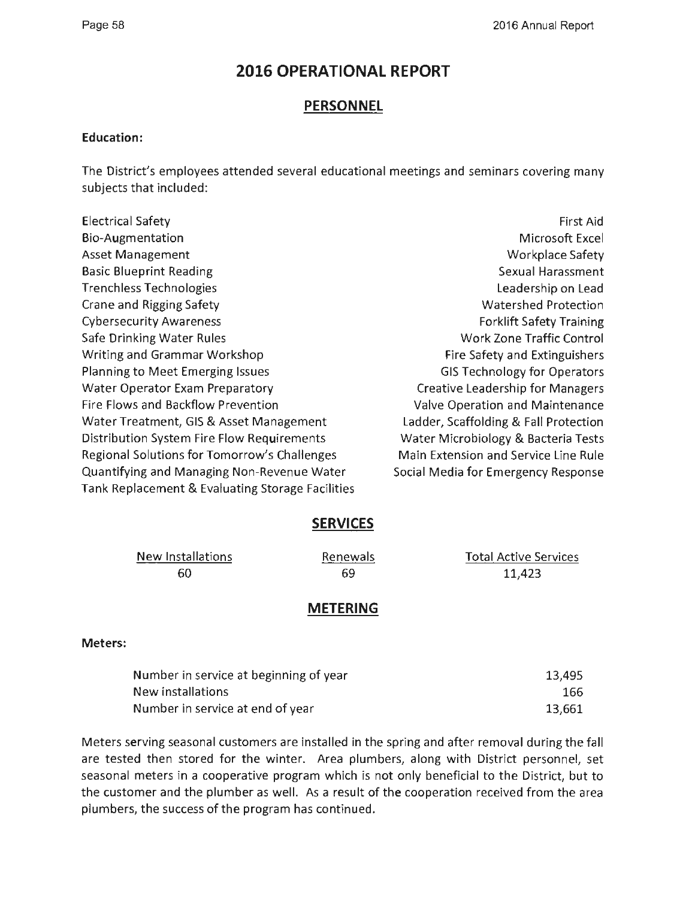# 2016 OPERATIONAL REPORT

## PERSONNEL

**Education:**

The District's employees attended several educational meetings and seminars covering many subjects that included:

- Electrical Safety
- Bio-Augmentation
- Asset Management
- Basic Blueprint Reading
- Trenchless Technologies
- Crane and Rigging Safety
- Cybersecurity Awareness
- Safe Drinking Water Rules
- Writing and Grammar Workshop
- Planning to Meet Emerging Issues
- Water Operator Exam Preparatory
- Fire Flows and Backflow Prevention
- Water Treatment, GIS & Asset Management
- Distribution System Fire Flow Requirements
- Regional Solutions for Tomorrow's Challenges
- Quantifying and Managing Non-Revenue Water
- Tank Replacement & Evaluating Storage Facilities
- First Aid
- Microsoft Excel
- Workplace Safety
- Sexual Harassment
- Leadership on Lead
- Watershed Protection
- Forklift Safety Training
- Work Zone Traffic Control
- Fire Safety and Extinguishers
- GIS Technology for Operators
- Creative Leadership for Managers
- Valve Operation and Maintenance
- Ladder, Scaffolding & Fall Protection
- Water Microbiology & Bacteria Tests
- Main Extension and Service Line Rule
- Social Media for Emergency Response

## SERVICES

| New Installations | Renewals | Total Active Services |
|---|---|---|
| 60 | 69 | 11,423 |

## METERING

**Meters:**

| | |
|---|---|
| Number in service at beginning of year | 13,495 |
| New installations | 166 |
| Number in service at end of year | 13,661 |

Meters serving seasonal customers are installed in the spring and after removal during the fall are tested then stored for the winter. Area plumbers, along with District personnel, set seasonal meters in a cooperative program which is not only beneficial to the District, but to the customer and the plumber as well. As a result of the cooperation received from the area plumbers, the success of the program has continued.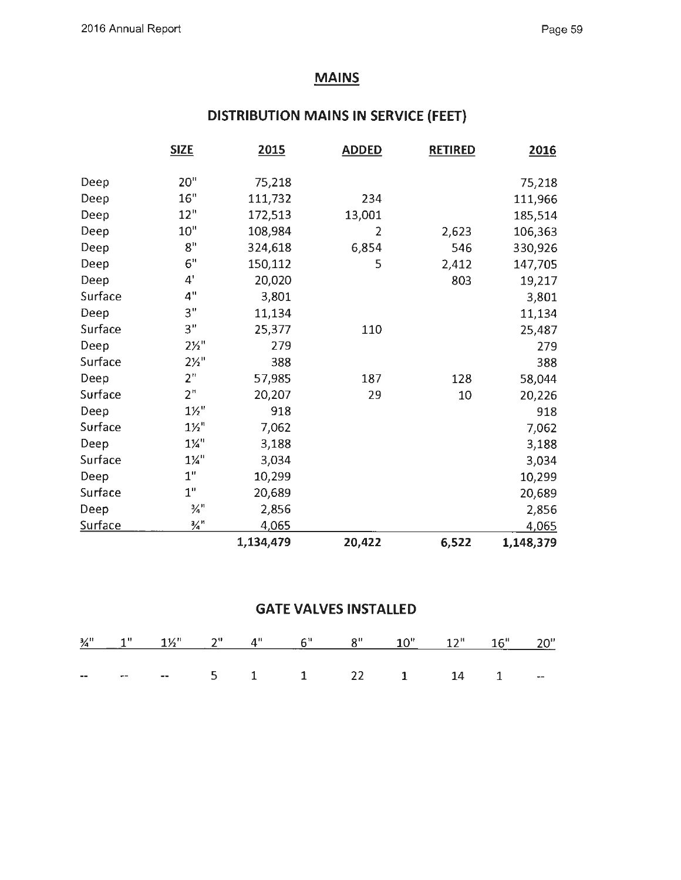# MAINS

## DISTRIBUTION MAINS IN SERVICE (FEET)

| | SIZE | 2015 | ADDED | RETIRED | 2016 |
|---|---|---|---|---|---|
| Deep | 20" | 75,218 | | | 75,218 |
| Deep | 16" | 111,732 | 234 | | 111,966 |
| Deep | 12" | 172,513 | 13,001 | | 185,514 |
| Deep | 10" | 108,984 | 2 | 2,623 | 106,363 |
| Deep | 8" | 324,618 | 6,854 | 546 | 330,926 |
| Deep | 6" | 150,112 | 5 | 2,412 | 147,705 |
| Deep | 4' | 20,020 | | 803 | 19,217 |
| Surface | 4" | 3,801 | | | 3,801 |
| Deep | 3" | 11,134 | | | 11,134 |
| Surface | 3" | 25,377 | 110 | | 25,487 |
| Deep | 2½" | 279 | | | 279 |
| Surface | 2½" | 388 | | | 388 |
| Deep | 2" | 57,985 | 187 | 128 | 58,044 |
| Surface | 2" | 20,207 | 29 | 10 | 20,226 |
| Deep | 1½" | 918 | | | 918 |
| Surface | 1½" | 7,062 | | | 7,062 |
| Deep | 1¼" | 3,188 | | | 3,188 |
| Surface | 1¼" | 3,034 | | | 3,034 |
| Deep | 1" | 10,299 | | | 10,299 |
| Surface | 1" | 20,689 | | | 20,689 |
| Deep | ¾" | 2,856 | | | 2,856 |
| Surface | ¾" | 4,065 | | | 4,065 |
| | | **1,134,479** | **20,422** | **6,522** | **1,148,379** |

## GATE VALVES INSTALLED

| ¾" | 1" | 1½" | 2" | 4" | 6" | 8" | 10" | 12" | 16" | 20" |
|---|---|---|---|---|---|---|---|---|---|---|
| -- | -- | -- | 5 | 1 | 1 | 22 | 1 | 14 | 1 | -- |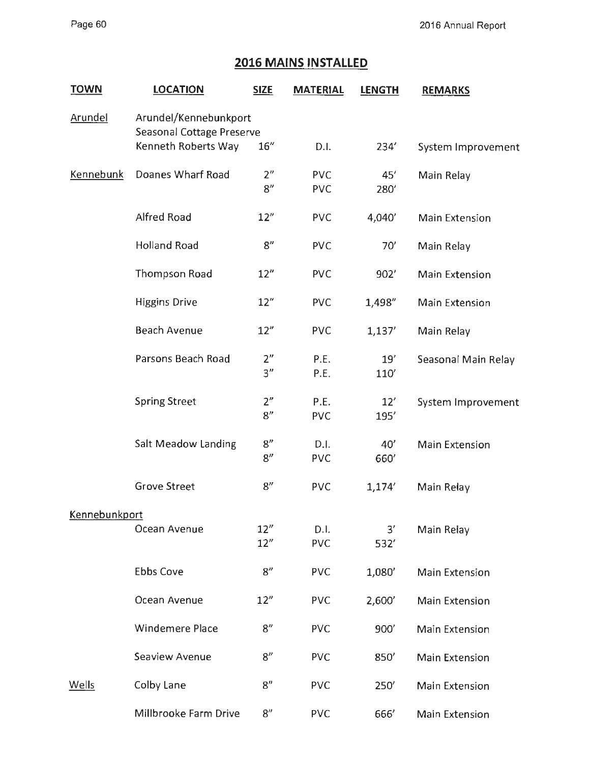## 2016 MAINS INSTALLED

| TOWN | LOCATION | SIZE | MATERIAL | LENGTH | REMARKS |
|---|---|---|---|---|---|
| Arundel | Arundel/Kennebunkport Seasonal Cottage Preserve Kenneth Roberts Way | 16" | D.I. | 234' | System Improvement |
| Kennebunk | Doanes Wharf Road | 2" | PVC | 45' | Main Relay |
| | | 8" | PVC | 280' | |
| | Alfred Road | 12" | PVC | 4,040' | Main Extension |
| | Holland Road | 8" | PVC | 70' | Main Relay |
| | Thompson Road | 12" | PVC | 902' | Main Extension |
| | Higgins Drive | 12" | PVC | 1,498" | Main Extension |
| | Beach Avenue | 12" | PVC | 1,137' | Main Relay |
| | Parsons Beach Road | 2" | P.E. | 19' | Seasonal Main Relay |
| | | 3" | P.E. | 110' | |
| | Spring Street | 2" | P.E. | 12' | System Improvement |
| | | 8" | PVC | 195' | |
| | Salt Meadow Landing | 8" | D.I. | 40' | Main Extension |
| | | 8" | PVC | 660' | |
| | Grove Street | 8" | PVC | 1,174' | Main Relay |
| Kennebunkport | Ocean Avenue | 12" | D.I. | 3' | Main Relay |
| | | 12" | PVC | 532' | |
| | Ebbs Cove | 8" | PVC | 1,080' | Main Extension |
| | Ocean Avenue | 12" | PVC | 2,600' | Main Extension |
| | Windemere Place | 8" | PVC | 900' | Main Extension |
| | Seaview Avenue | 8" | PVC | 850' | Main Extension |
| Wells | Colby Lane | 8" | PVC | 250' | Main Extension |
| | Millbrooke Farm Drive | 8" | PVC | 666' | Main Extension |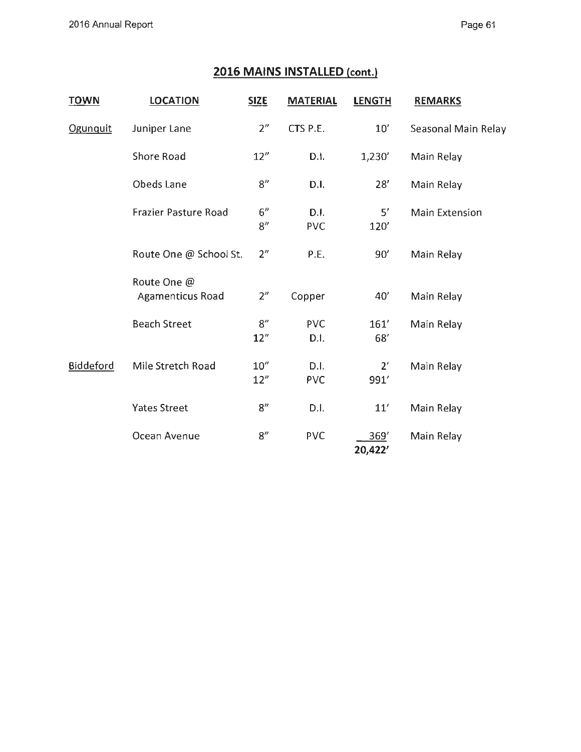## 2016 MAINS INSTALLED (cont.)

| TOWN | LOCATION | SIZE | MATERIAL | LENGTH | REMARKS |
|---|---|---|---|---|---|
| Ogunquit | Juniper Lane | 2" | CTS P.E. | 10' | Seasonal Main Relay |
| | Shore Road | 12" | D.I. | 1,230' | Main Relay |
| | Obeds Lane | 8" | D.I. | 28' | Main Relay |
| | Frazier Pasture Road | 6" | D.I. | 5' | Main Extension |
| | | 8" | PVC | 120' | |
| | Route One @ School St. | 2" | P.E. | 90' | Main Relay |
| | Route One @ Agamenticus Road | 2" | Copper | 40' | Main Relay |
| | Beach Street | 8" | PVC | 161' | Main Relay |
| | | 12" | D.I. | 68' | |
| Biddeford | Mile Stretch Road | 10" | D.I. | 2' | Main Relay |
| | | 12" | PVC | 991' | |
| | Yates Street | 8" | D.I. | 11' | Main Relay |
| | Ocean Avenue | 8" | PVC | 369' | Main Relay |
| | | | | **20,422'** | |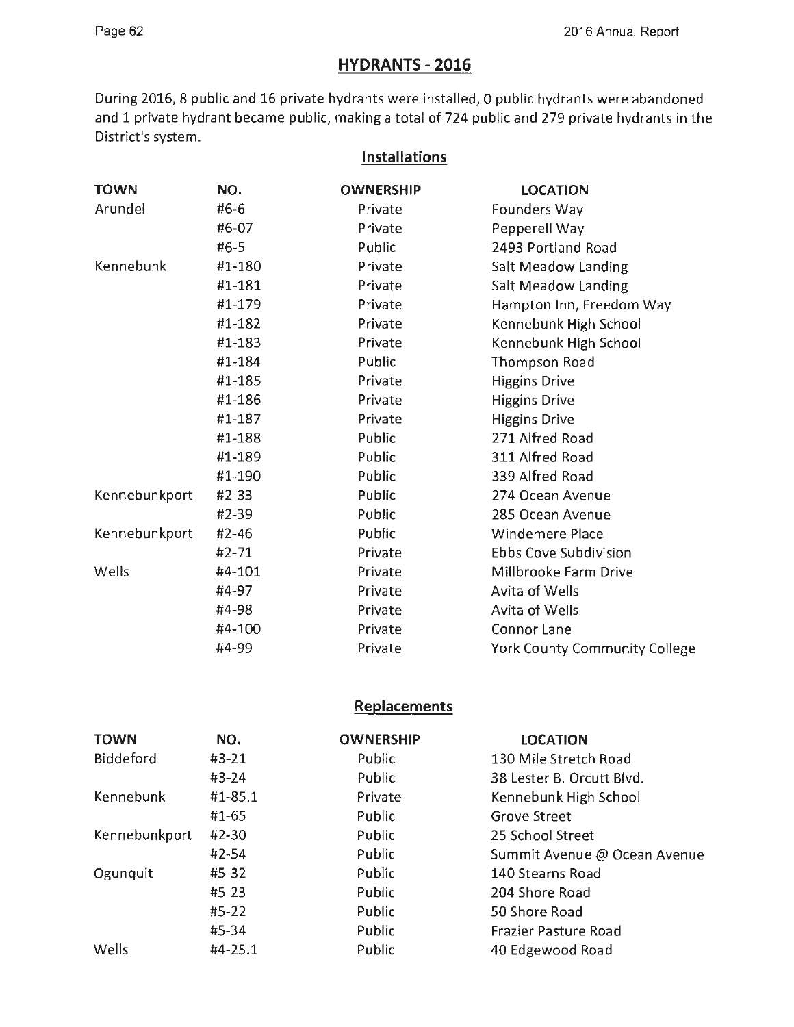## HYDRANTS - 2016

During 2016, 8 public and 16 private hydrants were installed, 0 public hydrants were abandoned and 1 private hydrant became public, making a total of 724 public and 279 private hydrants in the District's system.

### Installations

| TOWN | NO. | OWNERSHIP | LOCATION |
|---|---|---|---|
| Arundel | #6-6 | Private | Founders Way |
| | #6-07 | Private | Pepperell Way |
| | #6-5 | Public | 2493 Portland Road |
| Kennebunk | #1-180 | Private | Salt Meadow Landing |
| | #1-181 | Private | Salt Meadow Landing |
| | #1-179 | Private | Hampton Inn, Freedom Way |
| | #1-182 | Private | Kennebunk High School |
| | #1-183 | Private | Kennebunk High School |
| | #1-184 | Public | Thompson Road |
| | #1-185 | Private | Higgins Drive |
| | #1-186 | Private | Higgins Drive |
| | #1-187 | Private | Higgins Drive |
| | #1-188 | Public | 271 Alfred Road |
| | #1-189 | Public | 311 Alfred Road |
| | #1-190 | Public | 339 Alfred Road |
| Kennebunkport | #2-33 | Public | 274 Ocean Avenue |
| | #2-39 | Public | 285 Ocean Avenue |
| Kennebunkport | #2-46 | Public | Windemere Place |
| | #2-71 | Private | Ebbs Cove Subdivision |
| Wells | #4-101 | Private | Millbrooke Farm Drive |
| | #4-97 | Private | Avita of Wells |
| | #4-98 | Private | Avita of Wells |
| | #4-100 | Private | Connor Lane |
| | #4-99 | Private | York County Community College |

### Replacements

| TOWN | NO. | OWNERSHIP | LOCATION |
|---|---|---|---|
| Biddeford | #3-21 | Public | 130 Mile Stretch Road |
| | #3-24 | Public | 38 Lester B. Orcutt Blvd. |
| Kennebunk | #1-85.1 | Private | Kennebunk High School |
| | #1-65 | Public | Grove Street |
| Kennebunkport | #2-30 | Public | 25 School Street |
| | #2-54 | Public | Summit Avenue @ Ocean Avenue |
| Ogunquit | #5-32 | Public | 140 Stearns Road |
| | #5-23 | Public | 204 Shore Road |
| | #5-22 | Public | 50 Shore Road |
| | #5-34 | Public | Frazier Pasture Road |
| Wells | #4-25.1 | Public | 40 Edgewood Road |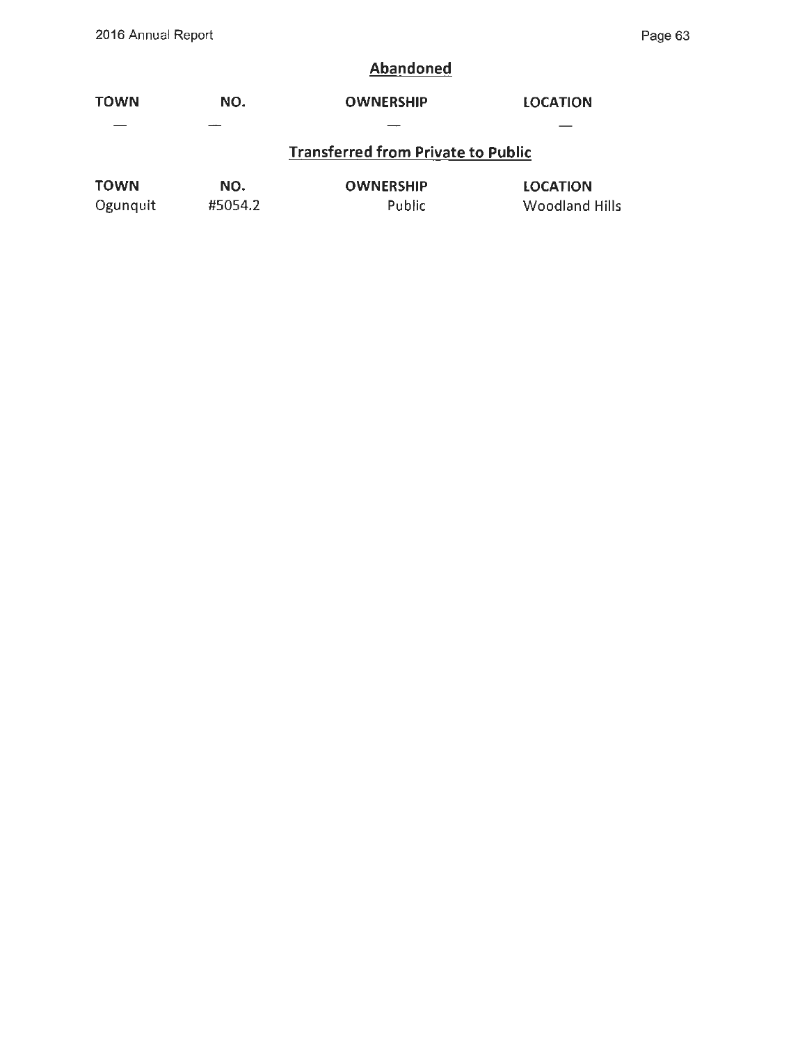## Abandoned

| TOWN | NO. | OWNERSHIP | LOCATION |
|---|---|---|---|
| — | — | — | — |

## Transferred from Private to Public

| TOWN | NO. | OWNERSHIP | LOCATION |
|---|---|---|---|
| Ogunquit | #5054.2 | Public | Woodland Hills |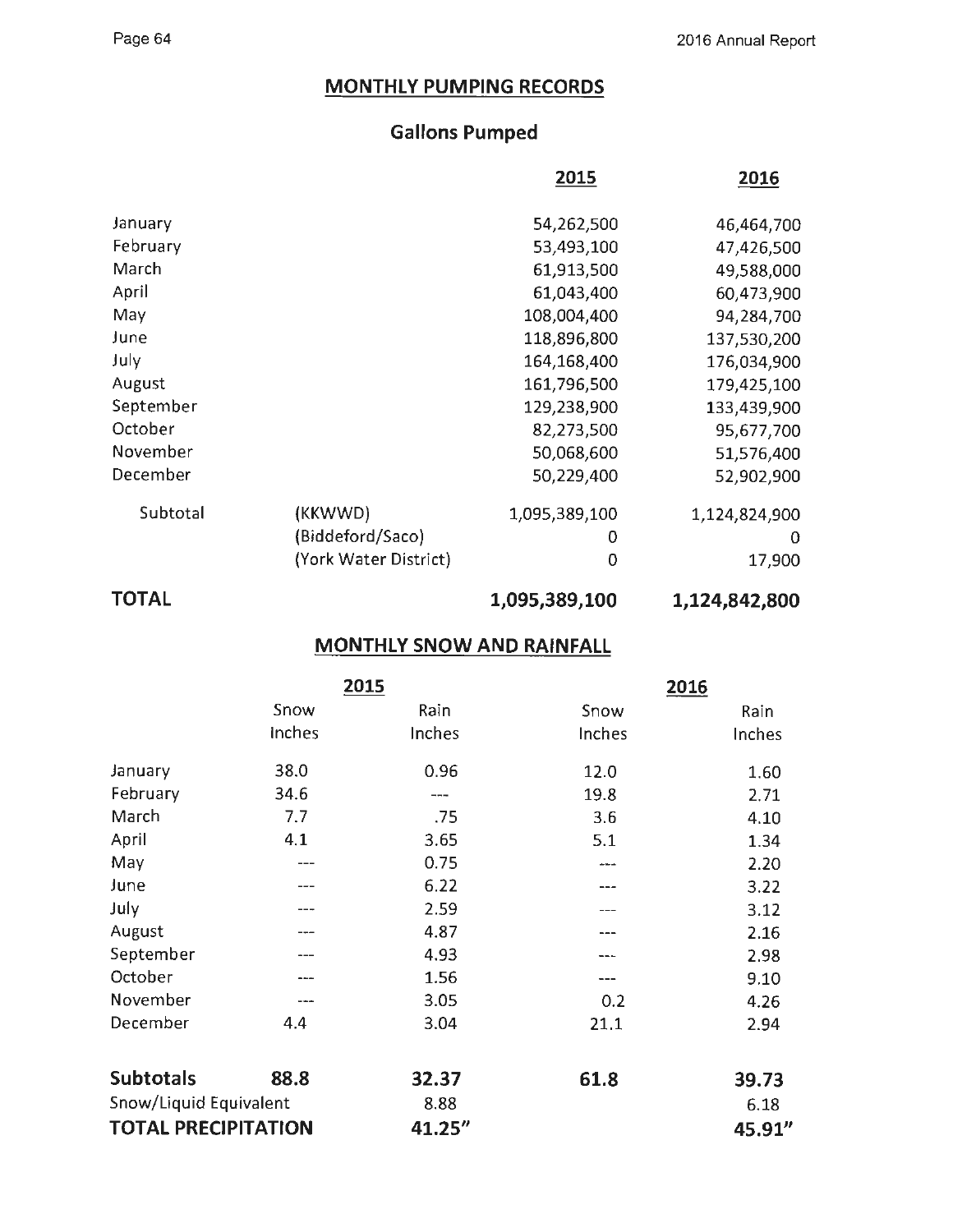## MONTHLY PUMPING RECORDS

### Gallons Pumped

| | | 2015 | 2016 |
|---|---|---|---|
| January | | 54,262,500 | 46,464,700 |
| February | | 53,493,100 | 47,426,500 |
| March | | 61,913,500 | 49,588,000 |
| April | | 61,043,400 | 60,473,900 |
| May | | 108,004,400 | 94,284,700 |
| June | | 118,896,800 | 137,530,200 |
| July | | 164,168,400 | 176,034,900 |
| August | | 161,796,500 | 179,425,100 |
| September | | 129,238,900 | 133,439,900 |
| October | | 82,273,500 | 95,677,700 |
| November | | 50,068,600 | 51,576,400 |
| December | | 50,229,400 | 52,902,900 |
| Subtotal | (KKWWD) | 1,095,389,100 | 1,124,824,900 |
| | (Biddeford/Saco) | 0 | 0 |
| | (York Water District) | 0 | 17,900 |
| **TOTAL** | | **1,095,389,100** | **1,124,842,800** |

## MONTHLY SNOW AND RAINFALL

| | 2015 | | 2016 | |
|---|---|---|---|---|
| | Snow Inches | Rain Inches | Snow Inches | Rain Inches |
| January | 38.0 | 0.96 | 12.0 | 1.60 |
| February | 34.6 | --- | 19.8 | 2.71 |
| March | 7.7 | .75 | 3.6 | 4.10 |
| April | 4.1 | 3.65 | 5.1 | 1.34 |
| May | --- | 0.75 | --- | 2.20 |
| June | --- | 6.22 | --- | 3.22 |
| July | --- | 2.59 | --- | 3.12 |
| August | --- | 4.87 | --- | 2.16 |
| September | --- | 4.93 | --- | 2.98 |
| October | --- | 1.56 | --- | 9.10 |
| November | --- | 3.05 | 0.2 | 4.26 |
| December | 4.4 | 3.04 | 21.1 | 2.94 |
| **Subtotals** | **88.8** | **32.37** | **61.8** | **39.73** |
| Snow/Liquid Equivalent | | 8.88 | | 6.18 |
| **TOTAL PRECIPITATION** | | **41.25"** | | **45.91"** |